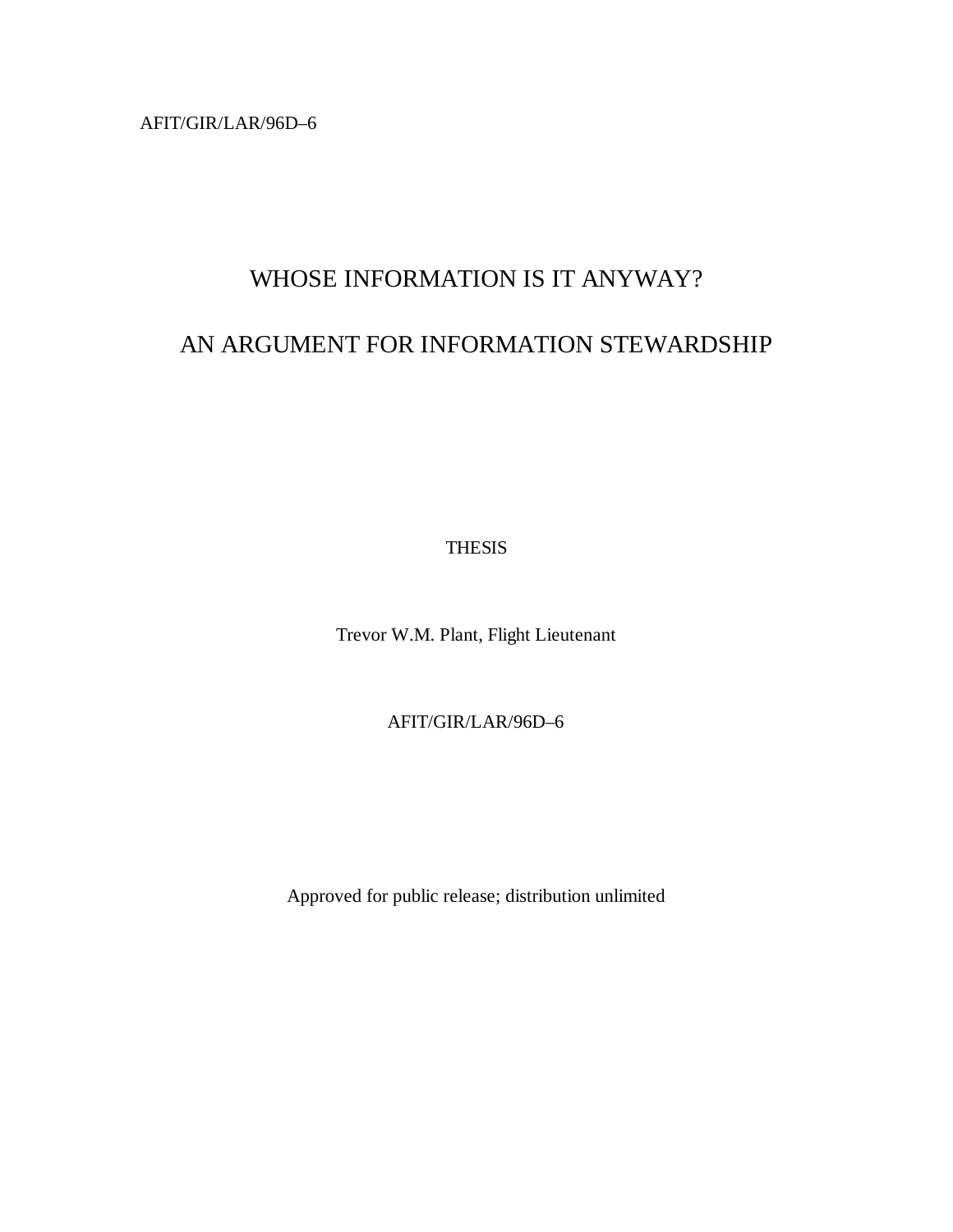AFIT/GIR/LAR/96D–6

# WHOSE INFORMATION IS IT ANYWAY?

# AN ARGUMENT FOR INFORMATION STEWARDSHIP

THESIS

Trevor W.M. Plant, Flight Lieutenant

AFIT/GIR/LAR/96D–6

Approved for public release; distribution unlimited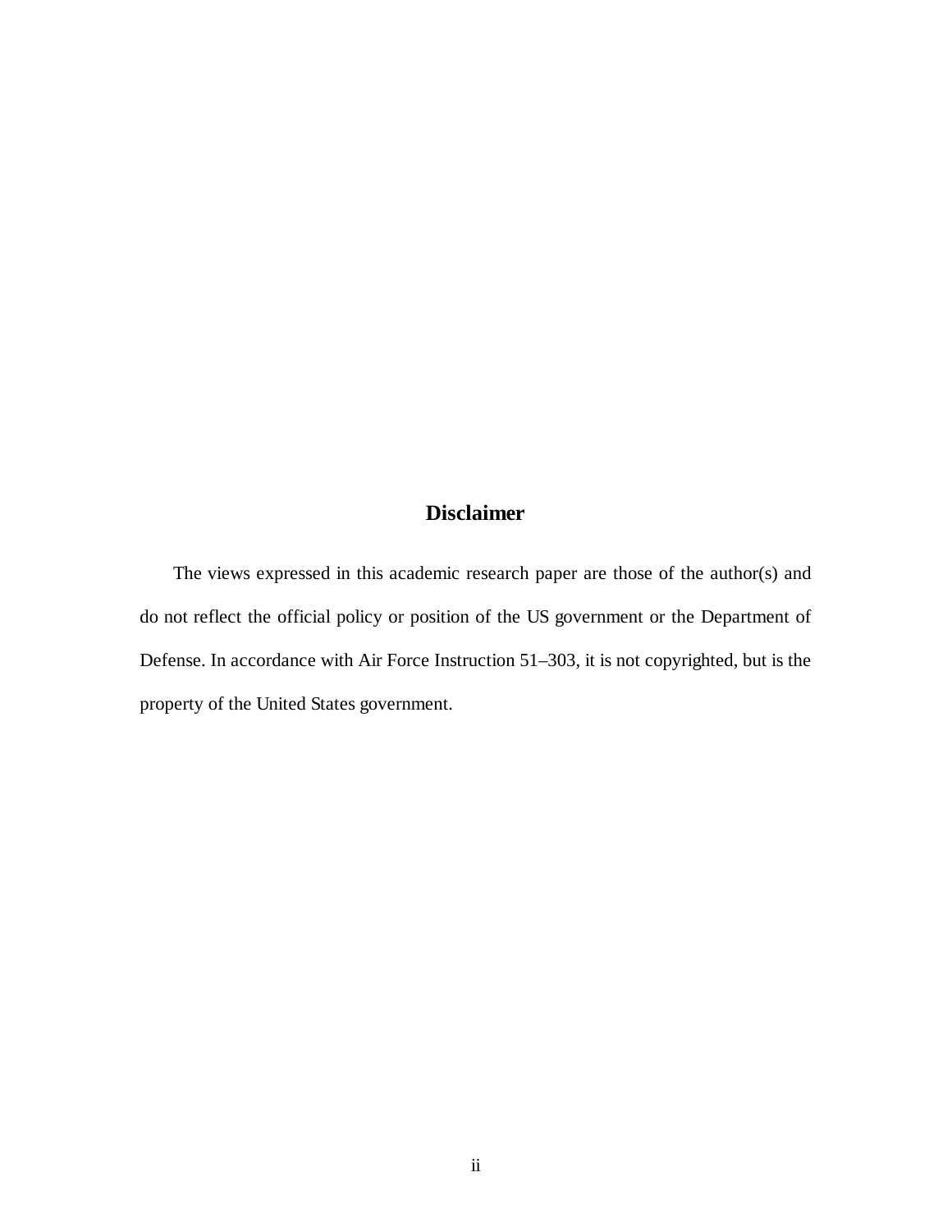## Disclaimer

The views expressed in this academic research paper are those of the author(s) and do not reflect the official policy or position of the US government or the Department of Defense. In accordance with Air Force Instruction 51–303, it is not copyrighted, but is the property of the United States government.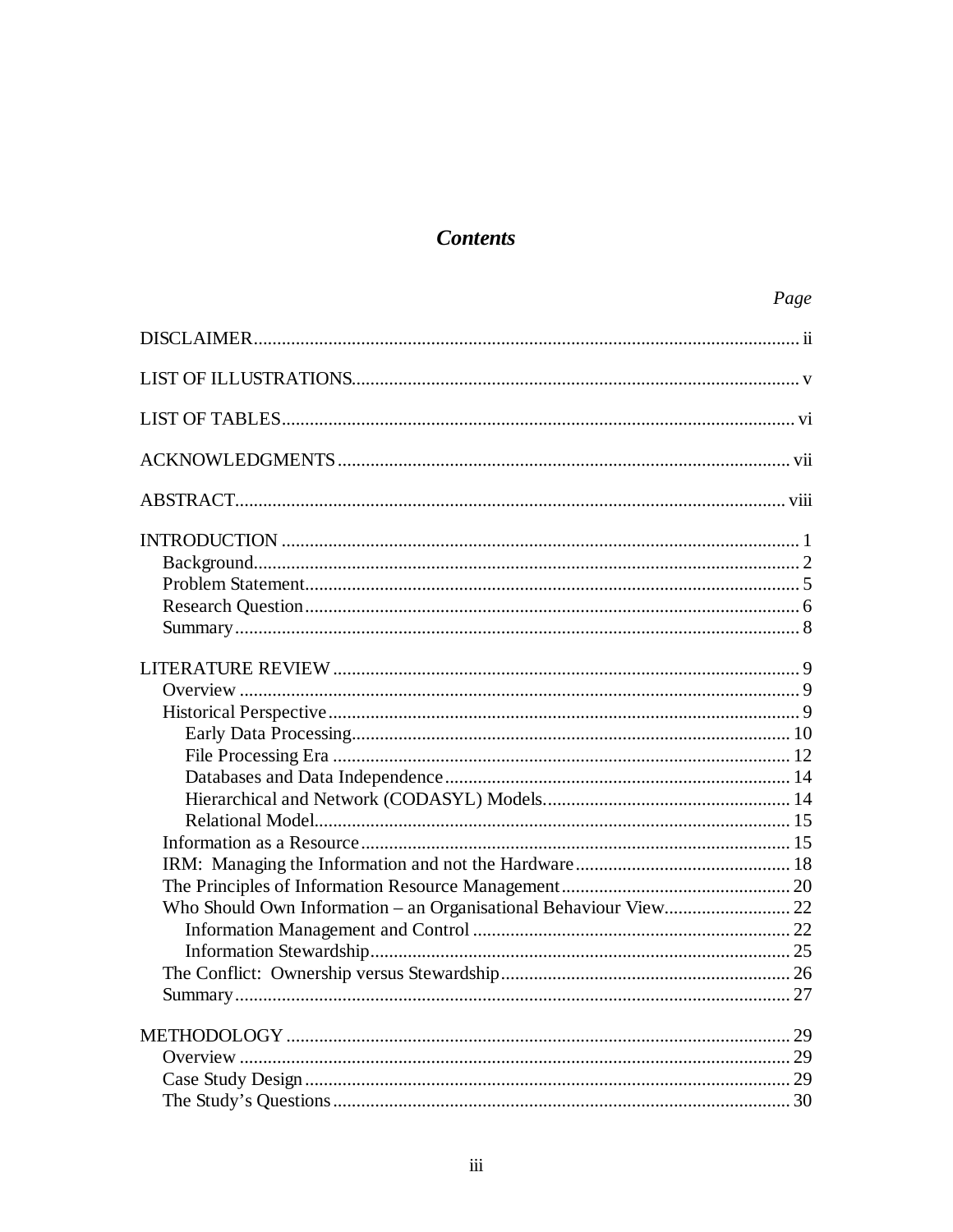## *Contents*

| | *Page* |
|---|---|
| DISCLAIMER | ii |
| LIST OF ILLUSTRATIONS | v |
| LIST OF TABLES | vi |
| ACKNOWLEDGMENTS | vii |
| ABSTRACT | viii |
| INTRODUCTION | 1 |
| Background | 2 |
| Problem Statement | 5 |
| Research Question | 6 |
| Summary | 8 |
| LITERATURE REVIEW | 9 |
| Overview | 9 |
| Historical Perspective | 9 |
| Early Data Processing | 10 |
| File Processing Era | 12 |
| Databases and Data Independence | 14 |
| Hierarchical and Network (CODASYL) Models | 14 |
| Relational Model | 15 |
| Information as a Resource | 15 |
| IRM: Managing the Information and not the Hardware | 18 |
| The Principles of Information Resource Management | 20 |
| Who Should Own Information – an Organisational Behaviour View | 22 |
| Information Management and Control | 22 |
| Information Stewardship | 25 |
| The Conflict: Ownership versus Stewardship | 26 |
| Summary | 27 |
| METHODOLOGY | 29 |
| Overview | 29 |
| Case Study Design | 29 |
| The Study's Questions | 30 |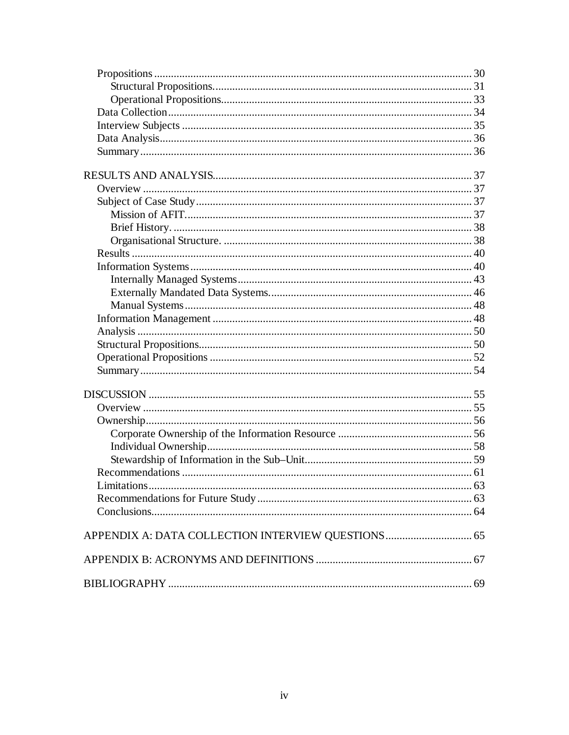Propositions ........................................................................................................ 30
    Structural Propositions................................................................................. 31
    Operational Propositions.............................................................................. 33
Data Collection ................................................................................................ 34
Interview Subjects ........................................................................................... 35
Data Analysis.................................................................................................... 36
Summary........................................................................................................... 36

RESULTS AND ANALYSIS................................................................................ 37
Overview ........................................................................................................... 37
Subject of Case Study ....................................................................................... 37
    Mission of AFIT.............................................................................................. 37
    Brief History. .................................................................................................. 38
    Organisational Structure. ............................................................................... 38
Results ............................................................................................................... 40
Information Systems .......................................................................................... 40
    Internally Managed Systems .......................................................................... 43
    Externally Mandated Data Systems................................................................ 46
    Manual Systems .............................................................................................. 48
Information Management .................................................................................. 48
Analysis .............................................................................................................. 50
Structural Propositions....................................................................................... 50
Operational Propositions ................................................................................... 52
Summary............................................................................................................. 54

DISCUSSION ......................................................................................................... 55
Overview ............................................................................................................. 55
Ownership........................................................................................................... 56
    Corporate Ownership of the Information Resource ...................................... 56
    Individual Ownership...................................................................................... 58
    Stewardship of Information in the Sub–Unit.................................................. 59
Recommendations ............................................................................................... 61
Limitations........................................................................................................... 63
Recommendations for Future Study ................................................................... 63
Conclusions.......................................................................................................... 64

APPENDIX A: DATA COLLECTION INTERVIEW QUESTIONS ................................ 65

APPENDIX B: ACRONYMS AND DEFINITIONS ......................................................... 67

BIBLIOGRAPHY ........................................................................................................ 69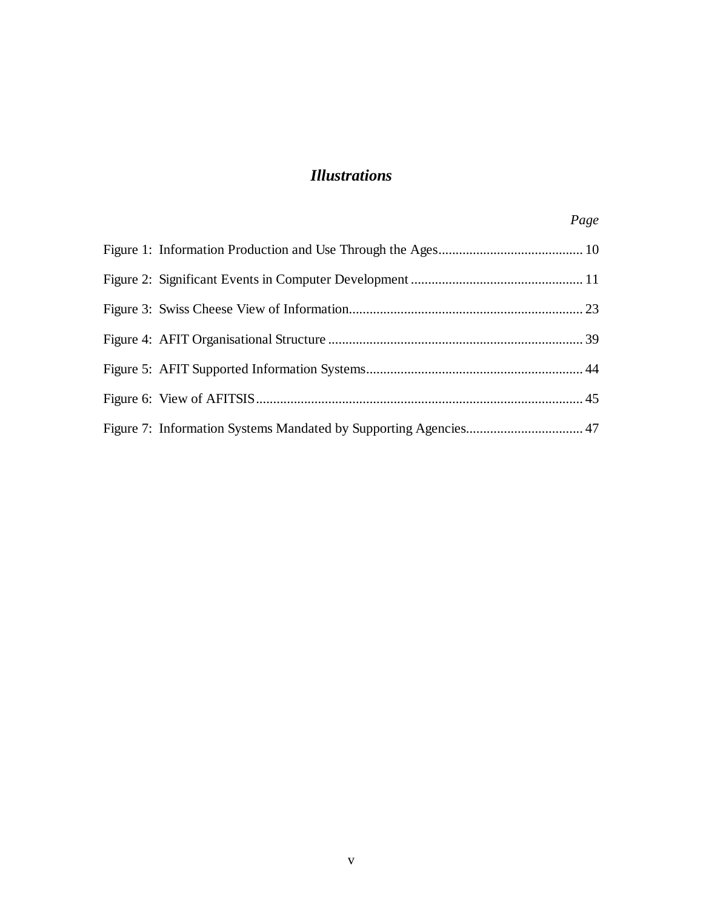# *Illustrations*

| | *Page* |
|---|---|
| Figure 1: Information Production and Use Through the Ages | 10 |
| Figure 2: Significant Events in Computer Development | 11 |
| Figure 3: Swiss Cheese View of Information | 23 |
| Figure 4: AFIT Organisational Structure | 39 |
| Figure 5: AFIT Supported Information Systems | 44 |
| Figure 6: View of AFITSIS | 45 |
| Figure 7: Information Systems Mandated by Supporting Agencies | 47 |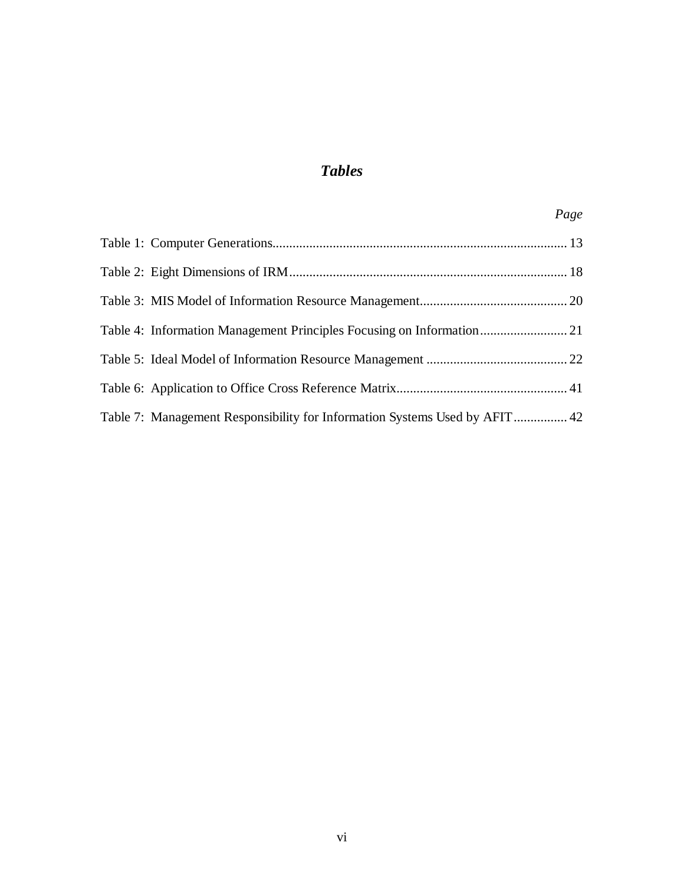# *Tables*

| | *Page* |
| --- | --- |
| Table 1: Computer Generations | 13 |
| Table 2: Eight Dimensions of IRM | 18 |
| Table 3: MIS Model of Information Resource Management | 20 |
| Table 4: Information Management Principles Focusing on Information | 21 |
| Table 5: Ideal Model of Information Resource Management | 22 |
| Table 6: Application to Office Cross Reference Matrix | 41 |
| Table 7: Management Responsibility for Information Systems Used by AFIT | 42 |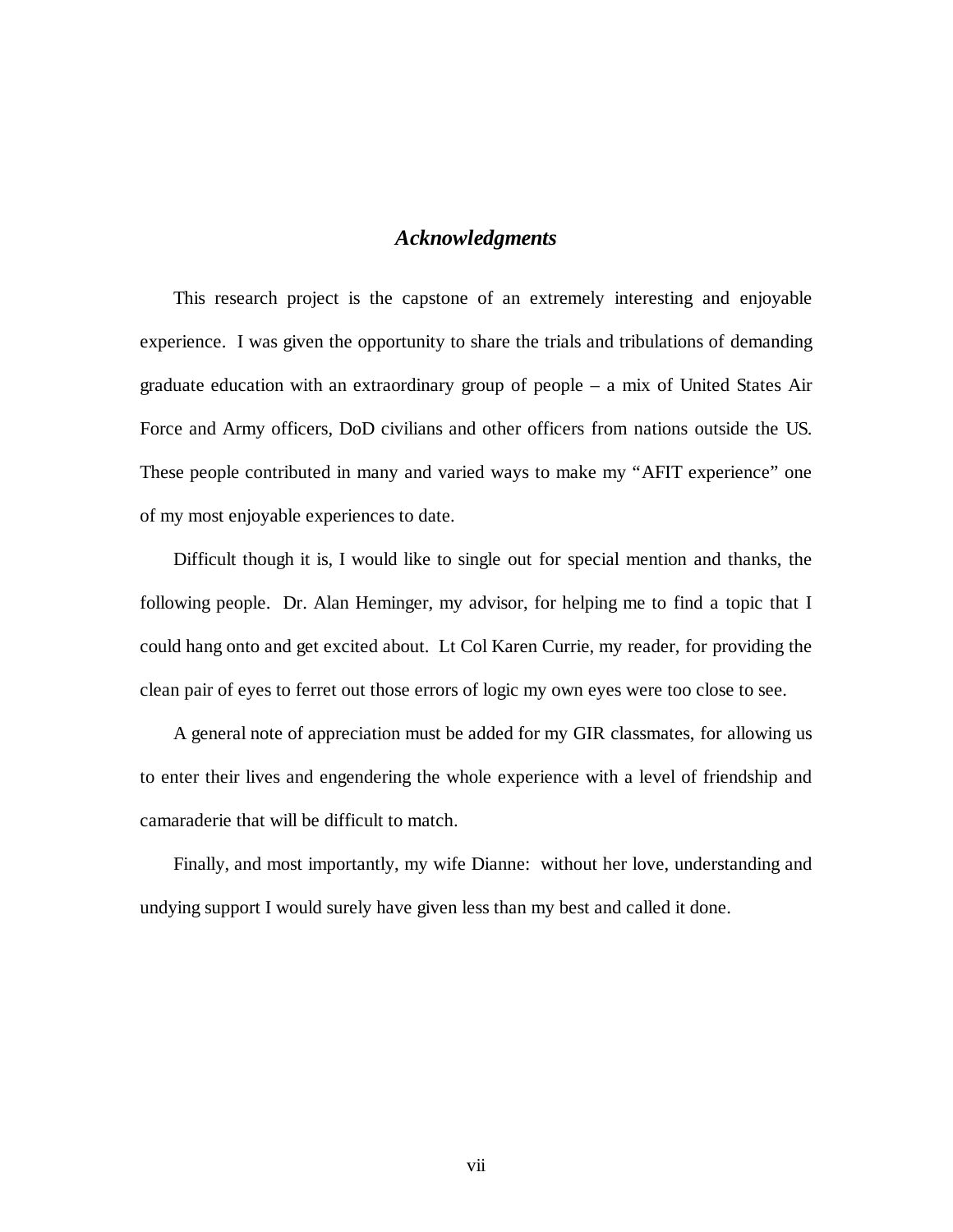## *Acknowledgments*

This research project is the capstone of an extremely interesting and enjoyable experience. I was given the opportunity to share the trials and tribulations of demanding graduate education with an extraordinary group of people – a mix of United States Air Force and Army officers, DoD civilians and other officers from nations outside the US. These people contributed in many and varied ways to make my "AFIT experience" one of my most enjoyable experiences to date.

Difficult though it is, I would like to single out for special mention and thanks, the following people. Dr. Alan Heminger, my advisor, for helping me to find a topic that I could hang onto and get excited about. Lt Col Karen Currie, my reader, for providing the clean pair of eyes to ferret out those errors of logic my own eyes were too close to see.

A general note of appreciation must be added for my GIR classmates, for allowing us to enter their lives and engendering the whole experience with a level of friendship and camaraderie that will be difficult to match.

Finally, and most importantly, my wife Dianne: without her love, understanding and undying support I would surely have given less than my best and called it done.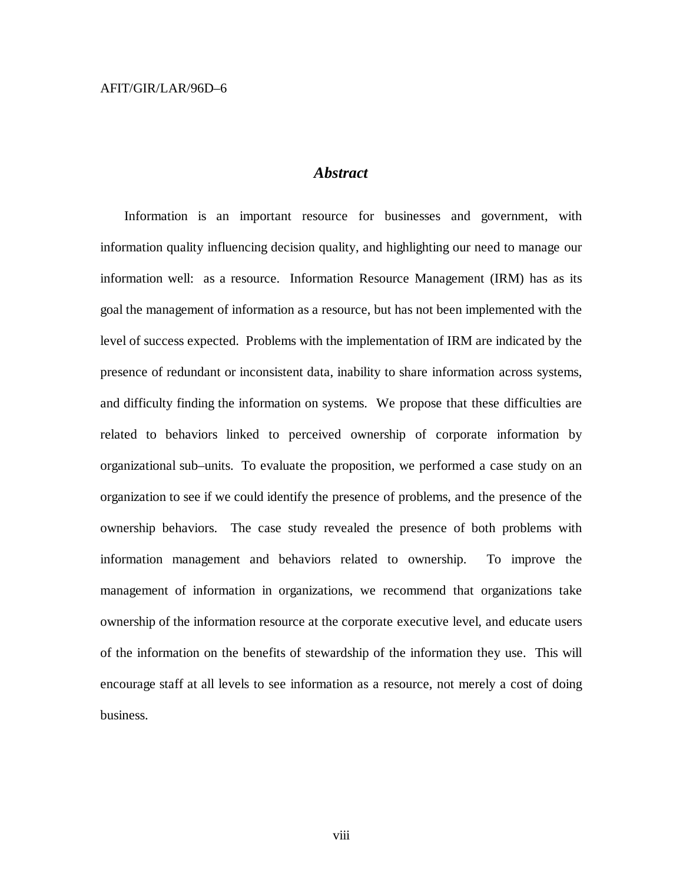AFIT/GIR/LAR/96D–6

## *Abstract*

Information is an important resource for businesses and government, with information quality influencing decision quality, and highlighting our need to manage our information well: as a resource. Information Resource Management (IRM) has as its goal the management of information as a resource, but has not been implemented with the level of success expected. Problems with the implementation of IRM are indicated by the presence of redundant or inconsistent data, inability to share information across systems, and difficulty finding the information on systems. We propose that these difficulties are related to behaviors linked to perceived ownership of corporate information by organizational sub–units. To evaluate the proposition, we performed a case study on an organization to see if we could identify the presence of problems, and the presence of the ownership behaviors. The case study revealed the presence of both problems with information management and behaviors related to ownership. To improve the management of information in organizations, we recommend that organizations take ownership of the information resource at the corporate executive level, and educate users of the information on the benefits of stewardship of the information they use. This will encourage staff at all levels to see information as a resource, not merely a cost of doing business.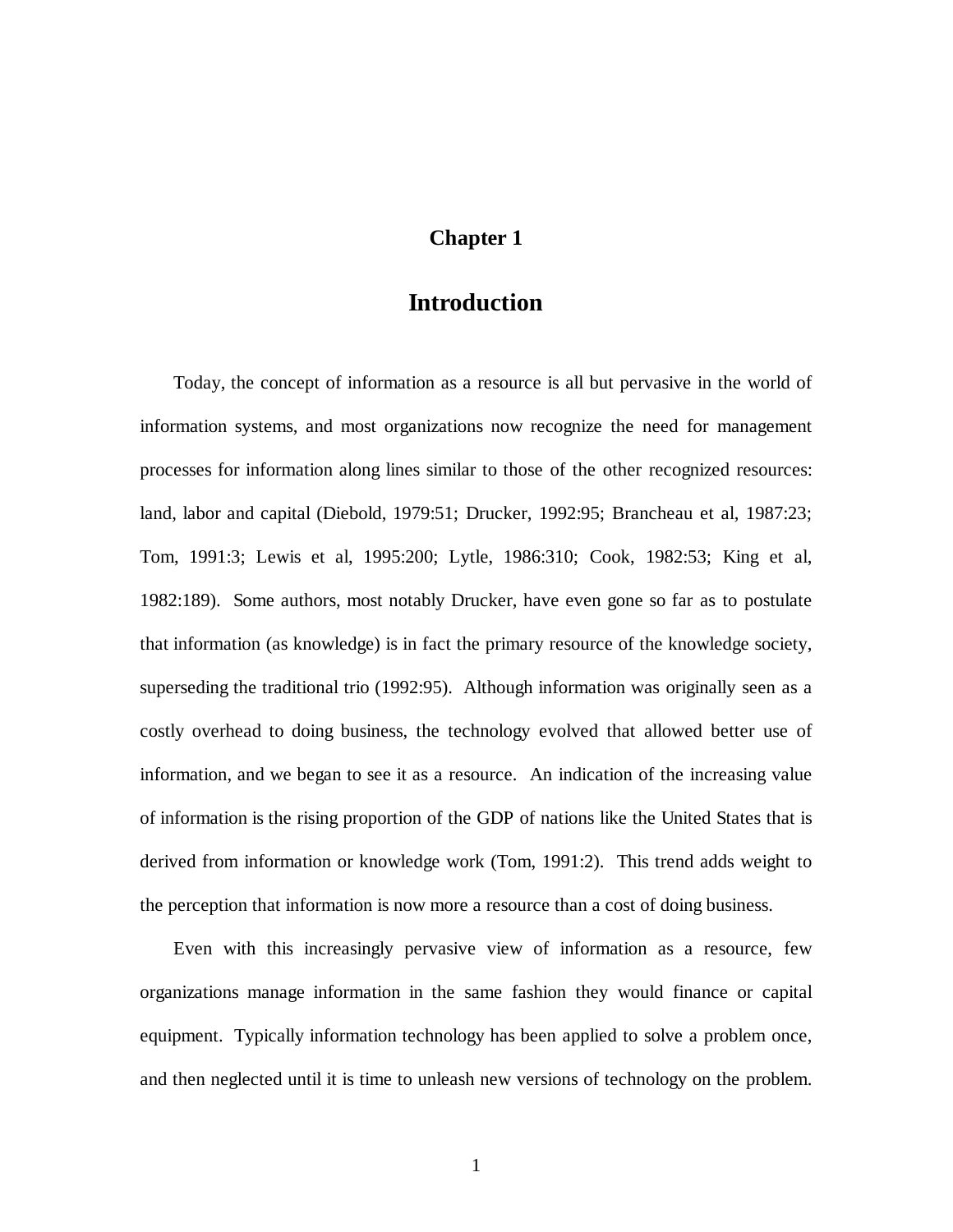# Chapter 1

## Introduction

Today, the concept of information as a resource is all but pervasive in the world of information systems, and most organizations now recognize the need for management processes for information along lines similar to those of the other recognized resources: land, labor and capital (Diebold, 1979:51; Drucker, 1992:95; Brancheau et al, 1987:23; Tom, 1991:3; Lewis et al, 1995:200; Lytle, 1986:310; Cook, 1982:53; King et al, 1982:189). Some authors, most notably Drucker, have even gone so far as to postulate that information (as knowledge) is in fact the primary resource of the knowledge society, superseding the traditional trio (1992:95). Although information was originally seen as a costly overhead to doing business, the technology evolved that allowed better use of information, and we began to see it as a resource. An indication of the increasing value of information is the rising proportion of the GDP of nations like the United States that is derived from information or knowledge work (Tom, 1991:2). This trend adds weight to the perception that information is now more a resource than a cost of doing business.

Even with this increasingly pervasive view of information as a resource, few organizations manage information in the same fashion they would finance or capital equipment. Typically information technology has been applied to solve a problem once, and then neglected until it is time to unleash new versions of technology on the problem.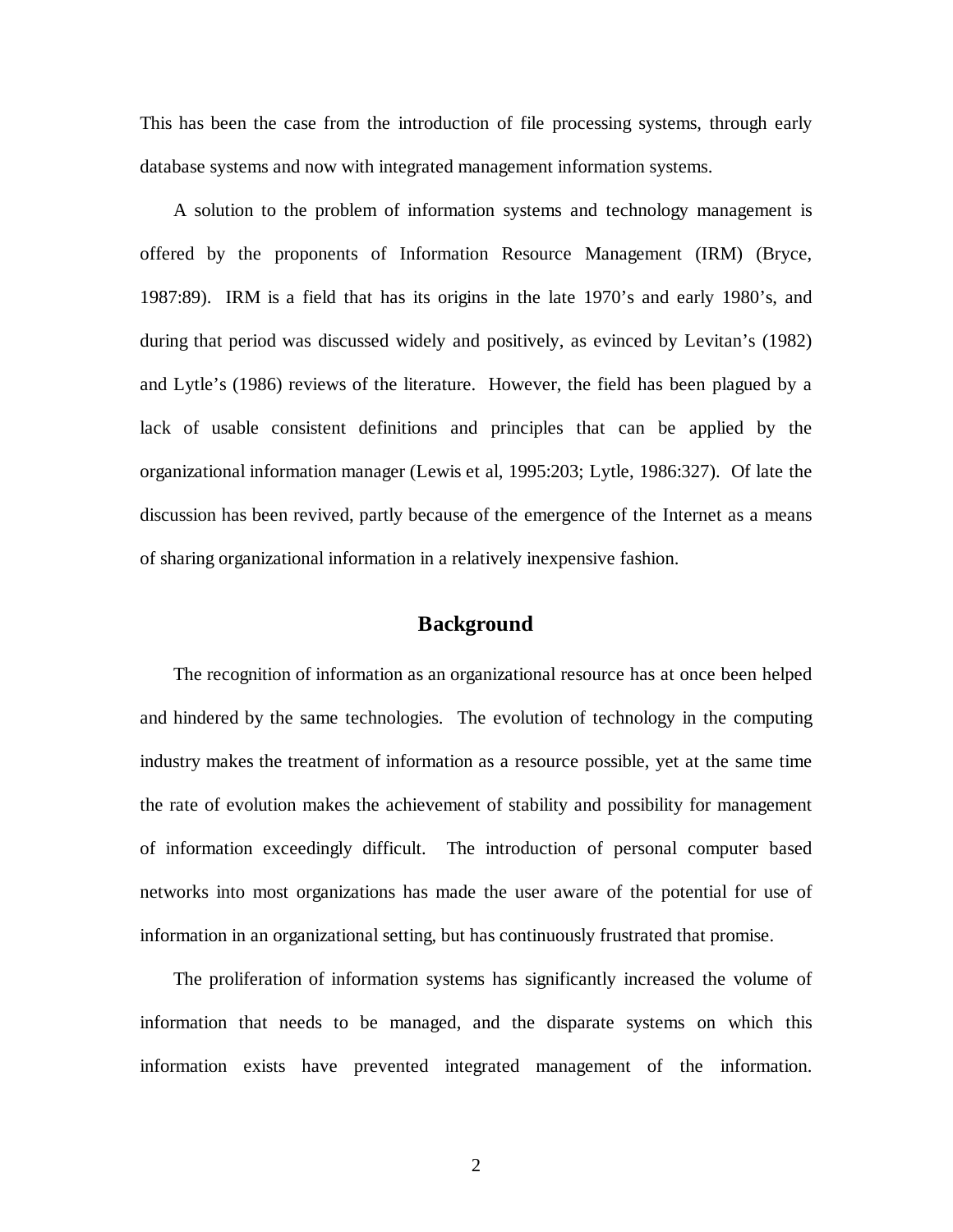This has been the case from the introduction of file processing systems, through early database systems and now with integrated management information systems.

A solution to the problem of information systems and technology management is offered by the proponents of Information Resource Management (IRM) (Bryce, 1987:89). IRM is a field that has its origins in the late 1970's and early 1980's, and during that period was discussed widely and positively, as evinced by Levitan's (1982) and Lytle's (1986) reviews of the literature. However, the field has been plagued by a lack of usable consistent definitions and principles that can be applied by the organizational information manager (Lewis et al, 1995:203; Lytle, 1986:327). Of late the discussion has been revived, partly because of the emergence of the Internet as a means of sharing organizational information in a relatively inexpensive fashion.

## Background

The recognition of information as an organizational resource has at once been helped and hindered by the same technologies. The evolution of technology in the computing industry makes the treatment of information as a resource possible, yet at the same time the rate of evolution makes the achievement of stability and possibility for management of information exceedingly difficult. The introduction of personal computer based networks into most organizations has made the user aware of the potential for use of information in an organizational setting, but has continuously frustrated that promise.

The proliferation of information systems has significantly increased the volume of information that needs to be managed, and the disparate systems on which this information exists have prevented integrated management of the information.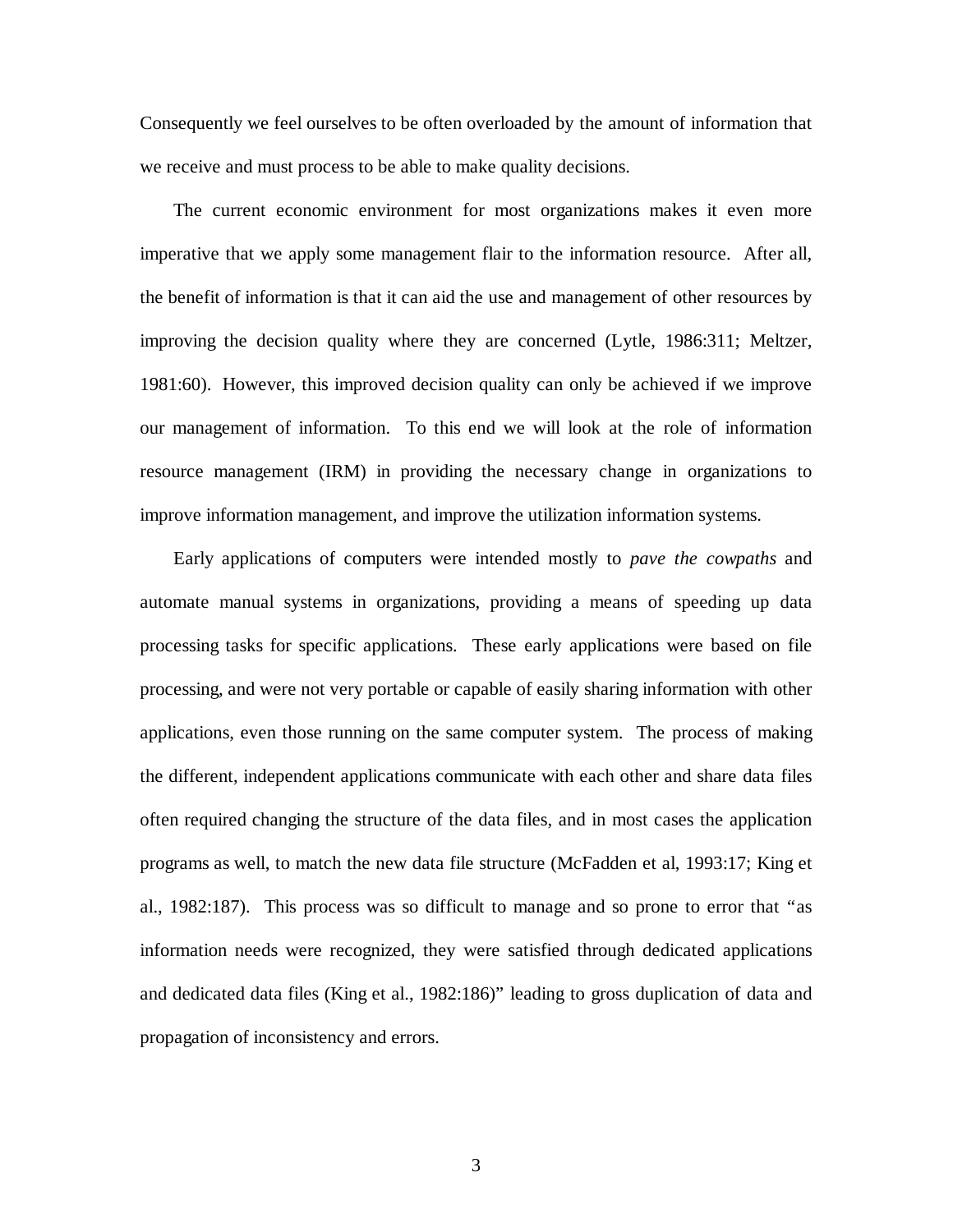Consequently we feel ourselves to be often overloaded by the amount of information that we receive and must process to be able to make quality decisions.

The current economic environment for most organizations makes it even more imperative that we apply some management flair to the information resource. After all, the benefit of information is that it can aid the use and management of other resources by improving the decision quality where they are concerned (Lytle, 1986:311; Meltzer, 1981:60). However, this improved decision quality can only be achieved if we improve our management of information. To this end we will look at the role of information resource management (IRM) in providing the necessary change in organizations to improve information management, and improve the utilization information systems.

Early applications of computers were intended mostly to *pave the cowpaths* and automate manual systems in organizations, providing a means of speeding up data processing tasks for specific applications. These early applications were based on file processing, and were not very portable or capable of easily sharing information with other applications, even those running on the same computer system. The process of making the different, independent applications communicate with each other and share data files often required changing the structure of the data files, and in most cases the application programs as well, to match the new data file structure (McFadden et al, 1993:17; King et al., 1982:187). This process was so difficult to manage and so prone to error that "as information needs were recognized, they were satisfied through dedicated applications and dedicated data files (King et al., 1982:186)" leading to gross duplication of data and propagation of inconsistency and errors.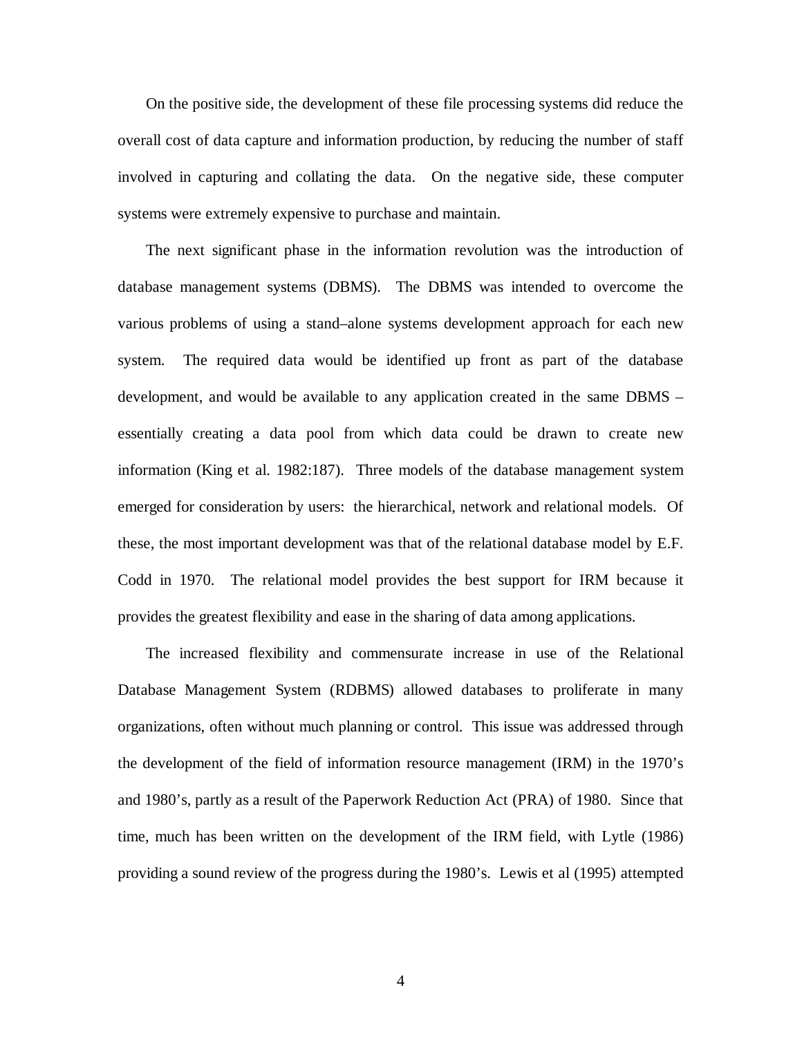On the positive side, the development of these file processing systems did reduce the overall cost of data capture and information production, by reducing the number of staff involved in capturing and collating the data. On the negative side, these computer systems were extremely expensive to purchase and maintain.

The next significant phase in the information revolution was the introduction of database management systems (DBMS). The DBMS was intended to overcome the various problems of using a stand–alone systems development approach for each new system. The required data would be identified up front as part of the database development, and would be available to any application created in the same DBMS – essentially creating a data pool from which data could be drawn to create new information (King et al. 1982:187). Three models of the database management system emerged for consideration by users: the hierarchical, network and relational models. Of these, the most important development was that of the relational database model by E.F. Codd in 1970. The relational model provides the best support for IRM because it provides the greatest flexibility and ease in the sharing of data among applications.

The increased flexibility and commensurate increase in use of the Relational Database Management System (RDBMS) allowed databases to proliferate in many organizations, often without much planning or control. This issue was addressed through the development of the field of information resource management (IRM) in the 1970's and 1980's, partly as a result of the Paperwork Reduction Act (PRA) of 1980. Since that time, much has been written on the development of the IRM field, with Lytle (1986) providing a sound review of the progress during the 1980's. Lewis et al (1995) attempted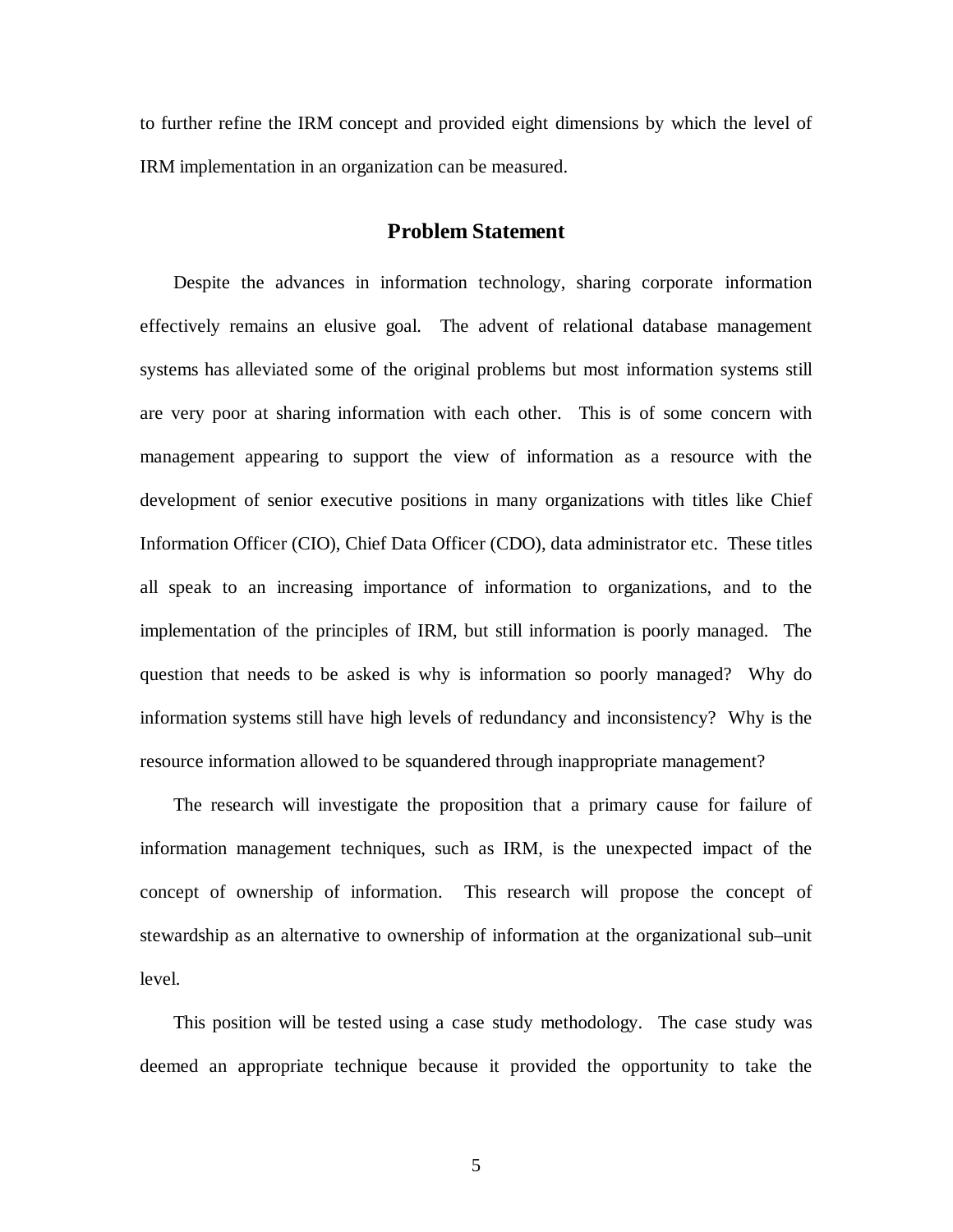to further refine the IRM concept and provided eight dimensions by which the level of IRM implementation in an organization can be measured.

## Problem Statement

Despite the advances in information technology, sharing corporate information effectively remains an elusive goal. The advent of relational database management systems has alleviated some of the original problems but most information systems still are very poor at sharing information with each other. This is of some concern with management appearing to support the view of information as a resource with the development of senior executive positions in many organizations with titles like Chief Information Officer (CIO), Chief Data Officer (CDO), data administrator etc. These titles all speak to an increasing importance of information to organizations, and to the implementation of the principles of IRM, but still information is poorly managed. The question that needs to be asked is why is information so poorly managed? Why do information systems still have high levels of redundancy and inconsistency? Why is the resource information allowed to be squandered through inappropriate management?

The research will investigate the proposition that a primary cause for failure of information management techniques, such as IRM, is the unexpected impact of the concept of ownership of information. This research will propose the concept of stewardship as an alternative to ownership of information at the organizational sub–unit level.

This position will be tested using a case study methodology. The case study was deemed an appropriate technique because it provided the opportunity to take the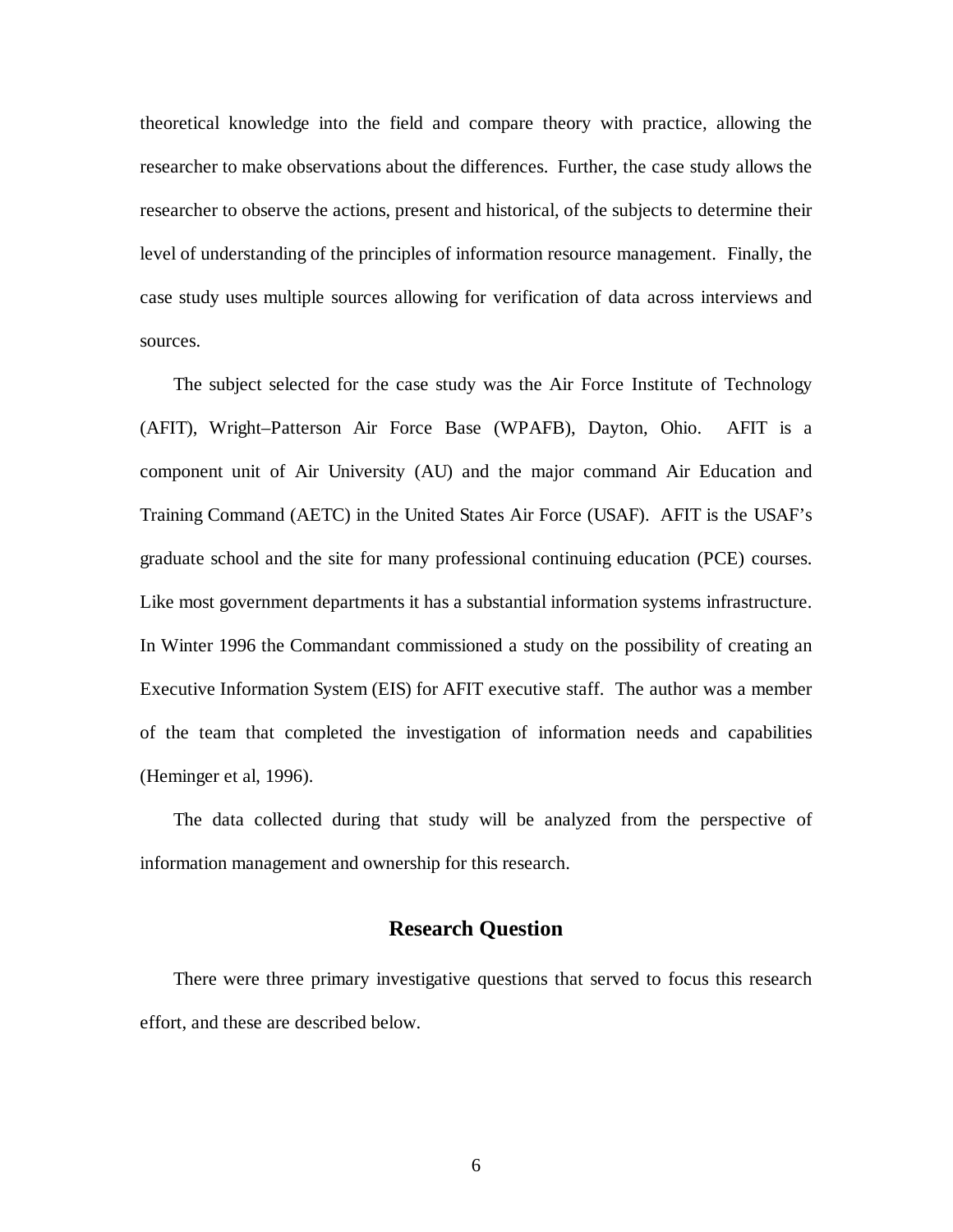theoretical knowledge into the field and compare theory with practice, allowing the researcher to make observations about the differences. Further, the case study allows the researcher to observe the actions, present and historical, of the subjects to determine their level of understanding of the principles of information resource management. Finally, the case study uses multiple sources allowing for verification of data across interviews and sources.

The subject selected for the case study was the Air Force Institute of Technology (AFIT), Wright–Patterson Air Force Base (WPAFB), Dayton, Ohio. AFIT is a component unit of Air University (AU) and the major command Air Education and Training Command (AETC) in the United States Air Force (USAF). AFIT is the USAF's graduate school and the site for many professional continuing education (PCE) courses. Like most government departments it has a substantial information systems infrastructure. In Winter 1996 the Commandant commissioned a study on the possibility of creating an Executive Information System (EIS) for AFIT executive staff. The author was a member of the team that completed the investigation of information needs and capabilities (Heminger et al, 1996).

The data collected during that study will be analyzed from the perspective of information management and ownership for this research.

## Research Question

There were three primary investigative questions that served to focus this research effort, and these are described below.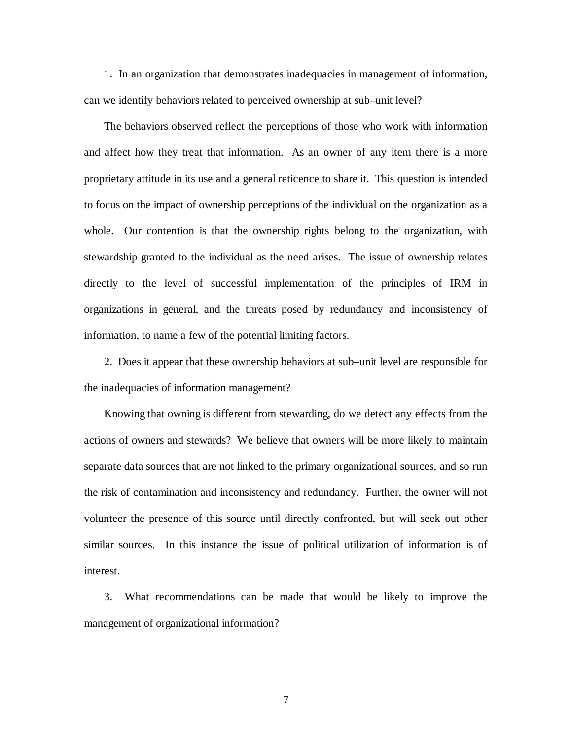1. In an organization that demonstrates inadequacies in management of information, can we identify behaviors related to perceived ownership at sub–unit level?

The behaviors observed reflect the perceptions of those who work with information and affect how they treat that information. As an owner of any item there is a more proprietary attitude in its use and a general reticence to share it. This question is intended to focus on the impact of ownership perceptions of the individual on the organization as a whole. Our contention is that the ownership rights belong to the organization, with stewardship granted to the individual as the need arises. The issue of ownership relates directly to the level of successful implementation of the principles of IRM in organizations in general, and the threats posed by redundancy and inconsistency of information, to name a few of the potential limiting factors.

2. Does it appear that these ownership behaviors at sub–unit level are responsible for the inadequacies of information management?

Knowing that owning is different from stewarding, do we detect any effects from the actions of owners and stewards? We believe that owners will be more likely to maintain separate data sources that are not linked to the primary organizational sources, and so run the risk of contamination and inconsistency and redundancy. Further, the owner will not volunteer the presence of this source until directly confronted, but will seek out other similar sources. In this instance the issue of political utilization of information is of interest.

3. What recommendations can be made that would be likely to improve the management of organizational information?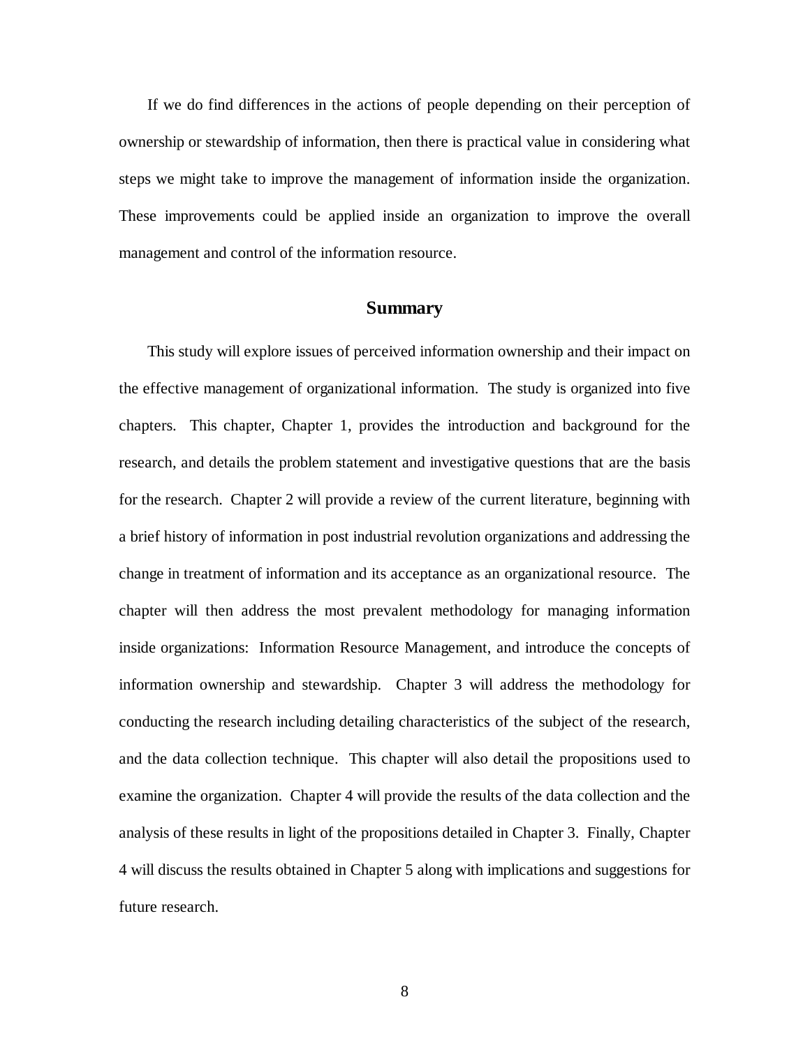If we do find differences in the actions of people depending on their perception of ownership or stewardship of information, then there is practical value in considering what steps we might take to improve the management of information inside the organization. These improvements could be applied inside an organization to improve the overall management and control of the information resource.

## Summary

This study will explore issues of perceived information ownership and their impact on the effective management of organizational information. The study is organized into five chapters. This chapter, Chapter 1, provides the introduction and background for the research, and details the problem statement and investigative questions that are the basis for the research. Chapter 2 will provide a review of the current literature, beginning with a brief history of information in post industrial revolution organizations and addressing the change in treatment of information and its acceptance as an organizational resource. The chapter will then address the most prevalent methodology for managing information inside organizations: Information Resource Management, and introduce the concepts of information ownership and stewardship. Chapter 3 will address the methodology for conducting the research including detailing characteristics of the subject of the research, and the data collection technique. This chapter will also detail the propositions used to examine the organization. Chapter 4 will provide the results of the data collection and the analysis of these results in light of the propositions detailed in Chapter 3. Finally, Chapter 4 will discuss the results obtained in Chapter 5 along with implications and suggestions for future research.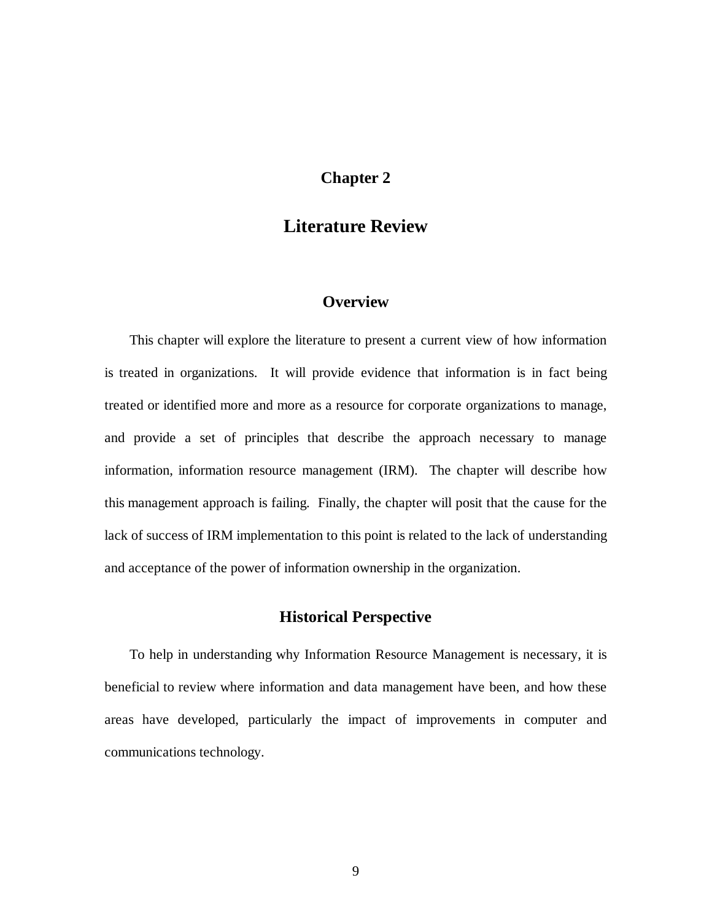# Chapter 2

# Literature Review

## Overview

This chapter will explore the literature to present a current view of how information is treated in organizations. It will provide evidence that information is in fact being treated or identified more and more as a resource for corporate organizations to manage, and provide a set of principles that describe the approach necessary to manage information, information resource management (IRM). The chapter will describe how this management approach is failing. Finally, the chapter will posit that the cause for the lack of success of IRM implementation to this point is related to the lack of understanding and acceptance of the power of information ownership in the organization.

## Historical Perspective

To help in understanding why Information Resource Management is necessary, it is beneficial to review where information and data management have been, and how these areas have developed, particularly the impact of improvements in computer and communications technology.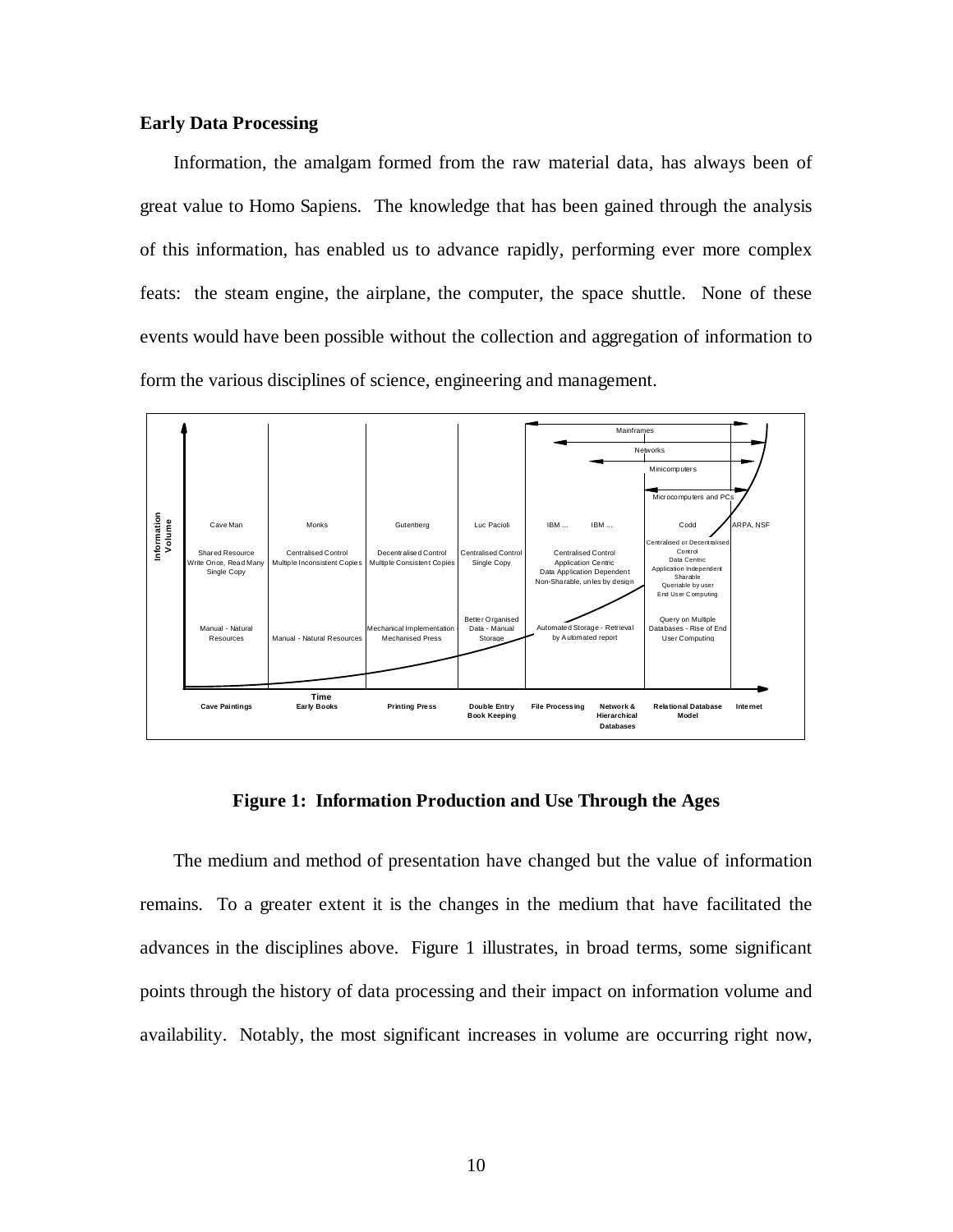**Early Data Processing**

Information, the amalgam formed from the raw material data, has always been of great value to Homo Sapiens. The knowledge that has been gained through the analysis of this information, has enabled us to advance rapidly, performing ever more complex feats: the steam engine, the airplane, the computer, the space shuttle. None of these events would have been possible without the collection and aggregation of information to form the various disciplines of science, engineering and management.

**Figure 1: Information Production and Use Through the Ages**

The medium and method of presentation have changed but the value of information remains. To a greater extent it is the changes in the medium that have facilitated the advances in the disciplines above. Figure 1 illustrates, in broad terms, some significant points through the history of data processing and their impact on information volume and availability. Notably, the most significant increases in volume are occurring right now,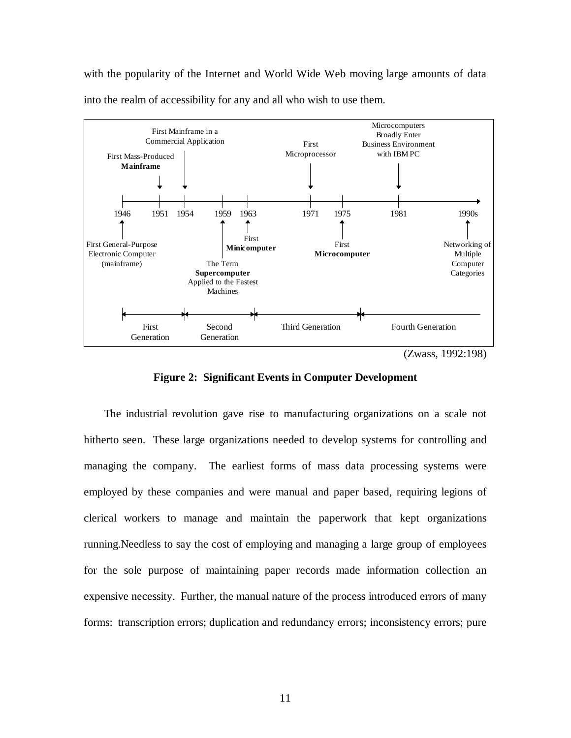with the popularity of the Internet and World Wide Web moving large amounts of data into the realm of accessibility for any and all who wish to use them.

| Year | Event |
|---|---|
| 1946 | First General-Purpose Electronic Computer (mainframe) |
| 1951 | First Mass-Produced **Mainframe** |
| 1954 | First Mainframe in a Commercial Application |
| 1959 | The Term **Supercomputer** Applied to the Fastest Machines |
| 1963 | First **Minicomputer** |
| 1971 | First Microprocessor |
| 1975 | First **Microcomputer** |
| 1981 | Microcomputers Broadly Enter Business Environment with IBM PC |
| 1990s | Networking of Multiple Computer Categories |

First Generation | Second Generation | Third Generation | Fourth Generation

(Zwass, 1992:198)

**Figure 2: Significant Events in Computer Development**

The industrial revolution gave rise to manufacturing organizations on a scale not hitherto seen. These large organizations needed to develop systems for controlling and managing the company. The earliest forms of mass data processing systems were employed by these companies and were manual and paper based, requiring legions of clerical workers to manage and maintain the paperwork that kept organizations running.Needless to say the cost of employing and managing a large group of employees for the sole purpose of maintaining paper records made information collection an expensive necessity. Further, the manual nature of the process introduced errors of many forms: transcription errors; duplication and redundancy errors; inconsistency errors; pure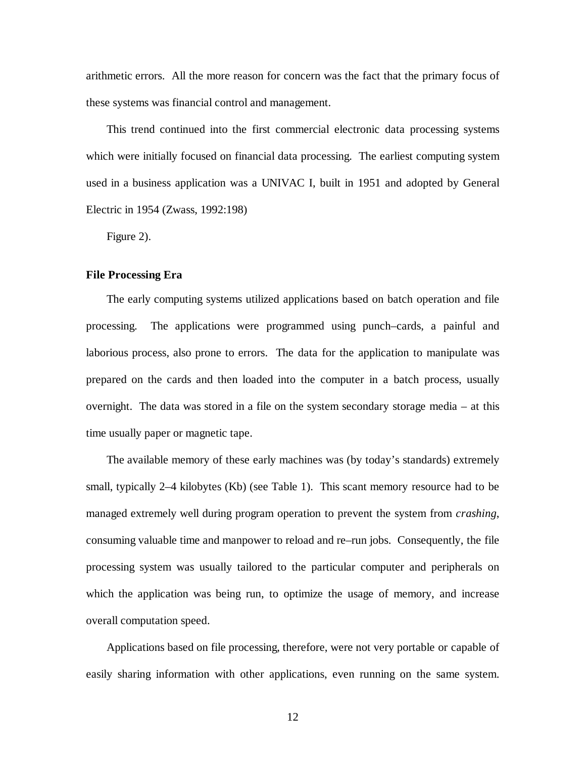arithmetic errors. All the more reason for concern was the fact that the primary focus of these systems was financial control and management.

This trend continued into the first commercial electronic data processing systems which were initially focused on financial data processing. The earliest computing system used in a business application was a UNIVAC I, built in 1951 and adopted by General Electric in 1954 (Zwass, 1992:198)

Figure 2).

**File Processing Era**

The early computing systems utilized applications based on batch operation and file processing. The applications were programmed using punch–cards, a painful and laborious process, also prone to errors. The data for the application to manipulate was prepared on the cards and then loaded into the computer in a batch process, usually overnight. The data was stored in a file on the system secondary storage media – at this time usually paper or magnetic tape.

The available memory of these early machines was (by today's standards) extremely small, typically 2–4 kilobytes (Kb) (see Table 1). This scant memory resource had to be managed extremely well during program operation to prevent the system from *crashing*, consuming valuable time and manpower to reload and re–run jobs. Consequently, the file processing system was usually tailored to the particular computer and peripherals on which the application was being run, to optimize the usage of memory, and increase overall computation speed.

Applications based on file processing, therefore, were not very portable or capable of easily sharing information with other applications, even running on the same system.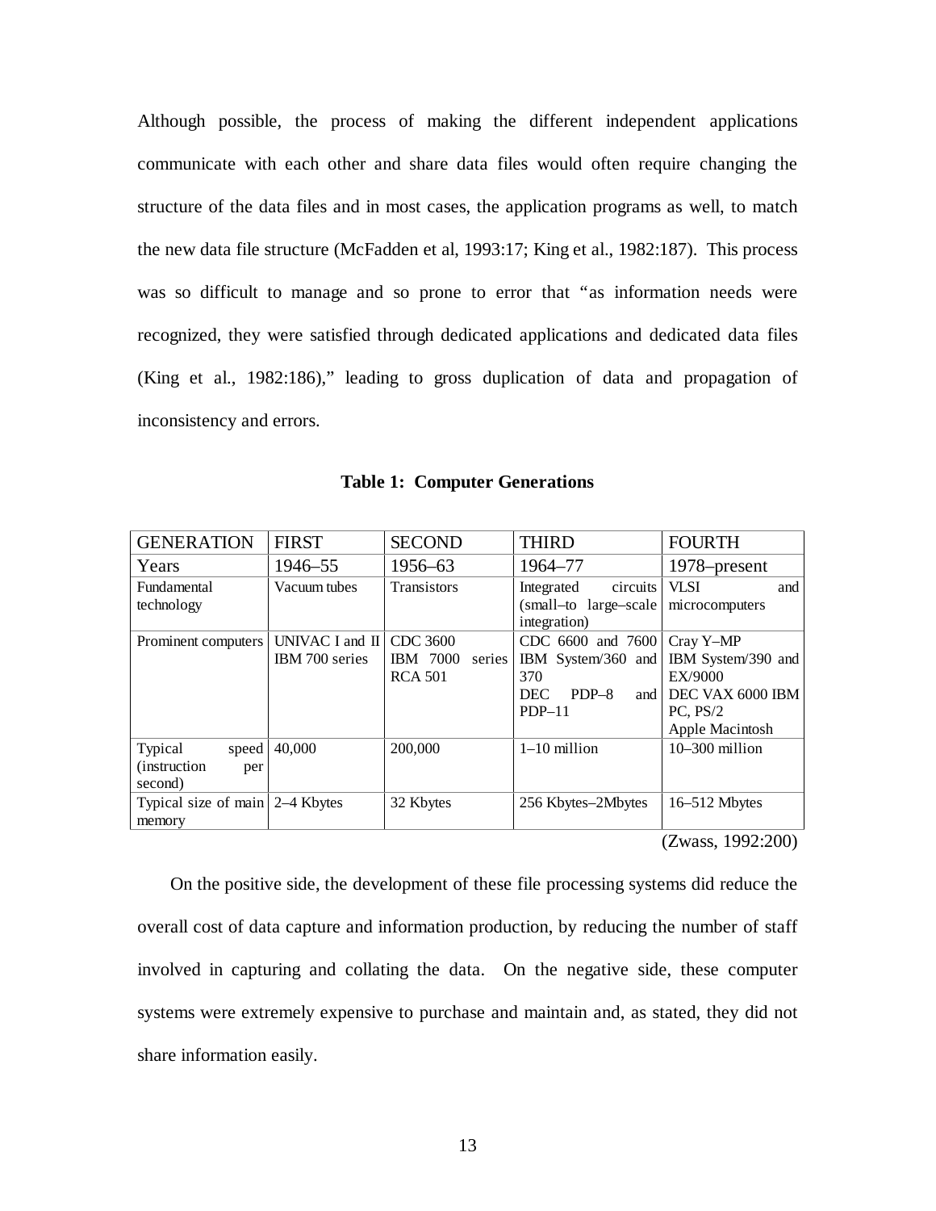Although possible, the process of making the different independent applications communicate with each other and share data files would often require changing the structure of the data files and in most cases, the application programs as well, to match the new data file structure (McFadden et al, 1993:17; King et al., 1982:187). This process was so difficult to manage and so prone to error that "as information needs were recognized, they were satisfied through dedicated applications and dedicated data files (King et al., 1982:186)," leading to gross duplication of data and propagation of inconsistency and errors.

**Table 1: Computer Generations**

| GENERATION | FIRST | SECOND | THIRD | FOURTH |
|---|---|---|---|---|
| Years | 1946–55 | 1956–63 | 1964–77 | 1978–present |
| Fundamental technology | Vacuum tubes | Transistors | Integrated circuits (small–to large–scale integration) | VLSI and microcomputers |
| Prominent computers | UNIVAC I and II<br>IBM 700 series | CDC 3600<br>IBM 7000 series<br>RCA 501 | CDC 6600 and 7600<br>IBM System/360 and 370<br>DEC PDP–8 and PDP–11 | Cray Y–MP<br>IBM System/390 and EX/9000<br>DEC VAX 6000 IBM PC, PS/2<br>Apple Macintosh |
| Typical speed (instruction per second) | 40,000 | 200,000 | 1–10 million | 10–300 million |
| Typical size of main memory | 2–4 Kbytes | 32 Kbytes | 256 Kbytes–2Mbytes | 16–512 Mbytes |

(Zwass, 1992:200)

On the positive side, the development of these file processing systems did reduce the overall cost of data capture and information production, by reducing the number of staff involved in capturing and collating the data. On the negative side, these computer systems were extremely expensive to purchase and maintain and, as stated, they did not share information easily.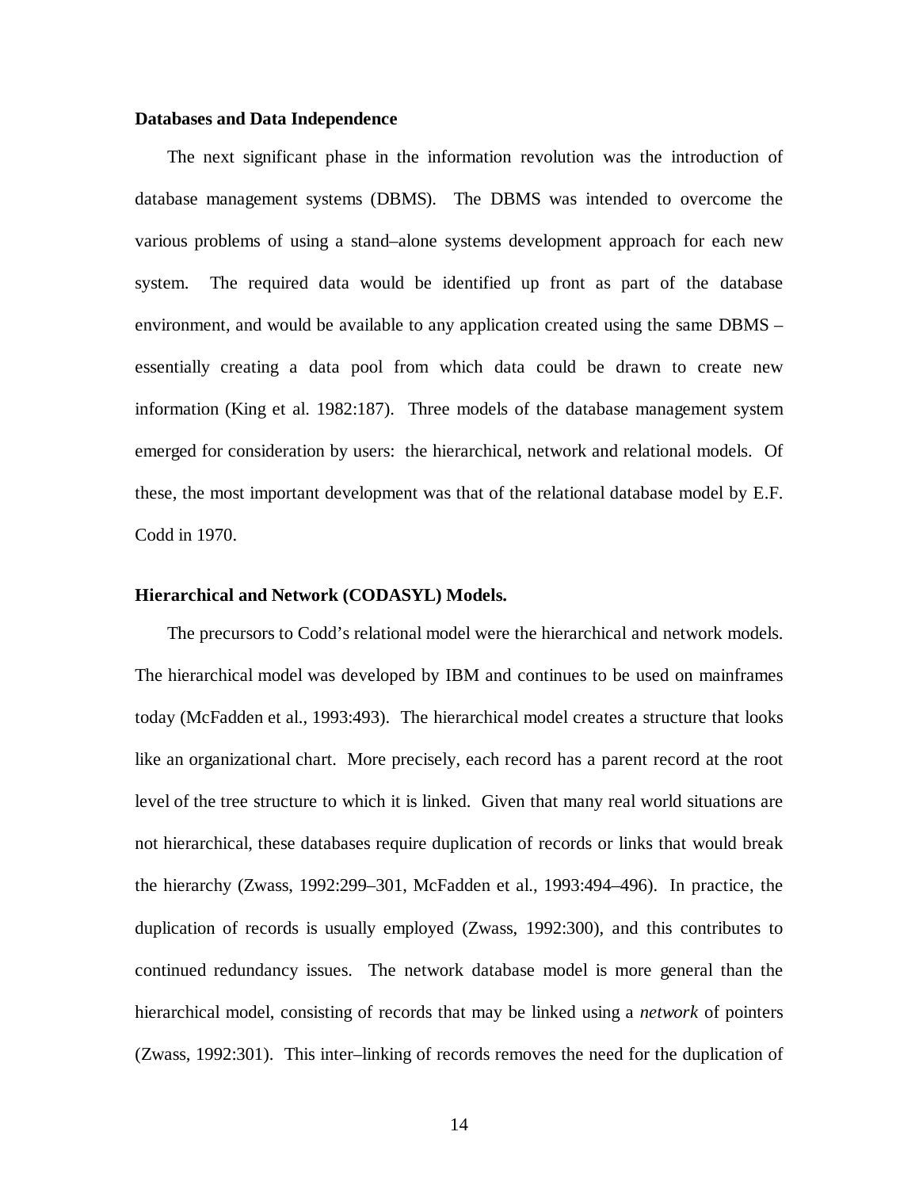### Databases and Data Independence

The next significant phase in the information revolution was the introduction of database management systems (DBMS). The DBMS was intended to overcome the various problems of using a stand–alone systems development approach for each new system. The required data would be identified up front as part of the database environment, and would be available to any application created using the same DBMS – essentially creating a data pool from which data could be drawn to create new information (King et al. 1982:187). Three models of the database management system emerged for consideration by users: the hierarchical, network and relational models. Of these, the most important development was that of the relational database model by E.F. Codd in 1970.

### Hierarchical and Network (CODASYL) Models.

The precursors to Codd's relational model were the hierarchical and network models. The hierarchical model was developed by IBM and continues to be used on mainframes today (McFadden et al., 1993:493). The hierarchical model creates a structure that looks like an organizational chart. More precisely, each record has a parent record at the root level of the tree structure to which it is linked. Given that many real world situations are not hierarchical, these databases require duplication of records or links that would break the hierarchy (Zwass, 1992:299–301, McFadden et al., 1993:494–496). In practice, the duplication of records is usually employed (Zwass, 1992:300), and this contributes to continued redundancy issues. The network database model is more general than the hierarchical model, consisting of records that may be linked using a *network* of pointers (Zwass, 1992:301). This inter–linking of records removes the need for the duplication of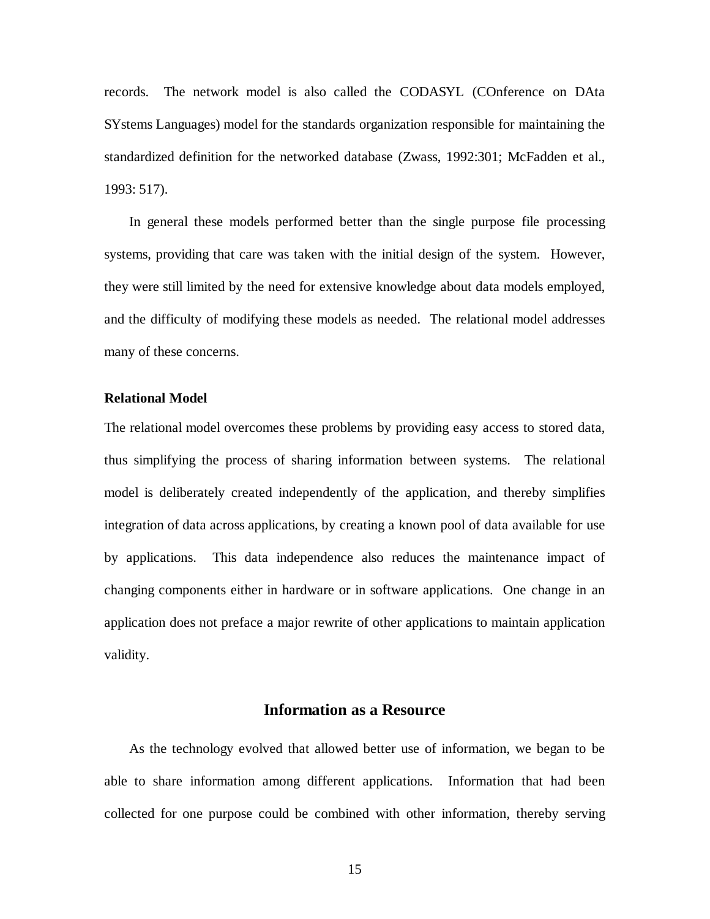records. The network model is also called the CODASYL (COnference on DAta SYstems Languages) model for the standards organization responsible for maintaining the standardized definition for the networked database (Zwass, 1992:301; McFadden et al., 1993: 517).

In general these models performed better than the single purpose file processing systems, providing that care was taken with the initial design of the system. However, they were still limited by the need for extensive knowledge about data models employed, and the difficulty of modifying these models as needed. The relational model addresses many of these concerns.

### Relational Model

The relational model overcomes these problems by providing easy access to stored data, thus simplifying the process of sharing information between systems. The relational model is deliberately created independently of the application, and thereby simplifies integration of data across applications, by creating a known pool of data available for use by applications. This data independence also reduces the maintenance impact of changing components either in hardware or in software applications. One change in an application does not preface a major rewrite of other applications to maintain application validity.

## Information as a Resource

As the technology evolved that allowed better use of information, we began to be able to share information among different applications. Information that had been collected for one purpose could be combined with other information, thereby serving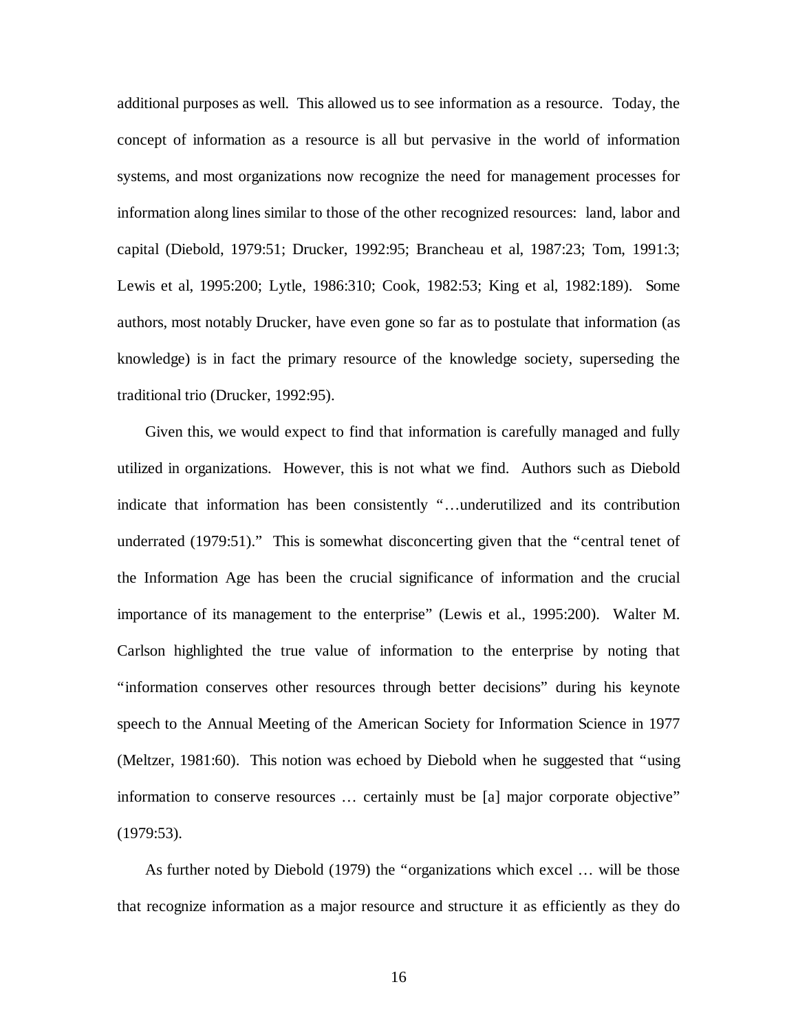additional purposes as well. This allowed us to see information as a resource. Today, the concept of information as a resource is all but pervasive in the world of information systems, and most organizations now recognize the need for management processes for information along lines similar to those of the other recognized resources: land, labor and capital (Diebold, 1979:51; Drucker, 1992:95; Brancheau et al, 1987:23; Tom, 1991:3; Lewis et al, 1995:200; Lytle, 1986:310; Cook, 1982:53; King et al, 1982:189). Some authors, most notably Drucker, have even gone so far as to postulate that information (as knowledge) is in fact the primary resource of the knowledge society, superseding the traditional trio (Drucker, 1992:95).

Given this, we would expect to find that information is carefully managed and fully utilized in organizations. However, this is not what we find. Authors such as Diebold indicate that information has been consistently "…underutilized and its contribution underrated (1979:51)." This is somewhat disconcerting given that the "central tenet of the Information Age has been the crucial significance of information and the crucial importance of its management to the enterprise" (Lewis et al., 1995:200). Walter M. Carlson highlighted the true value of information to the enterprise by noting that "information conserves other resources through better decisions" during his keynote speech to the Annual Meeting of the American Society for Information Science in 1977 (Meltzer, 1981:60). This notion was echoed by Diebold when he suggested that "using information to conserve resources … certainly must be [a] major corporate objective" (1979:53).

As further noted by Diebold (1979) the "organizations which excel … will be those that recognize information as a major resource and structure it as efficiently as they do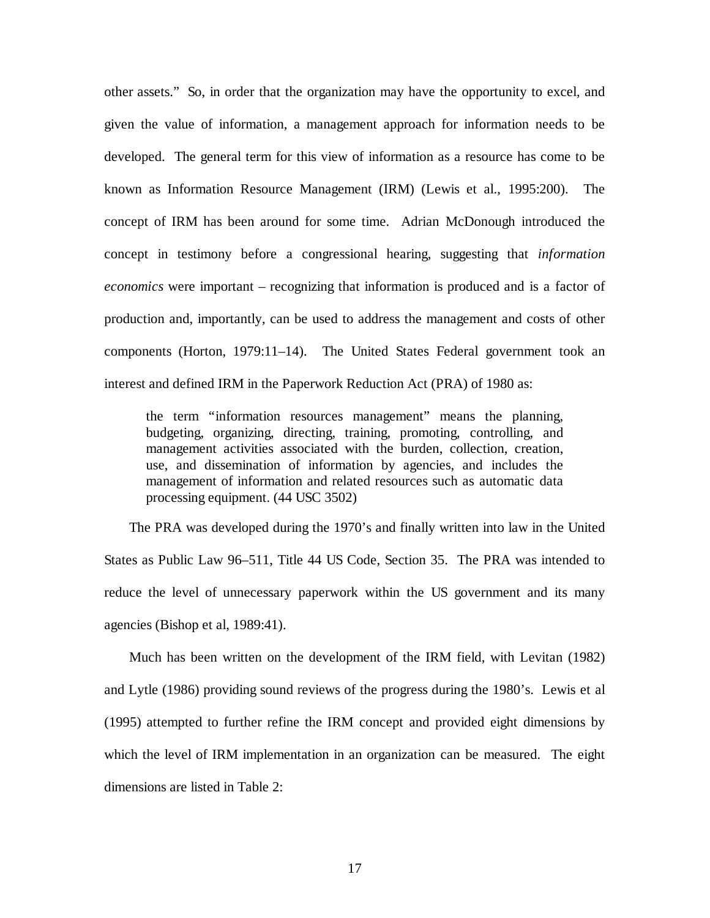other assets." So, in order that the organization may have the opportunity to excel, and given the value of information, a management approach for information needs to be developed. The general term for this view of information as a resource has come to be known as Information Resource Management (IRM) (Lewis et al., 1995:200). The concept of IRM has been around for some time. Adrian McDonough introduced the concept in testimony before a congressional hearing, suggesting that *information economics* were important – recognizing that information is produced and is a factor of production and, importantly, can be used to address the management and costs of other components (Horton, 1979:11–14). The United States Federal government took an interest and defined IRM in the Paperwork Reduction Act (PRA) of 1980 as:

> the term "information resources management" means the planning, budgeting, organizing, directing, training, promoting, controlling, and management activities associated with the burden, collection, creation, use, and dissemination of information by agencies, and includes the management of information and related resources such as automatic data processing equipment. (44 USC 3502)

The PRA was developed during the 1970's and finally written into law in the United States as Public Law 96–511, Title 44 US Code, Section 35. The PRA was intended to reduce the level of unnecessary paperwork within the US government and its many agencies (Bishop et al, 1989:41).

Much has been written on the development of the IRM field, with Levitan (1982) and Lytle (1986) providing sound reviews of the progress during the 1980's. Lewis et al (1995) attempted to further refine the IRM concept and provided eight dimensions by which the level of IRM implementation in an organization can be measured. The eight dimensions are listed in Table 2: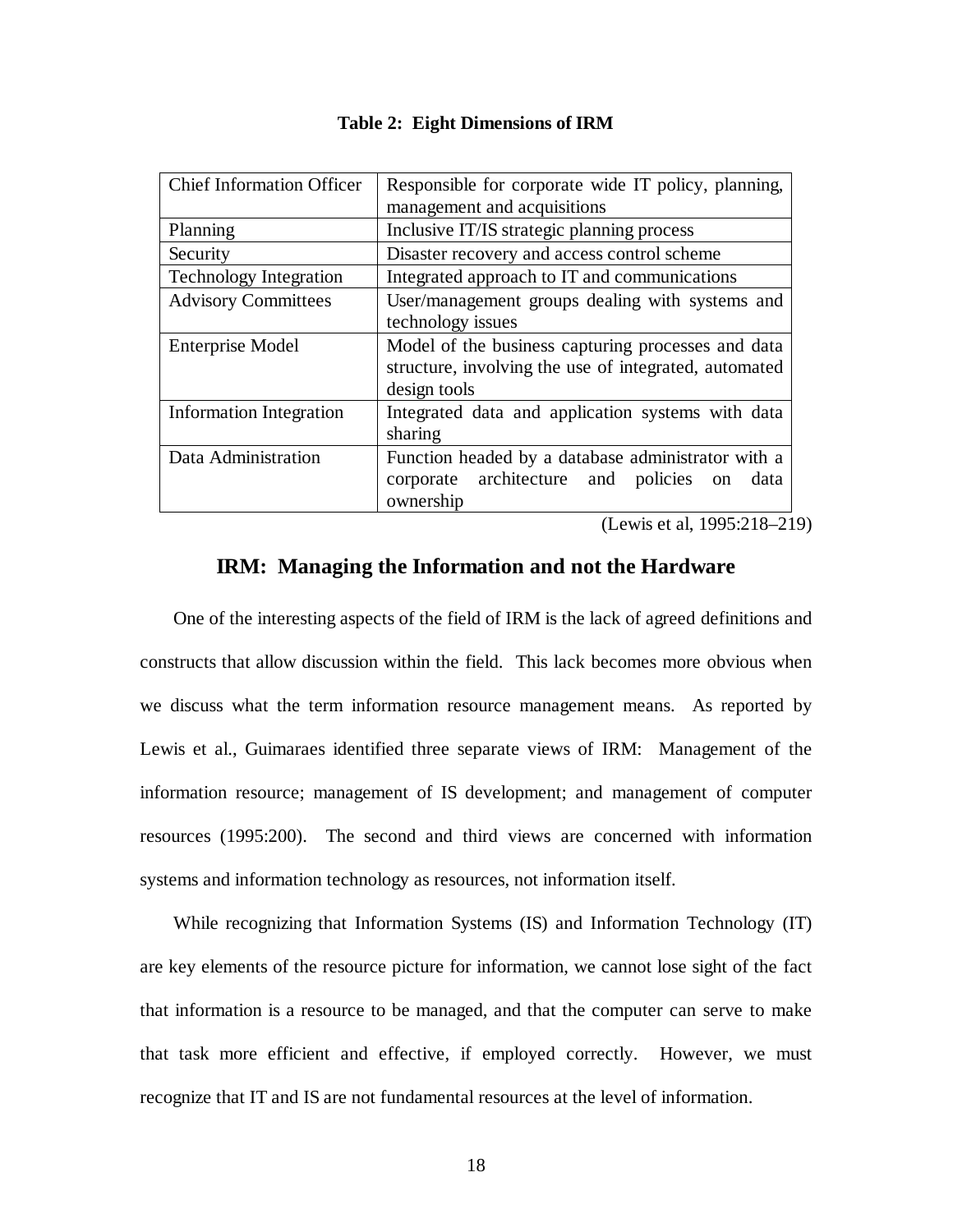**Table 2: Eight Dimensions of IRM**

| | |
|---|---|
| Chief Information Officer | Responsible for corporate wide IT policy, planning, management and acquisitions |
| Planning | Inclusive IT/IS strategic planning process |
| Security | Disaster recovery and access control scheme |
| Technology Integration | Integrated approach to IT and communications |
| Advisory Committees | User/management groups dealing with systems and technology issues |
| Enterprise Model | Model of the business capturing processes and data structure, involving the use of integrated, automated design tools |
| Information Integration | Integrated data and application systems with data sharing |
| Data Administration | Function headed by a database administrator with a corporate architecture and policies on data ownership |

(Lewis et al, 1995:218–219)

## IRM: Managing the Information and not the Hardware

One of the interesting aspects of the field of IRM is the lack of agreed definitions and constructs that allow discussion within the field. This lack becomes more obvious when we discuss what the term information resource management means. As reported by Lewis et al., Guimaraes identified three separate views of IRM: Management of the information resource; management of IS development; and management of computer resources (1995:200). The second and third views are concerned with information systems and information technology as resources, not information itself.

While recognizing that Information Systems (IS) and Information Technology (IT) are key elements of the resource picture for information, we cannot lose sight of the fact that information is a resource to be managed, and that the computer can serve to make that task more efficient and effective, if employed correctly. However, we must recognize that IT and IS are not fundamental resources at the level of information.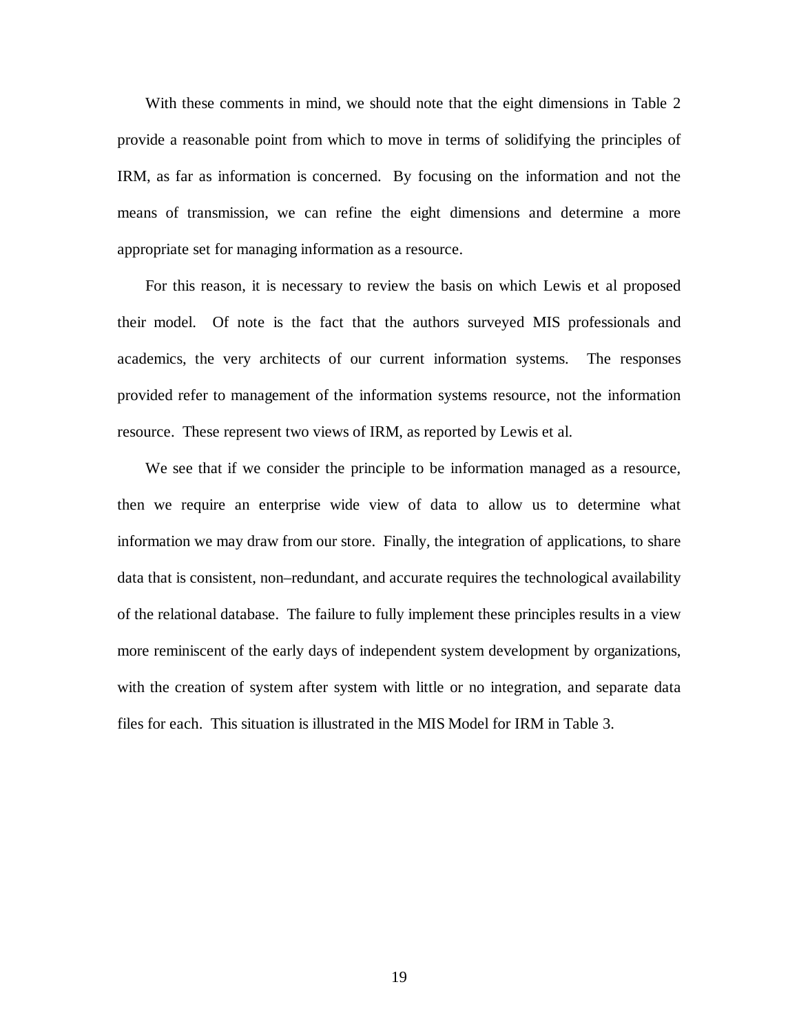With these comments in mind, we should note that the eight dimensions in Table 2 provide a reasonable point from which to move in terms of solidifying the principles of IRM, as far as information is concerned. By focusing on the information and not the means of transmission, we can refine the eight dimensions and determine a more appropriate set for managing information as a resource.

For this reason, it is necessary to review the basis on which Lewis et al proposed their model. Of note is the fact that the authors surveyed MIS professionals and academics, the very architects of our current information systems. The responses provided refer to management of the information systems resource, not the information resource. These represent two views of IRM, as reported by Lewis et al.

We see that if we consider the principle to be information managed as a resource, then we require an enterprise wide view of data to allow us to determine what information we may draw from our store. Finally, the integration of applications, to share data that is consistent, non–redundant, and accurate requires the technological availability of the relational database. The failure to fully implement these principles results in a view more reminiscent of the early days of independent system development by organizations, with the creation of system after system with little or no integration, and separate data files for each. This situation is illustrated in the MIS Model for IRM in Table 3.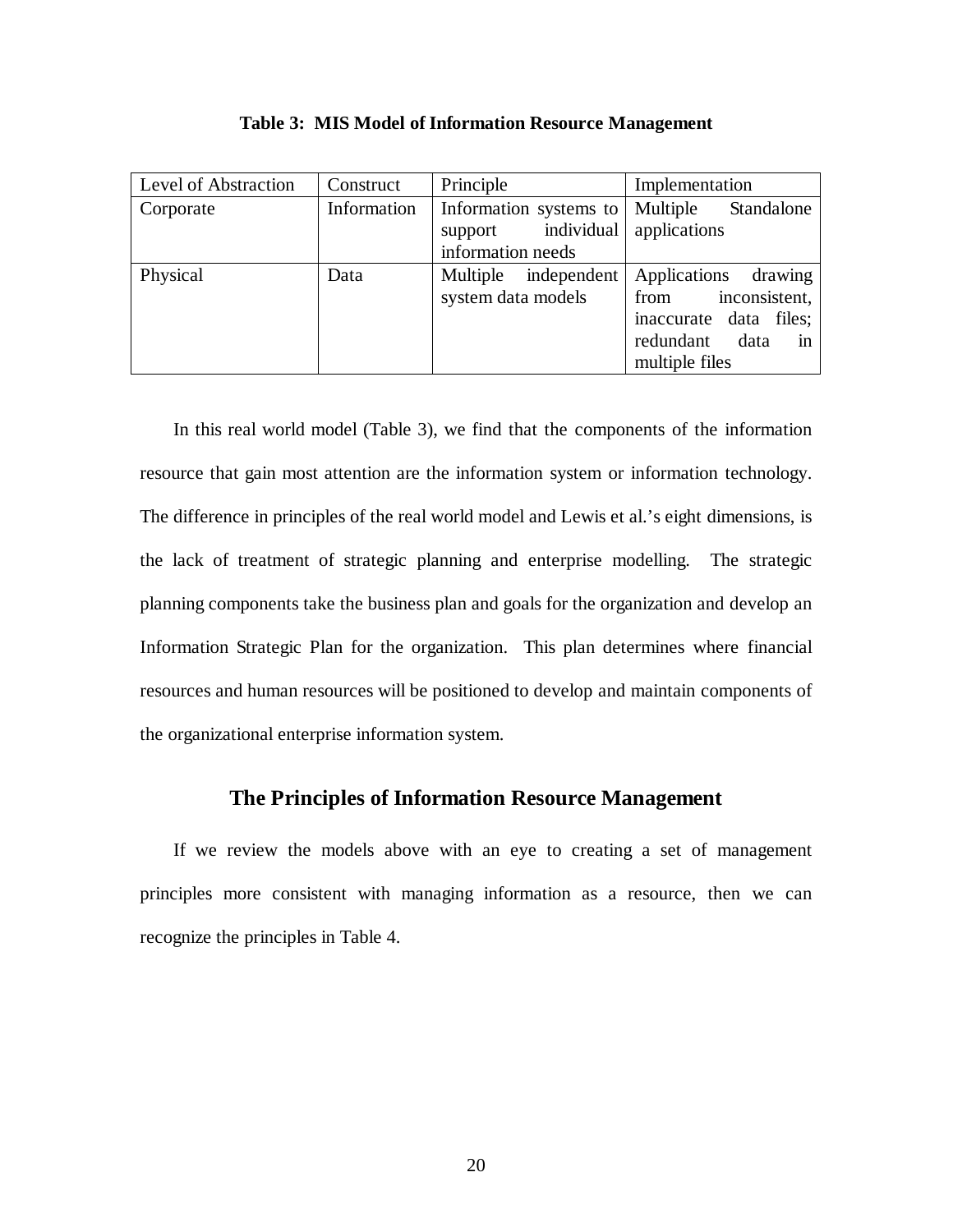**Table 3: MIS Model of Information Resource Management**

| Level of Abstraction | Construct | Principle | Implementation |
|---|---|---|---|
| Corporate | Information | Information systems to support individual information needs | Multiple Standalone applications |
| Physical | Data | Multiple independent system data models | Applications drawing from inconsistent, inaccurate data files; redundant data in multiple files |

In this real world model (Table 3), we find that the components of the information resource that gain most attention are the information system or information technology. The difference in principles of the real world model and Lewis et al.'s eight dimensions, is the lack of treatment of strategic planning and enterprise modelling. The strategic planning components take the business plan and goals for the organization and develop an Information Strategic Plan for the organization. This plan determines where financial resources and human resources will be positioned to develop and maintain components of the organizational enterprise information system.

## The Principles of Information Resource Management

If we review the models above with an eye to creating a set of management principles more consistent with managing information as a resource, then we can recognize the principles in Table 4.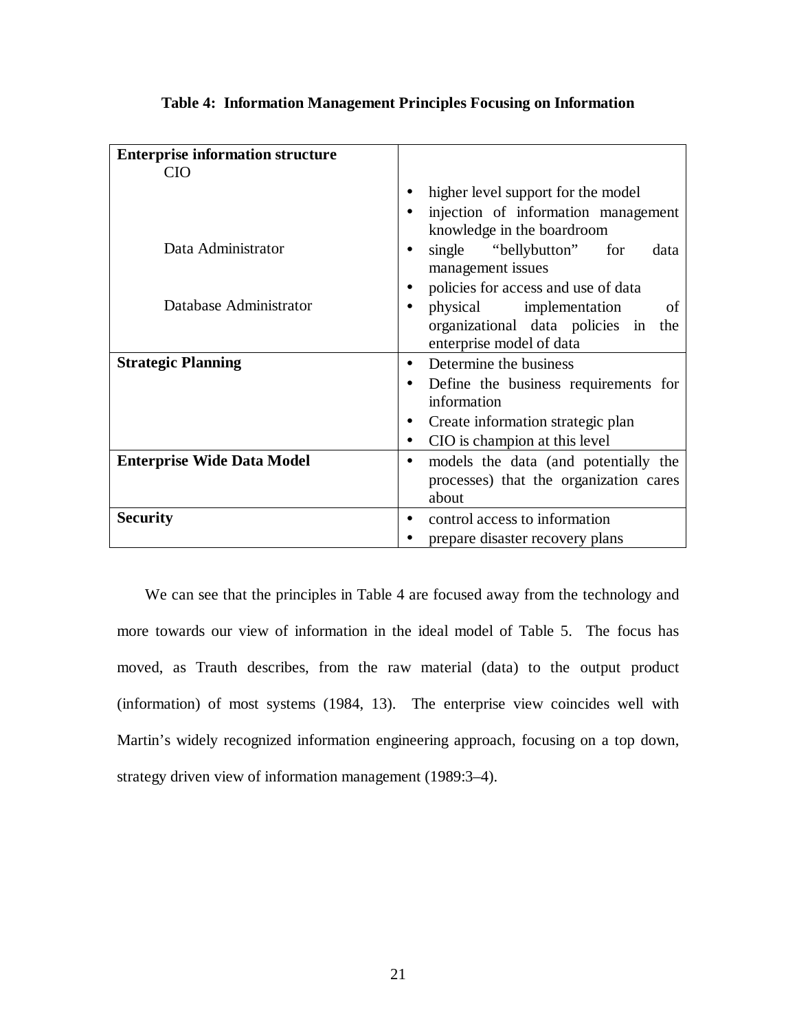**Table 4: Information Management Principles Focusing on Information**

| | |
|---|---|
| **Enterprise information structure** | |
| CIO | • higher level support for the model<br>• injection of information management knowledge in the boardroom |
| Data Administrator | • single "bellybutton" for data management issues<br>• policies for access and use of data |
| Database Administrator | • physical implementation of organizational data policies in the enterprise model of data |
| **Strategic Planning** | • Determine the business<br>• Define the business requirements for information<br>• Create information strategic plan<br>• CIO is champion at this level |
| **Enterprise Wide Data Model** | • models the data (and potentially the processes) that the organization cares about |
| **Security** | • control access to information<br>• prepare disaster recovery plans |

We can see that the principles in Table 4 are focused away from the technology and more towards our view of information in the ideal model of Table 5. The focus has moved, as Trauth describes, from the raw material (data) to the output product (information) of most systems (1984, 13). The enterprise view coincides well with Martin's widely recognized information engineering approach, focusing on a top down, strategy driven view of information management (1989:3–4).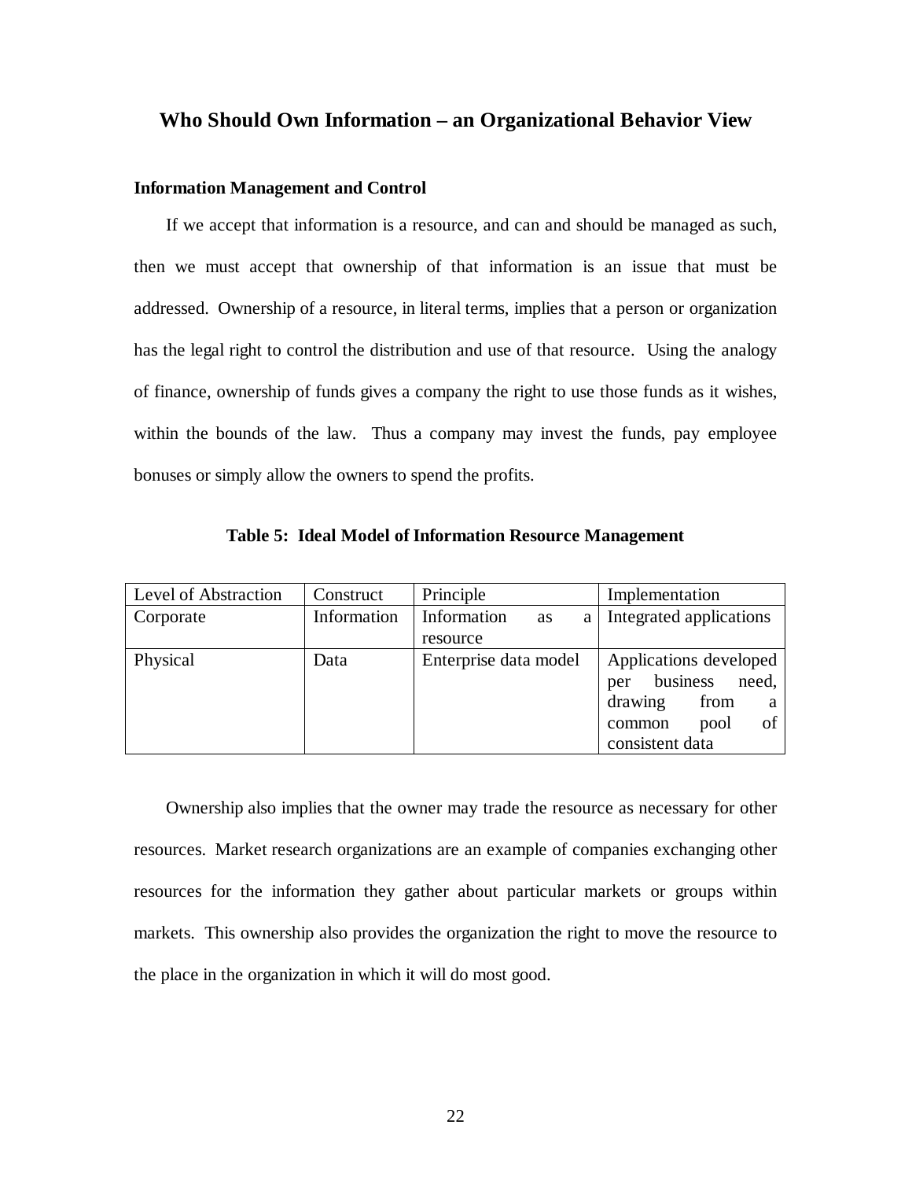## Who Should Own Information – an Organizational Behavior View

### Information Management and Control

If we accept that information is a resource, and can and should be managed as such, then we must accept that ownership of that information is an issue that must be addressed. Ownership of a resource, in literal terms, implies that a person or organization has the legal right to control the distribution and use of that resource. Using the analogy of finance, ownership of funds gives a company the right to use those funds as it wishes, within the bounds of the law. Thus a company may invest the funds, pay employee bonuses or simply allow the owners to spend the profits.

**Table 5: Ideal Model of Information Resource Management**

| Level of Abstraction | Construct | Principle | Implementation |
|---|---|---|---|
| Corporate | Information | Information as a resource | Integrated applications |
| Physical | Data | Enterprise data model | Applications developed per business need, drawing from a common pool of consistent data |

Ownership also implies that the owner may trade the resource as necessary for other resources. Market research organizations are an example of companies exchanging other resources for the information they gather about particular markets or groups within markets. This ownership also provides the organization the right to move the resource to the place in the organization in which it will do most good.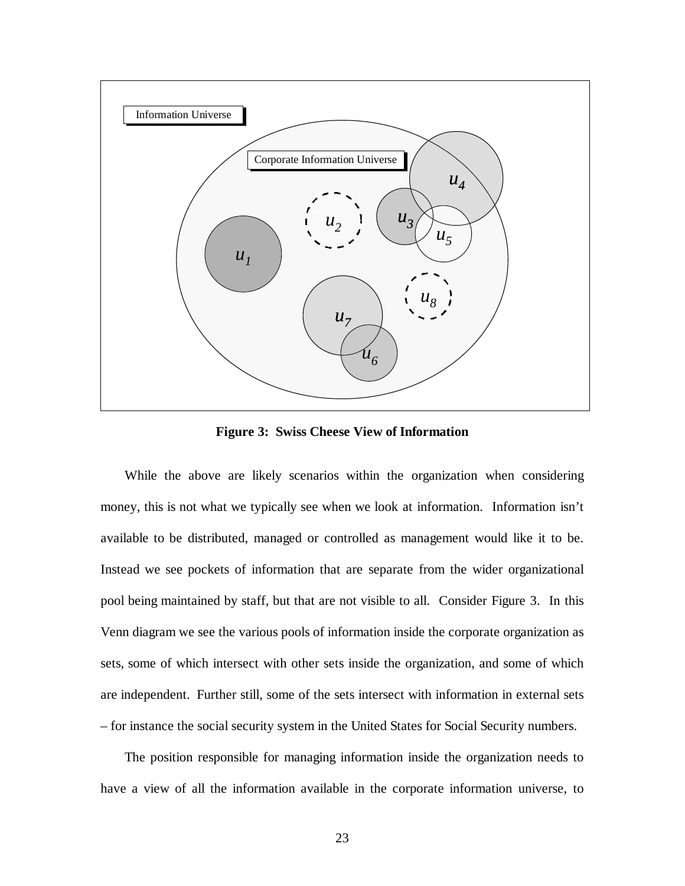**Figure 3: Swiss Cheese View of Information**

While the above are likely scenarios within the organization when considering money, this is not what we typically see when we look at information. Information isn't available to be distributed, managed or controlled as management would like it to be. Instead we see pockets of information that are separate from the wider organizational pool being maintained by staff, but that are not visible to all. Consider Figure 3. In this Venn diagram we see the various pools of information inside the corporate organization as sets, some of which intersect with other sets inside the organization, and some of which are independent. Further still, some of the sets intersect with information in external sets – for instance the social security system in the United States for Social Security numbers.

The position responsible for managing information inside the organization needs to have a view of all the information available in the corporate information universe, to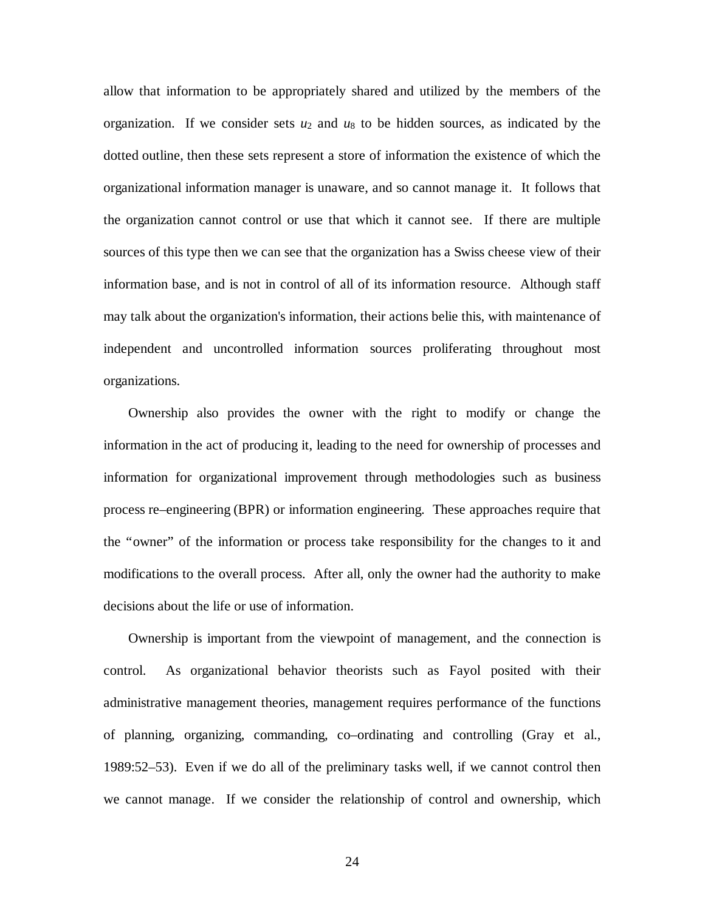allow that information to be appropriately shared and utilized by the members of the organization. If we consider sets $u_2$ and $u_8$ to be hidden sources, as indicated by the dotted outline, then these sets represent a store of information the existence of which the organizational information manager is unaware, and so cannot manage it. It follows that the organization cannot control or use that which it cannot see. If there are multiple sources of this type then we can see that the organization has a Swiss cheese view of their information base, and is not in control of all of its information resource. Although staff may talk about the organization's information, their actions belie this, with maintenance of independent and uncontrolled information sources proliferating throughout most organizations.

Ownership also provides the owner with the right to modify or change the information in the act of producing it, leading to the need for ownership of processes and information for organizational improvement through methodologies such as business process re–engineering (BPR) or information engineering. These approaches require that the "owner" of the information or process take responsibility for the changes to it and modifications to the overall process. After all, only the owner had the authority to make decisions about the life or use of information.

Ownership is important from the viewpoint of management, and the connection is control. As organizational behavior theorists such as Fayol posited with their administrative management theories, management requires performance of the functions of planning, organizing, commanding, co–ordinating and controlling (Gray et al., 1989:52–53). Even if we do all of the preliminary tasks well, if we cannot control then we cannot manage. If we consider the relationship of control and ownership, which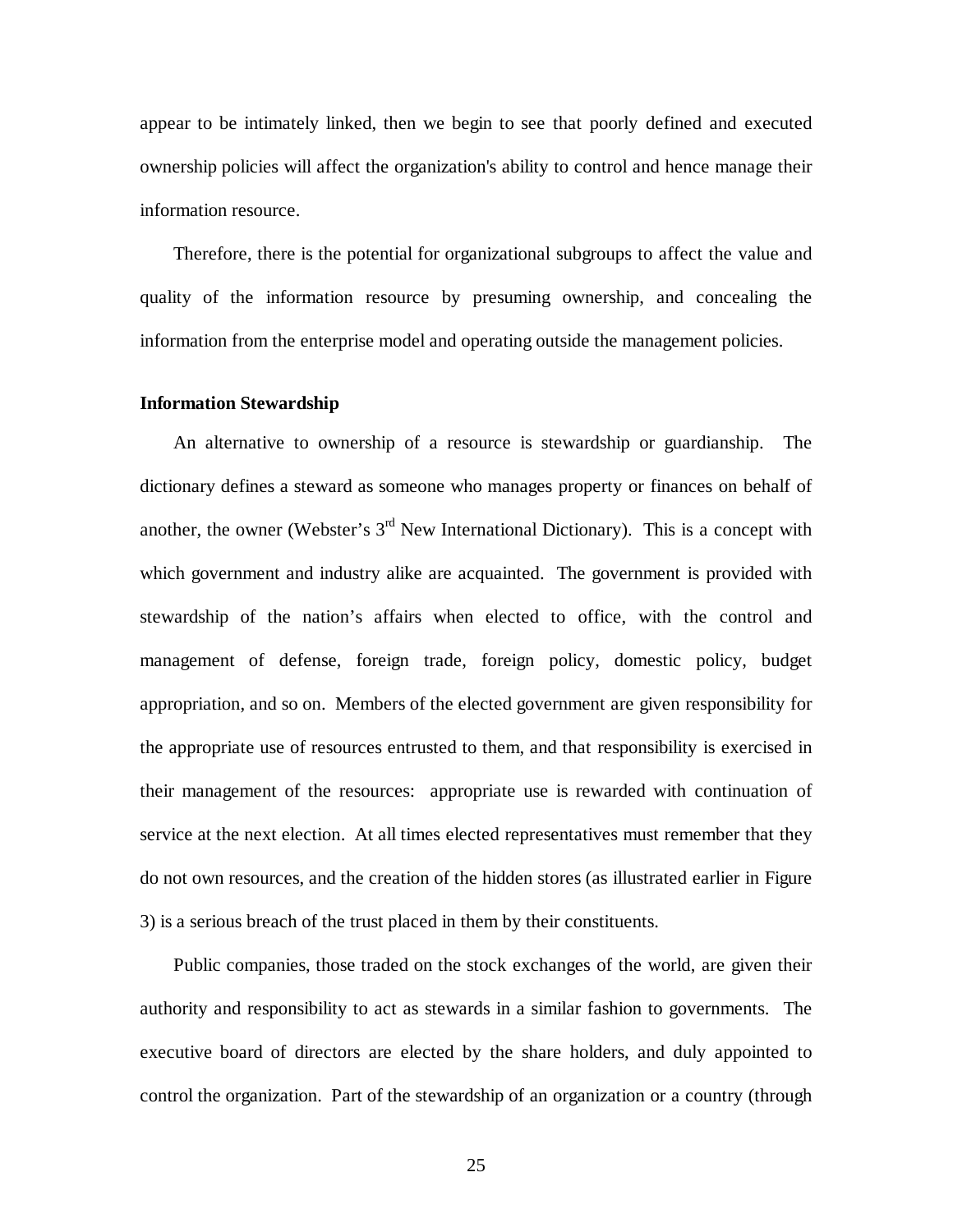appear to be intimately linked, then we begin to see that poorly defined and executed ownership policies will affect the organization's ability to control and hence manage their information resource.

Therefore, there is the potential for organizational subgroups to affect the value and quality of the information resource by presuming ownership, and concealing the information from the enterprise model and operating outside the management policies.

**Information Stewardship**

An alternative to ownership of a resource is stewardship or guardianship. The dictionary defines a steward as someone who manages property or finances on behalf of another, the owner (Webster's 3rd New International Dictionary). This is a concept with which government and industry alike are acquainted. The government is provided with stewardship of the nation's affairs when elected to office, with the control and management of defense, foreign trade, foreign policy, domestic policy, budget appropriation, and so on. Members of the elected government are given responsibility for the appropriate use of resources entrusted to them, and that responsibility is exercised in their management of the resources: appropriate use is rewarded with continuation of service at the next election. At all times elected representatives must remember that they do not own resources, and the creation of the hidden stores (as illustrated earlier in Figure 3) is a serious breach of the trust placed in them by their constituents.

Public companies, those traded on the stock exchanges of the world, are given their authority and responsibility to act as stewards in a similar fashion to governments. The executive board of directors are elected by the share holders, and duly appointed to control the organization. Part of the stewardship of an organization or a country (through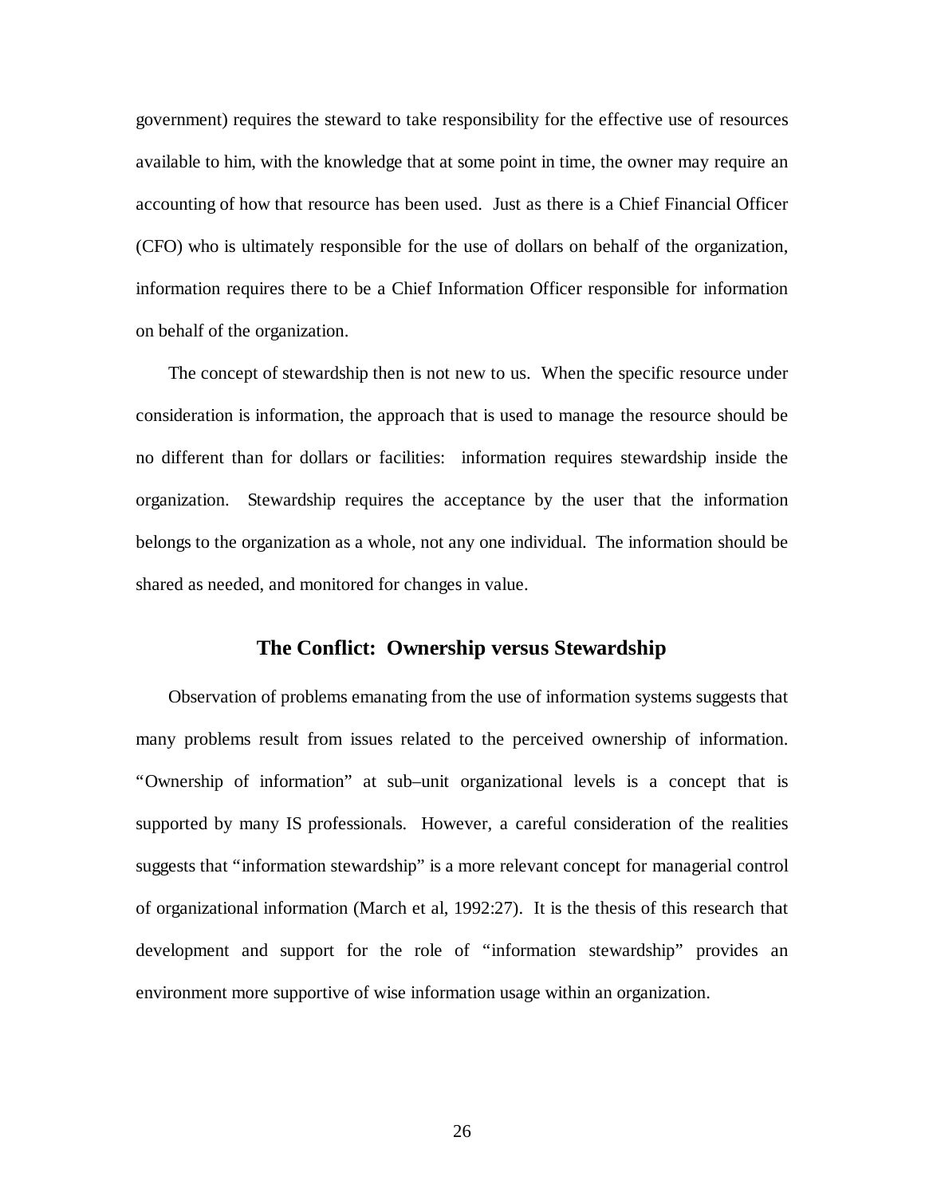government) requires the steward to take responsibility for the effective use of resources available to him, with the knowledge that at some point in time, the owner may require an accounting of how that resource has been used. Just as there is a Chief Financial Officer (CFO) who is ultimately responsible for the use of dollars on behalf of the organization, information requires there to be a Chief Information Officer responsible for information on behalf of the organization.

The concept of stewardship then is not new to us. When the specific resource under consideration is information, the approach that is used to manage the resource should be no different than for dollars or facilities: information requires stewardship inside the organization. Stewardship requires the acceptance by the user that the information belongs to the organization as a whole, not any one individual. The information should be shared as needed, and monitored for changes in value.

## The Conflict: Ownership versus Stewardship

Observation of problems emanating from the use of information systems suggests that many problems result from issues related to the perceived ownership of information. "Ownership of information" at sub–unit organizational levels is a concept that is supported by many IS professionals. However, a careful consideration of the realities suggests that "information stewardship" is a more relevant concept for managerial control of organizational information (March et al, 1992:27). It is the thesis of this research that development and support for the role of "information stewardship" provides an environment more supportive of wise information usage within an organization.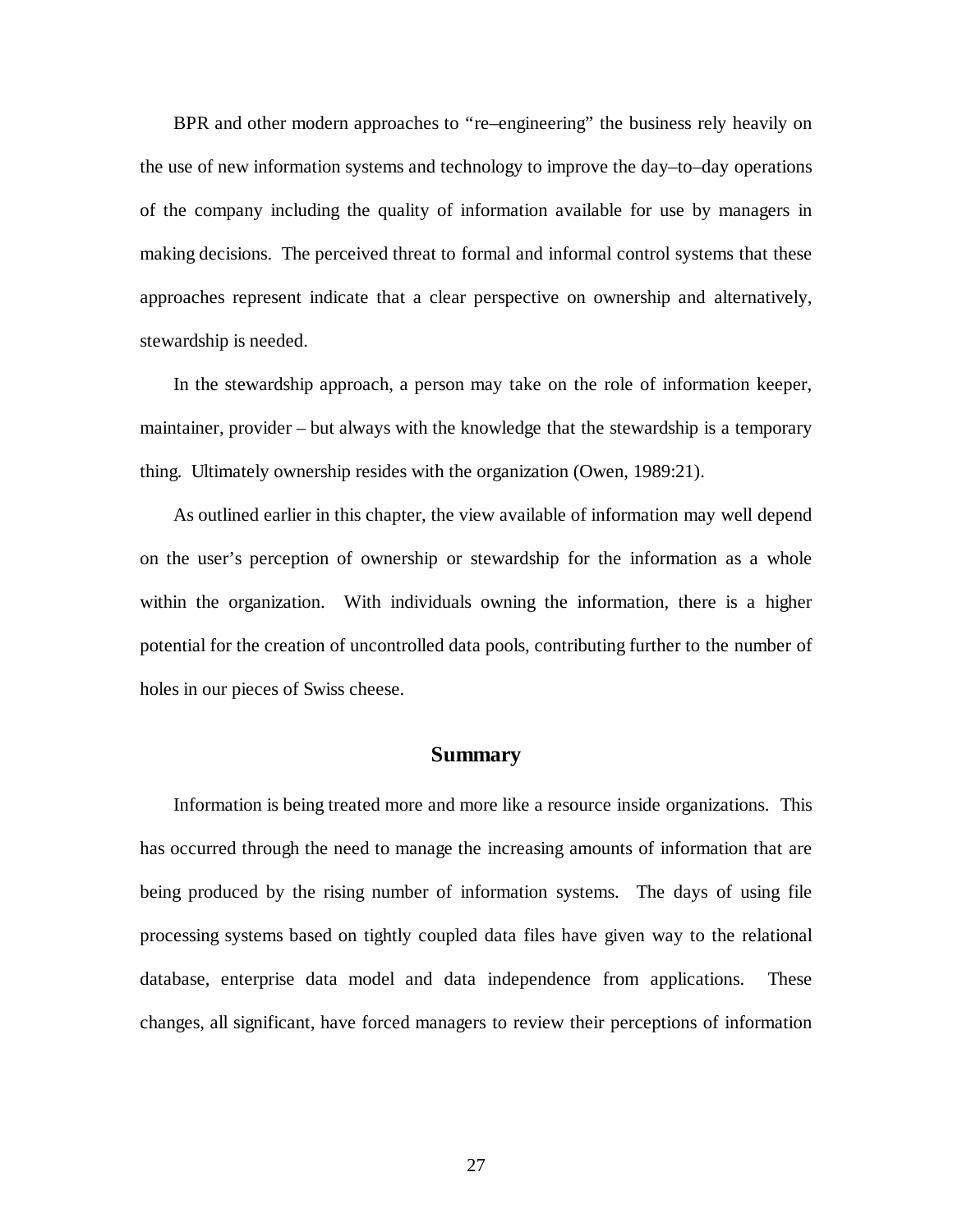BPR and other modern approaches to "re–engineering" the business rely heavily on the use of new information systems and technology to improve the day–to–day operations of the company including the quality of information available for use by managers in making decisions. The perceived threat to formal and informal control systems that these approaches represent indicate that a clear perspective on ownership and alternatively, stewardship is needed.

In the stewardship approach, a person may take on the role of information keeper, maintainer, provider – but always with the knowledge that the stewardship is a temporary thing. Ultimately ownership resides with the organization (Owen, 1989:21).

As outlined earlier in this chapter, the view available of information may well depend on the user's perception of ownership or stewardship for the information as a whole within the organization. With individuals owning the information, there is a higher potential for the creation of uncontrolled data pools, contributing further to the number of holes in our pieces of Swiss cheese.

## Summary

Information is being treated more and more like a resource inside organizations. This has occurred through the need to manage the increasing amounts of information that are being produced by the rising number of information systems. The days of using file processing systems based on tightly coupled data files have given way to the relational database, enterprise data model and data independence from applications. These changes, all significant, have forced managers to review their perceptions of information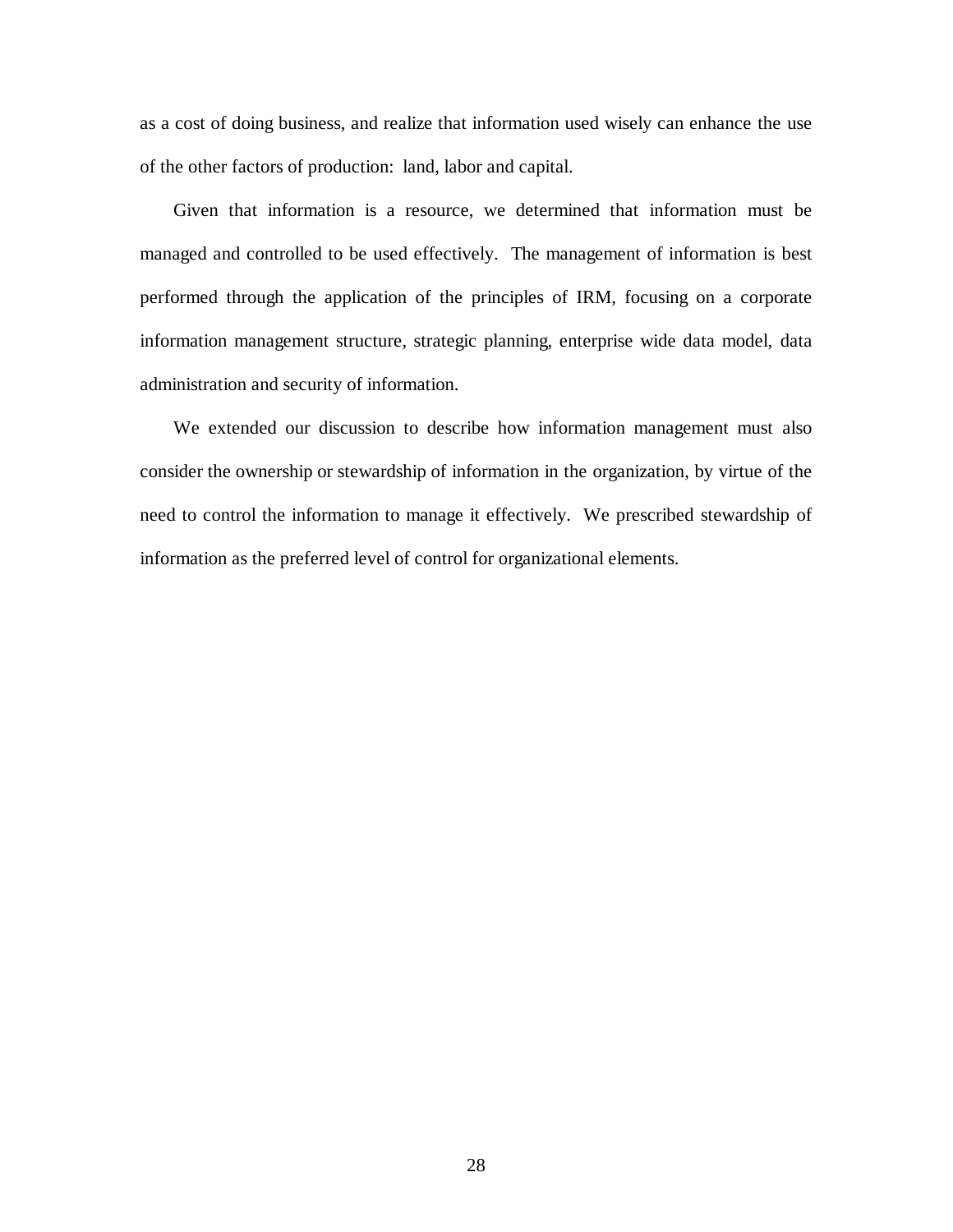as a cost of doing business, and realize that information used wisely can enhance the use of the other factors of production: land, labor and capital.

Given that information is a resource, we determined that information must be managed and controlled to be used effectively. The management of information is best performed through the application of the principles of IRM, focusing on a corporate information management structure, strategic planning, enterprise wide data model, data administration and security of information.

We extended our discussion to describe how information management must also consider the ownership or stewardship of information in the organization, by virtue of the need to control the information to manage it effectively. We prescribed stewardship of information as the preferred level of control for organizational elements.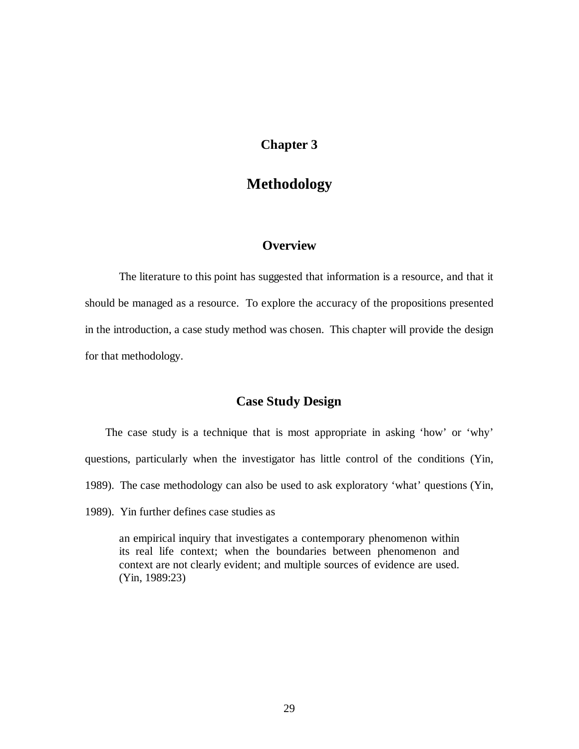# Chapter 3

# Methodology

## Overview

The literature to this point has suggested that information is a resource, and that it should be managed as a resource. To explore the accuracy of the propositions presented in the introduction, a case study method was chosen. This chapter will provide the design for that methodology.

## Case Study Design

The case study is a technique that is most appropriate in asking 'how' or 'why' questions, particularly when the investigator has little control of the conditions (Yin, 1989). The case methodology can also be used to ask exploratory 'what' questions (Yin, 1989). Yin further defines case studies as

> an empirical inquiry that investigates a contemporary phenomenon within its real life context; when the boundaries between phenomenon and context are not clearly evident; and multiple sources of evidence are used. (Yin, 1989:23)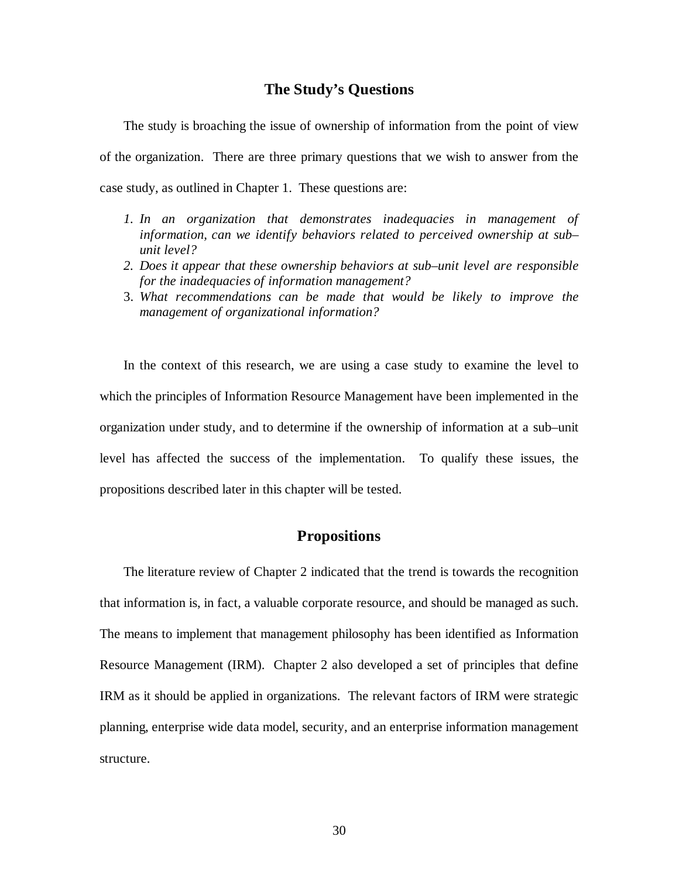## The Study's Questions

The study is broaching the issue of ownership of information from the point of view of the organization. There are three primary questions that we wish to answer from the case study, as outlined in Chapter 1. These questions are:

1. *In an organization that demonstrates inadequacies in management of information, can we identify behaviors related to perceived ownership at sub–unit level?*
2. *Does it appear that these ownership behaviors at sub–unit level are responsible for the inadequacies of information management?*
3. *What recommendations can be made that would be likely to improve the management of organizational information?*

In the context of this research, we are using a case study to examine the level to which the principles of Information Resource Management have been implemented in the organization under study, and to determine if the ownership of information at a sub–unit level has affected the success of the implementation. To qualify these issues, the propositions described later in this chapter will be tested.

## Propositions

The literature review of Chapter 2 indicated that the trend is towards the recognition that information is, in fact, a valuable corporate resource, and should be managed as such. The means to implement that management philosophy has been identified as Information Resource Management (IRM). Chapter 2 also developed a set of principles that define IRM as it should be applied in organizations. The relevant factors of IRM were strategic planning, enterprise wide data model, security, and an enterprise information management structure.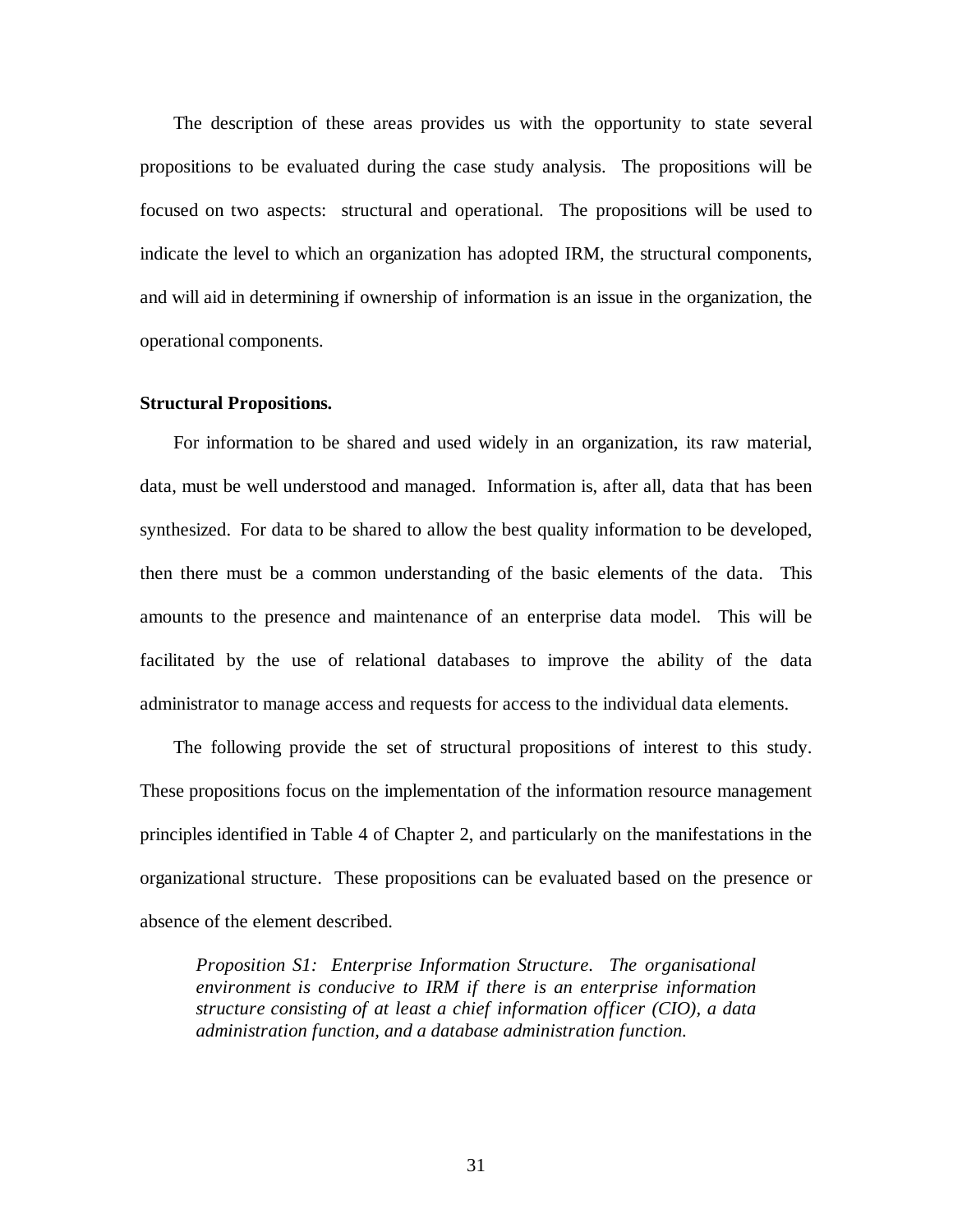The description of these areas provides us with the opportunity to state several propositions to be evaluated during the case study analysis. The propositions will be focused on two aspects: structural and operational. The propositions will be used to indicate the level to which an organization has adopted IRM, the structural components, and will aid in determining if ownership of information is an issue in the organization, the operational components.

**Structural Propositions.**

For information to be shared and used widely in an organization, its raw material, data, must be well understood and managed. Information is, after all, data that has been synthesized. For data to be shared to allow the best quality information to be developed, then there must be a common understanding of the basic elements of the data. This amounts to the presence and maintenance of an enterprise data model. This will be facilitated by the use of relational databases to improve the ability of the data administrator to manage access and requests for access to the individual data elements.

The following provide the set of structural propositions of interest to this study. These propositions focus on the implementation of the information resource management principles identified in Table 4 of Chapter 2, and particularly on the manifestations in the organizational structure. These propositions can be evaluated based on the presence or absence of the element described.

> *Proposition S1: Enterprise Information Structure. The organisational environment is conducive to IRM if there is an enterprise information structure consisting of at least a chief information officer (CIO), a data administration function, and a database administration function.*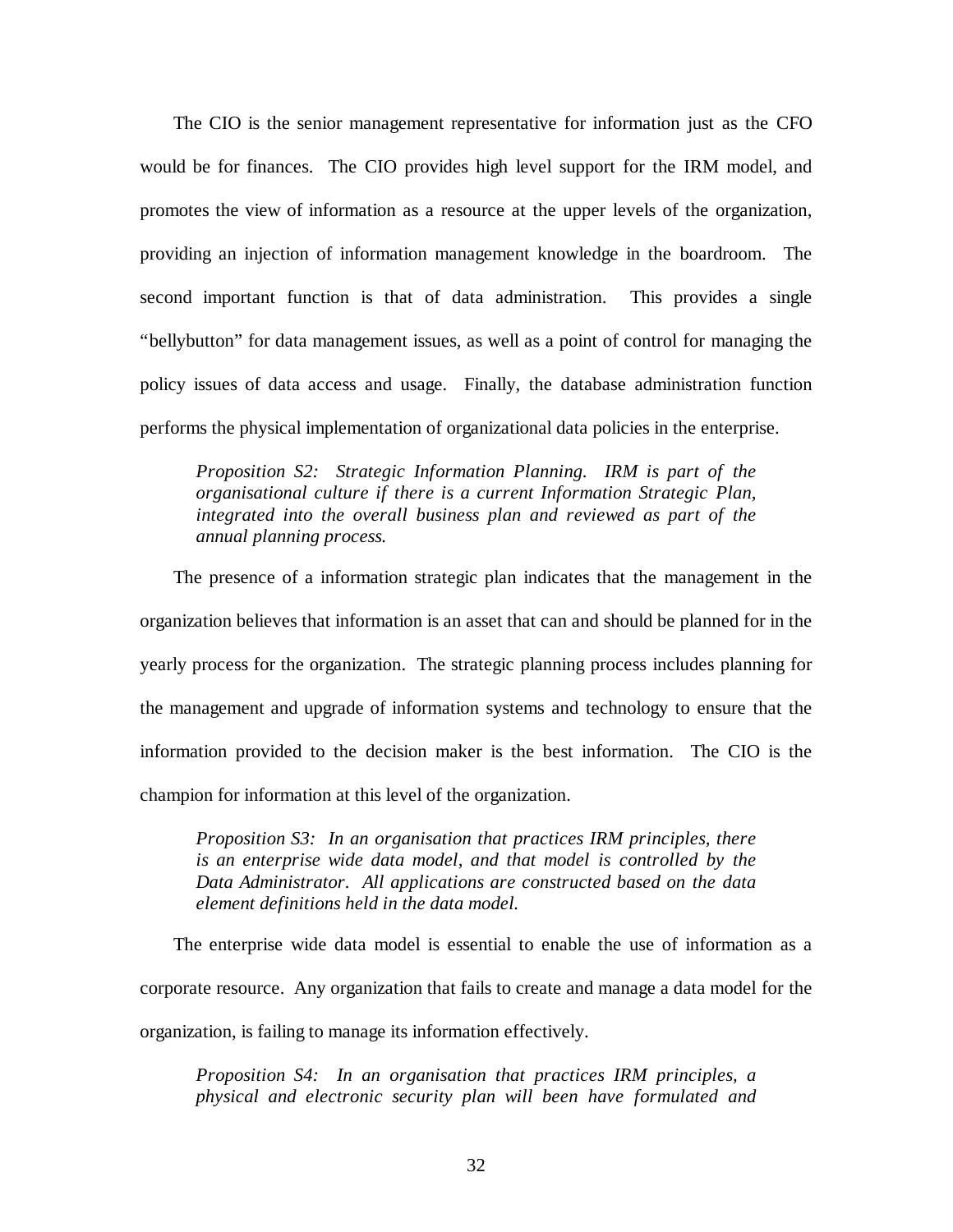The CIO is the senior management representative for information just as the CFO would be for finances. The CIO provides high level support for the IRM model, and promotes the view of information as a resource at the upper levels of the organization, providing an injection of information management knowledge in the boardroom. The second important function is that of data administration. This provides a single "bellybutton" for data management issues, as well as a point of control for managing the policy issues of data access and usage. Finally, the database administration function performs the physical implementation of organizational data policies in the enterprise.

> *Proposition S2: Strategic Information Planning. IRM is part of the organisational culture if there is a current Information Strategic Plan, integrated into the overall business plan and reviewed as part of the annual planning process.*

The presence of a information strategic plan indicates that the management in the organization believes that information is an asset that can and should be planned for in the yearly process for the organization. The strategic planning process includes planning for the management and upgrade of information systems and technology to ensure that the information provided to the decision maker is the best information. The CIO is the champion for information at this level of the organization.

> *Proposition S3: In an organisation that practices IRM principles, there is an enterprise wide data model, and that model is controlled by the Data Administrator. All applications are constructed based on the data element definitions held in the data model.*

The enterprise wide data model is essential to enable the use of information as a corporate resource. Any organization that fails to create and manage a data model for the organization, is failing to manage its information effectively.

> *Proposition S4: In an organisation that practices IRM principles, a physical and electronic security plan will been have formulated and*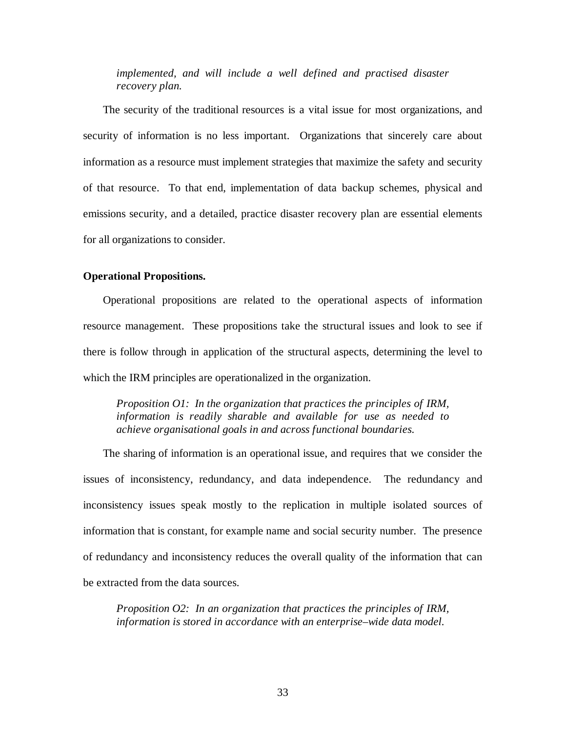*implemented, and will include a well defined and practised disaster recovery plan.*

The security of the traditional resources is a vital issue for most organizations, and security of information is no less important. Organizations that sincerely care about information as a resource must implement strategies that maximize the safety and security of that resource. To that end, implementation of data backup schemes, physical and emissions security, and a detailed, practice disaster recovery plan are essential elements for all organizations to consider.

**Operational Propositions.**

Operational propositions are related to the operational aspects of information resource management. These propositions take the structural issues and look to see if there is follow through in application of the structural aspects, determining the level to which the IRM principles are operationalized in the organization.

*Proposition O1: In the organization that practices the principles of IRM, information is readily sharable and available for use as needed to achieve organisational goals in and across functional boundaries.*

The sharing of information is an operational issue, and requires that we consider the issues of inconsistency, redundancy, and data independence. The redundancy and inconsistency issues speak mostly to the replication in multiple isolated sources of information that is constant, for example name and social security number. The presence of redundancy and inconsistency reduces the overall quality of the information that can be extracted from the data sources.

*Proposition O2: In an organization that practices the principles of IRM, information is stored in accordance with an enterprise–wide data model.*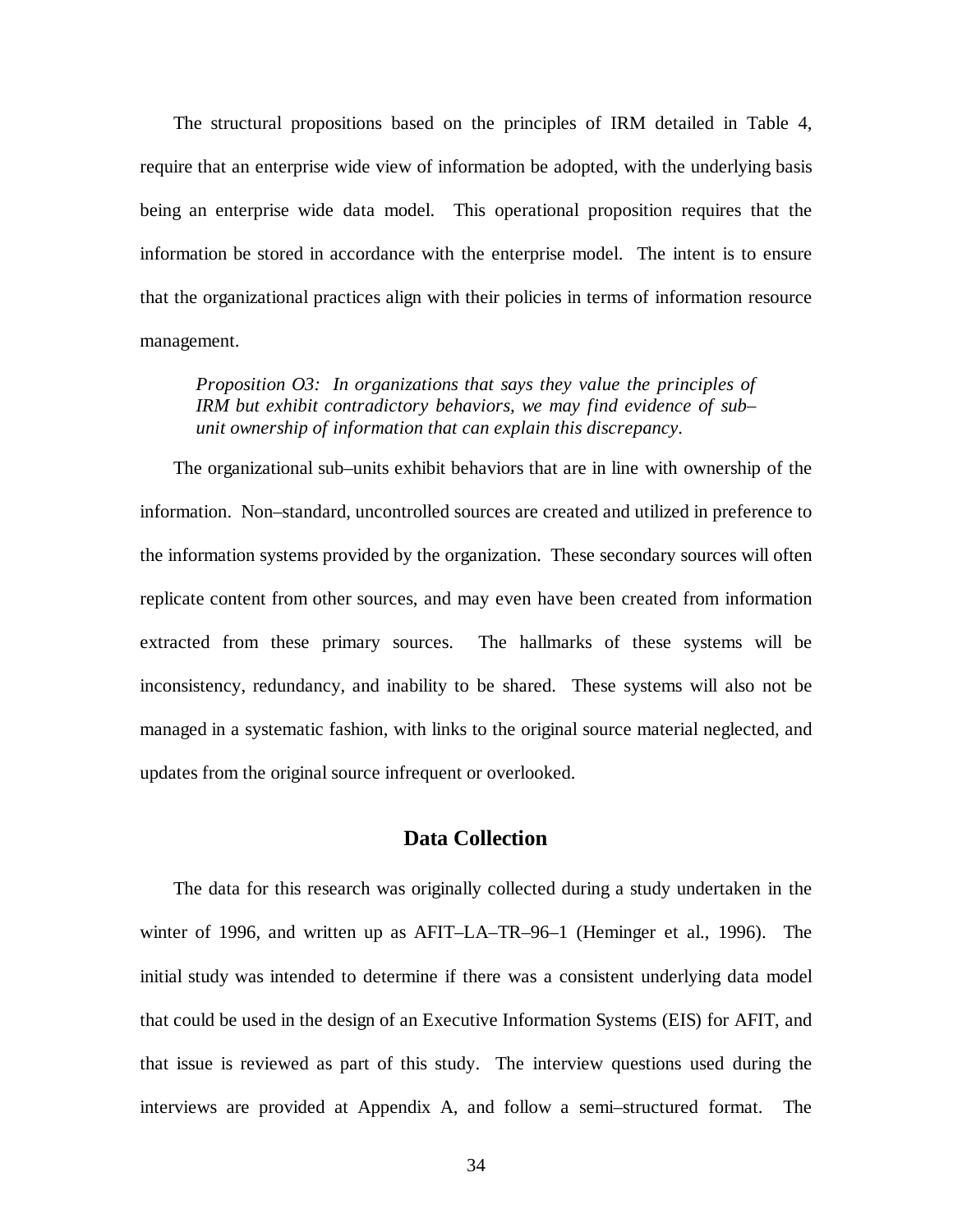The structural propositions based on the principles of IRM detailed in Table 4, require that an enterprise wide view of information be adopted, with the underlying basis being an enterprise wide data model. This operational proposition requires that the information be stored in accordance with the enterprise model. The intent is to ensure that the organizational practices align with their policies in terms of information resource management.

> *Proposition O3: In organizations that says they value the principles of IRM but exhibit contradictory behaviors, we may find evidence of sub–unit ownership of information that can explain this discrepancy.*

The organizational sub–units exhibit behaviors that are in line with ownership of the information. Non–standard, uncontrolled sources are created and utilized in preference to the information systems provided by the organization. These secondary sources will often replicate content from other sources, and may even have been created from information extracted from these primary sources. The hallmarks of these systems will be inconsistency, redundancy, and inability to be shared. These systems will also not be managed in a systematic fashion, with links to the original source material neglected, and updates from the original source infrequent or overlooked.

## Data Collection

The data for this research was originally collected during a study undertaken in the winter of 1996, and written up as AFIT–LA–TR–96–1 (Heminger et al., 1996). The initial study was intended to determine if there was a consistent underlying data model that could be used in the design of an Executive Information Systems (EIS) for AFIT, and that issue is reviewed as part of this study. The interview questions used during the interviews are provided at Appendix A, and follow a semi–structured format. The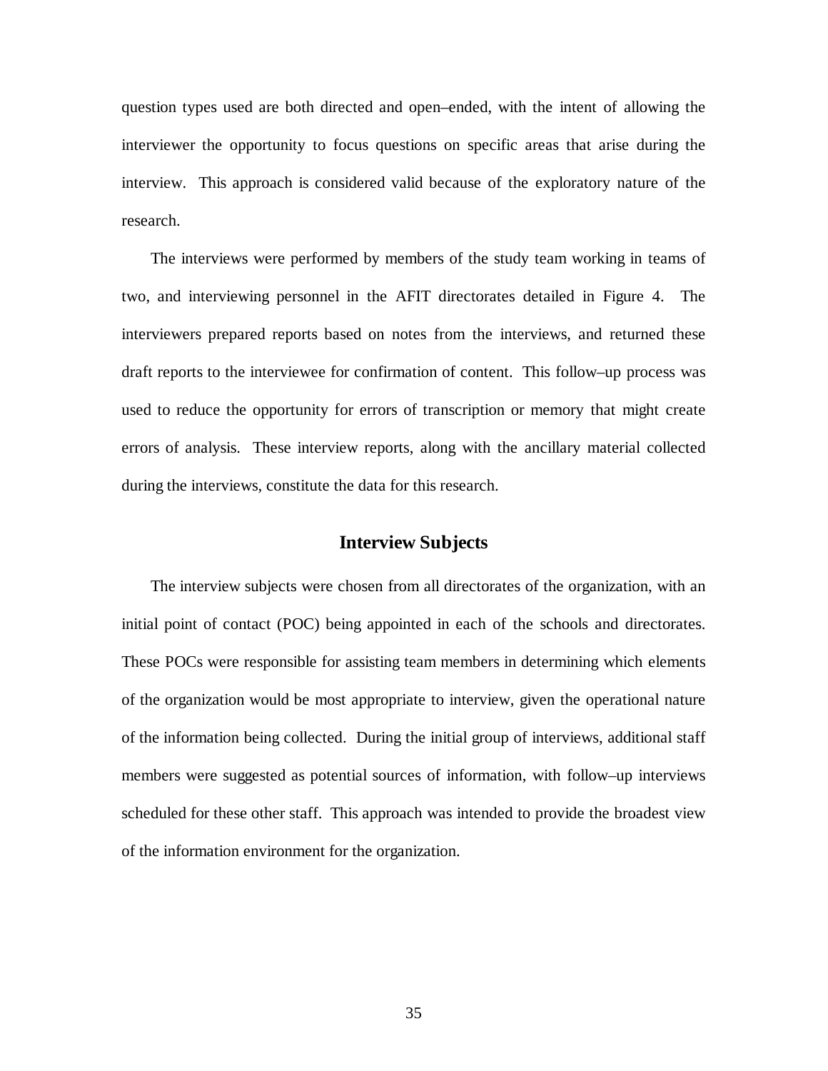question types used are both directed and open–ended, with the intent of allowing the interviewer the opportunity to focus questions on specific areas that arise during the interview. This approach is considered valid because of the exploratory nature of the research.

The interviews were performed by members of the study team working in teams of two, and interviewing personnel in the AFIT directorates detailed in Figure 4. The interviewers prepared reports based on notes from the interviews, and returned these draft reports to the interviewee for confirmation of content. This follow–up process was used to reduce the opportunity for errors of transcription or memory that might create errors of analysis. These interview reports, along with the ancillary material collected during the interviews, constitute the data for this research.

## Interview Subjects

The interview subjects were chosen from all directorates of the organization, with an initial point of contact (POC) being appointed in each of the schools and directorates. These POCs were responsible for assisting team members in determining which elements of the organization would be most appropriate to interview, given the operational nature of the information being collected. During the initial group of interviews, additional staff members were suggested as potential sources of information, with follow–up interviews scheduled for these other staff. This approach was intended to provide the broadest view of the information environment for the organization.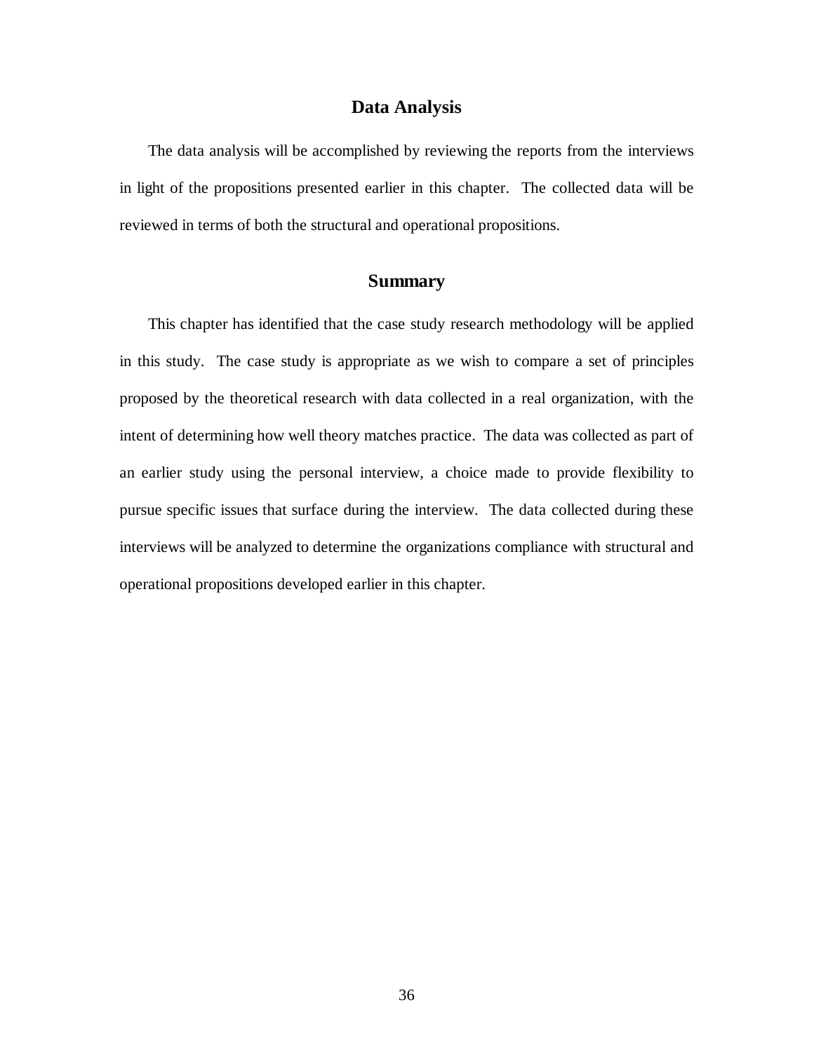## Data Analysis

The data analysis will be accomplished by reviewing the reports from the interviews in light of the propositions presented earlier in this chapter. The collected data will be reviewed in terms of both the structural and operational propositions.

## Summary

This chapter has identified that the case study research methodology will be applied in this study. The case study is appropriate as we wish to compare a set of principles proposed by the theoretical research with data collected in a real organization, with the intent of determining how well theory matches practice. The data was collected as part of an earlier study using the personal interview, a choice made to provide flexibility to pursue specific issues that surface during the interview. The data collected during these interviews will be analyzed to determine the organizations compliance with structural and operational propositions developed earlier in this chapter.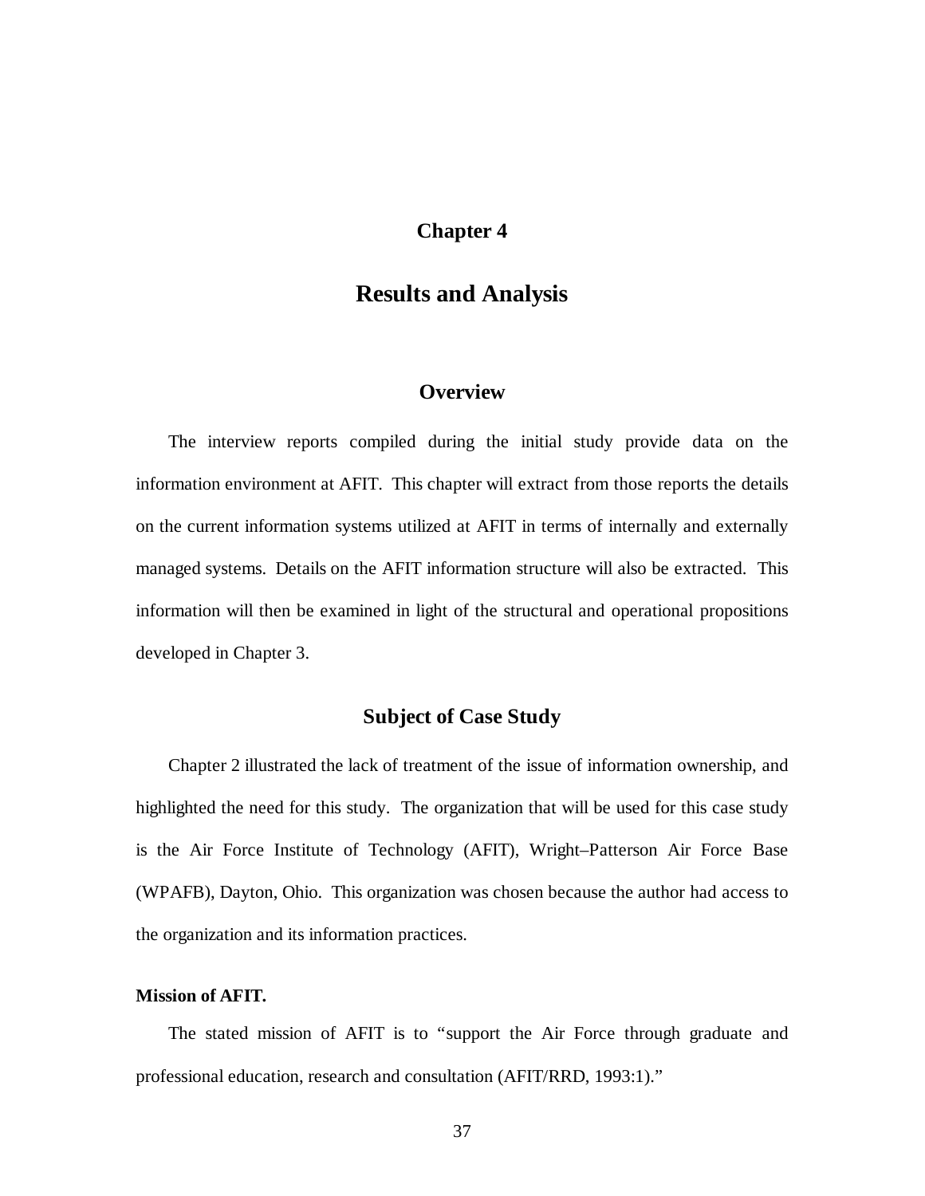# Chapter 4

# Results and Analysis

## Overview

The interview reports compiled during the initial study provide data on the information environment at AFIT. This chapter will extract from those reports the details on the current information systems utilized at AFIT in terms of internally and externally managed systems. Details on the AFIT information structure will also be extracted. This information will then be examined in light of the structural and operational propositions developed in Chapter 3.

## Subject of Case Study

Chapter 2 illustrated the lack of treatment of the issue of information ownership, and highlighted the need for this study. The organization that will be used for this case study is the Air Force Institute of Technology (AFIT), Wright–Patterson Air Force Base (WPAFB), Dayton, Ohio. This organization was chosen because the author had access to the organization and its information practices.

### Mission of AFIT.

The stated mission of AFIT is to "support the Air Force through graduate and professional education, research and consultation (AFIT/RRD, 1993:1)."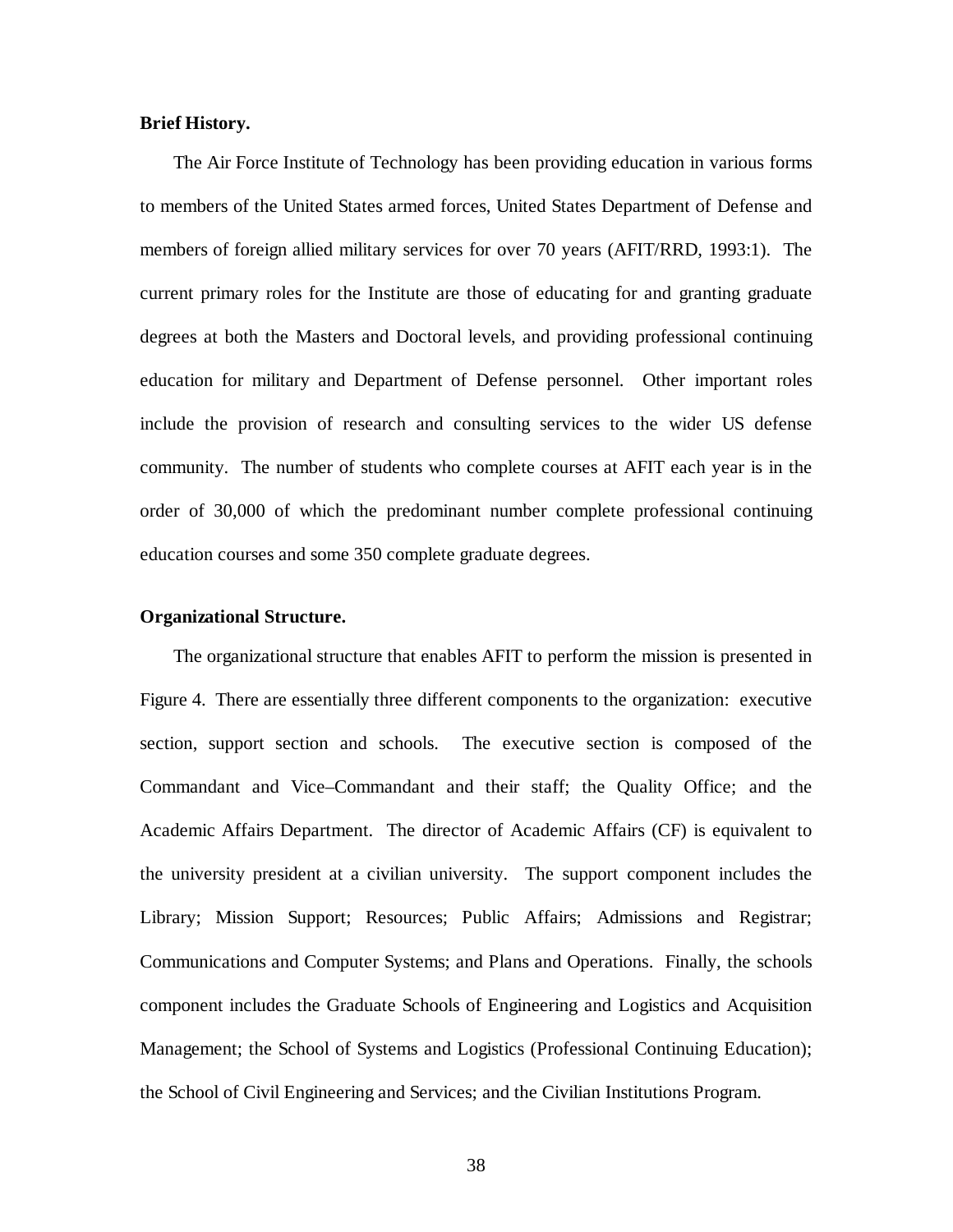**Brief History.**

The Air Force Institute of Technology has been providing education in various forms to members of the United States armed forces, United States Department of Defense and members of foreign allied military services for over 70 years (AFIT/RRD, 1993:1). The current primary roles for the Institute are those of educating for and granting graduate degrees at both the Masters and Doctoral levels, and providing professional continuing education for military and Department of Defense personnel. Other important roles include the provision of research and consulting services to the wider US defense community. The number of students who complete courses at AFIT each year is in the order of 30,000 of which the predominant number complete professional continuing education courses and some 350 complete graduate degrees.

**Organizational Structure.**

The organizational structure that enables AFIT to perform the mission is presented in Figure 4. There are essentially three different components to the organization: executive section, support section and schools. The executive section is composed of the Commandant and Vice–Commandant and their staff; the Quality Office; and the Academic Affairs Department. The director of Academic Affairs (CF) is equivalent to the university president at a civilian university. The support component includes the Library; Mission Support; Resources; Public Affairs; Admissions and Registrar; Communications and Computer Systems; and Plans and Operations. Finally, the schools component includes the Graduate Schools of Engineering and Logistics and Acquisition Management; the School of Systems and Logistics (Professional Continuing Education); the School of Civil Engineering and Services; and the Civilian Institutions Program.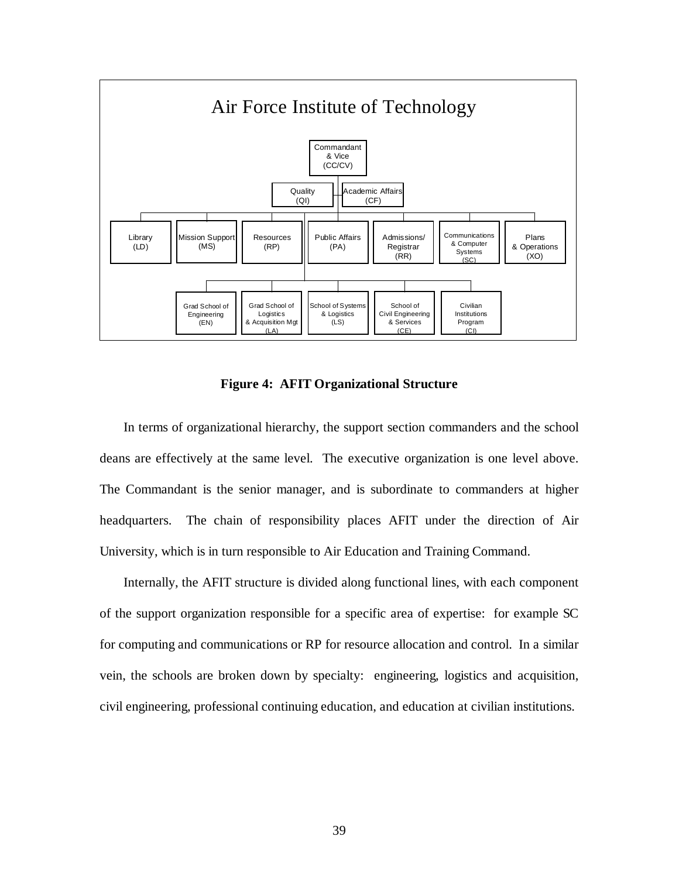Air Force Institute of Technology

- Commandant & Vice (CC/CV)
  - Quality (QI)
  - Academic Affairs (CF)
  - Library (LD)
  - Mission Support (MS)
  - Resources (RP)
  - Public Affairs (PA)
  - Admissions/ Registrar (RR)
  - Communications & Computer Systems (SC)
  - Plans & Operations (XO)
  - Grad School of Engineering (EN)
  - Grad School of Logistics & Acquisition Mgt (LA)
  - School of Systems & Logistics (LS)
  - School of Civil Engineering & Services (CE)
  - Civilian Institutions Program (CI)

**Figure 4: AFIT Organizational Structure**

In terms of organizational hierarchy, the support section commanders and the school deans are effectively at the same level. The executive organization is one level above. The Commandant is the senior manager, and is subordinate to commanders at higher headquarters. The chain of responsibility places AFIT under the direction of Air University, which is in turn responsible to Air Education and Training Command.

Internally, the AFIT structure is divided along functional lines, with each component of the support organization responsible for a specific area of expertise: for example SC for computing and communications or RP for resource allocation and control. In a similar vein, the schools are broken down by specialty: engineering, logistics and acquisition, civil engineering, professional continuing education, and education at civilian institutions.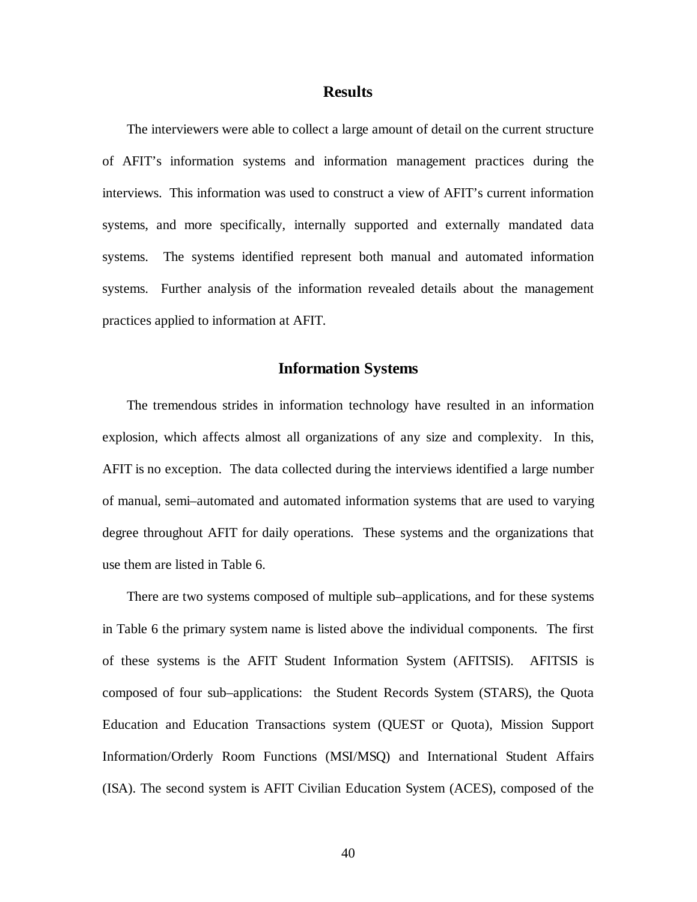## Results

The interviewers were able to collect a large amount of detail on the current structure of AFIT's information systems and information management practices during the interviews. This information was used to construct a view of AFIT's current information systems, and more specifically, internally supported and externally mandated data systems. The systems identified represent both manual and automated information systems. Further analysis of the information revealed details about the management practices applied to information at AFIT.

## Information Systems

The tremendous strides in information technology have resulted in an information explosion, which affects almost all organizations of any size and complexity. In this, AFIT is no exception. The data collected during the interviews identified a large number of manual, semi–automated and automated information systems that are used to varying degree throughout AFIT for daily operations. These systems and the organizations that use them are listed in Table 6.

There are two systems composed of multiple sub–applications, and for these systems in Table 6 the primary system name is listed above the individual components. The first of these systems is the AFIT Student Information System (AFITSIS). AFITSIS is composed of four sub–applications: the Student Records System (STARS), the Quota Education and Education Transactions system (QUEST or Quota), Mission Support Information/Orderly Room Functions (MSI/MSQ) and International Student Affairs (ISA). The second system is AFIT Civilian Education System (ACES), composed of the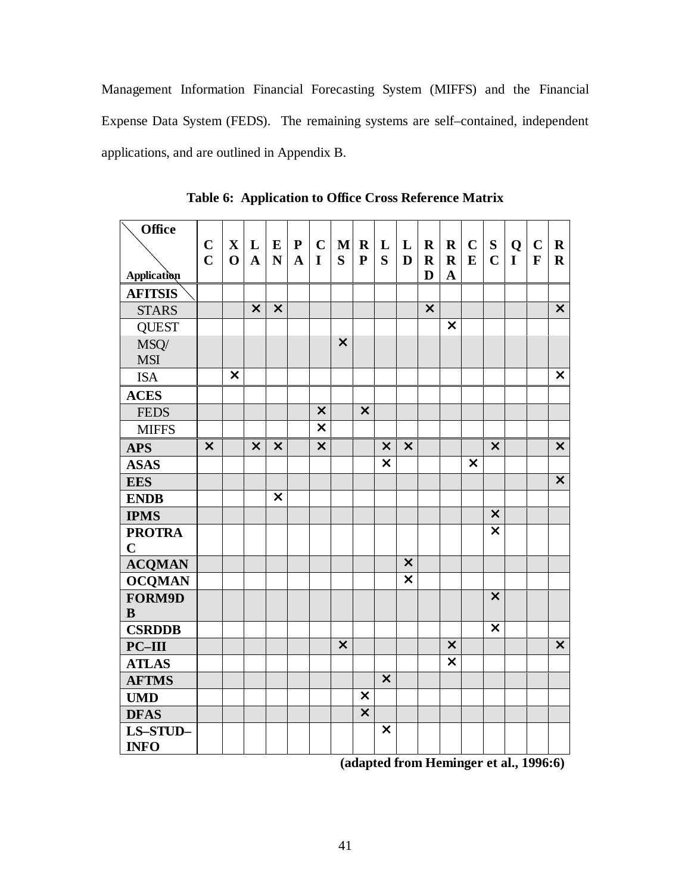Management Information Financial Forecasting System (MIFFS) and the Financial Expense Data System (FEDS). The remaining systems are self–contained, independent applications, and are outlined in Appendix B.

**Table 6: Application to Office Cross Reference Matrix**

| Application \ Office | CC | XO | LA | EN | PA | CI | MS | RP | LS | LD | RRD | RRA | CE | SC | QI | CF | RR |
|---|---|---|---|---|---|---|---|---|---|---|---|---|---|---|---|---|---|
| **AFITSIS** | | | | | | | | | | | | | | | | | |
| STARS | | | × | × | | | | | | | × | | | | | | × |
| QUEST | | | | | | | | | | | | × | | | | | |
| MSQ/ MSI | | | | | | | × | | | | | | | | | | |
| ISA | | × | | | | | | | | | | | | | | | × |
| **ACES** | | | | | | | | | | | | | | | | | |
| FEDS | | | | | | × | | × | | | | | | | | | |
| MIFFS | | | | | | × | | | | | | | | | | | |
| **APS** | × | | × | × | | × | | | × | × | | | | × | | | × |
| **ASAS** | | | | | | | | | × | | | | × | | | | |
| **EES** | | | | | | | | | | | | | | | | | × |
| **ENDB** | | | | × | | | | | | | | | | | | | |
| **IPMS** | | | | | | | | | | | | | | × | | | |
| **PROTRAC** | | | | | | | | | | | | | | × | | | |
| **ACQMAN** | | | | | | | | | | × | | | | | | | |
| **OCQMAN** | | | | | | | | | | × | | | | | | | |
| **FORM9DB** | | | | | | | | | | | | | | × | | | |
| **CSRDDB** | | | | | | | | | | | | | | × | | | |
| **PC–III** | | | | | | | × | | | | | × | | | | | × |
| **ATLAS** | | | | | | | | | | | | × | | | | | |
| **AFTMS** | | | | | | | | | × | | | | | | | | |
| **UMD** | | | | | | | | × | | | | | | | | | |
| **DFAS** | | | | | | | | × | | | | | | | | | |
| **LS–STUD–INFO** | | | | | | | | | × | | | | | | | | |

**(adapted from Heminger et al., 1996:6)**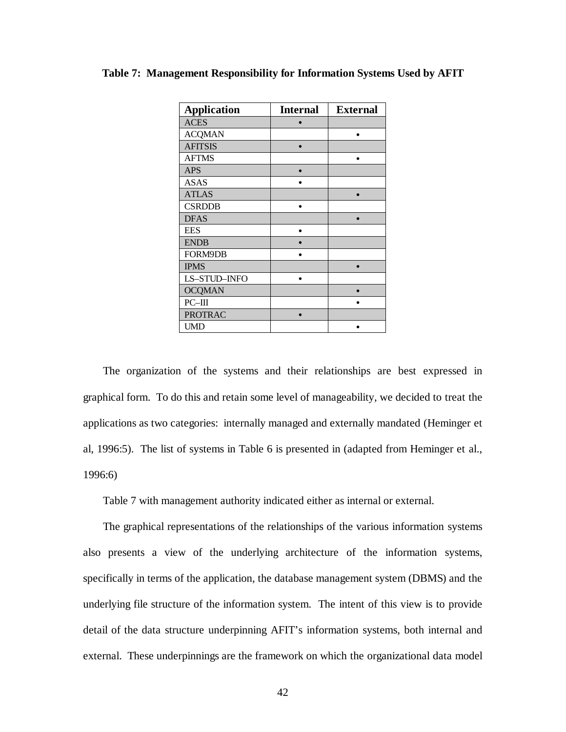**Table 7: Management Responsibility for Information Systems Used by AFIT**

| Application | Internal | External |
|---|---|---|
| ACES | • | |
| ACQMAN | | • |
| AFITSIS | • | |
| AFTMS | | • |
| APS | • | |
| ASAS | • | |
| ATLAS | | • |
| CSRDDB | • | |
| DFAS | | • |
| EES | • | |
| ENDB | • | |
| FORM9DB | • | |
| IPMS | | • |
| LS–STUD–INFO | • | |
| OCQMAN | | • |
| PC–III | | • |
| PROTRAC | • | |
| UMD | | • |

The organization of the systems and their relationships are best expressed in graphical form. To do this and retain some level of manageability, we decided to treat the applications as two categories: internally managed and externally mandated (Heminger et al, 1996:5). The list of systems in Table 6 is presented in (adapted from Heminger et al., 1996:6)

Table 7 with management authority indicated either as internal or external.

The graphical representations of the relationships of the various information systems also presents a view of the underlying architecture of the information systems, specifically in terms of the application, the database management system (DBMS) and the underlying file structure of the information system. The intent of this view is to provide detail of the data structure underpinning AFIT's information systems, both internal and external. These underpinnings are the framework on which the organizational data model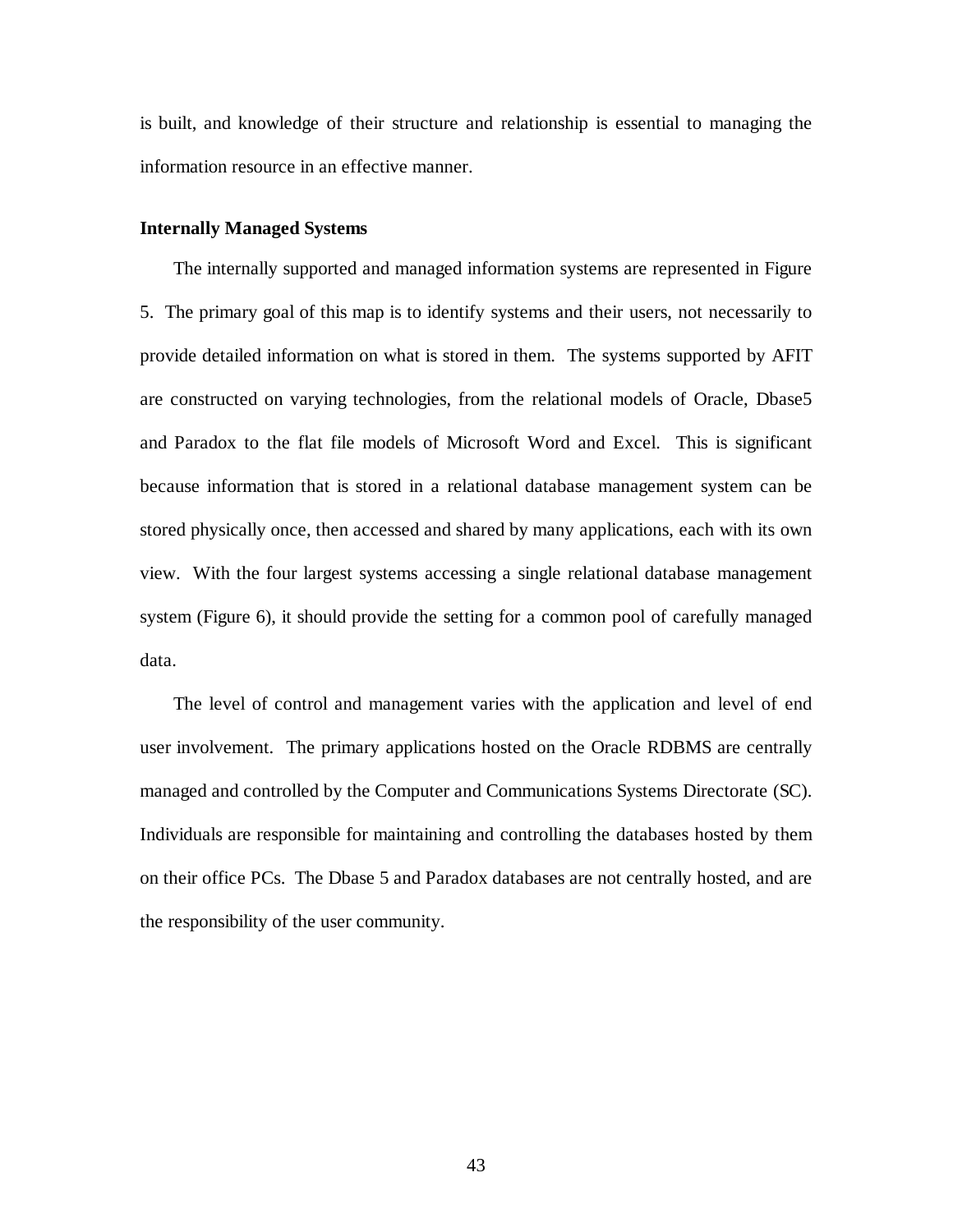is built, and knowledge of their structure and relationship is essential to managing the information resource in an effective manner.

### Internally Managed Systems

The internally supported and managed information systems are represented in Figure 5. The primary goal of this map is to identify systems and their users, not necessarily to provide detailed information on what is stored in them. The systems supported by AFIT are constructed on varying technologies, from the relational models of Oracle, Dbase5 and Paradox to the flat file models of Microsoft Word and Excel. This is significant because information that is stored in a relational database management system can be stored physically once, then accessed and shared by many applications, each with its own view. With the four largest systems accessing a single relational database management system (Figure 6), it should provide the setting for a common pool of carefully managed data.

The level of control and management varies with the application and level of end user involvement. The primary applications hosted on the Oracle RDBMS are centrally managed and controlled by the Computer and Communications Systems Directorate (SC). Individuals are responsible for maintaining and controlling the databases hosted by them on their office PCs. The Dbase 5 and Paradox databases are not centrally hosted, and are the responsibility of the user community.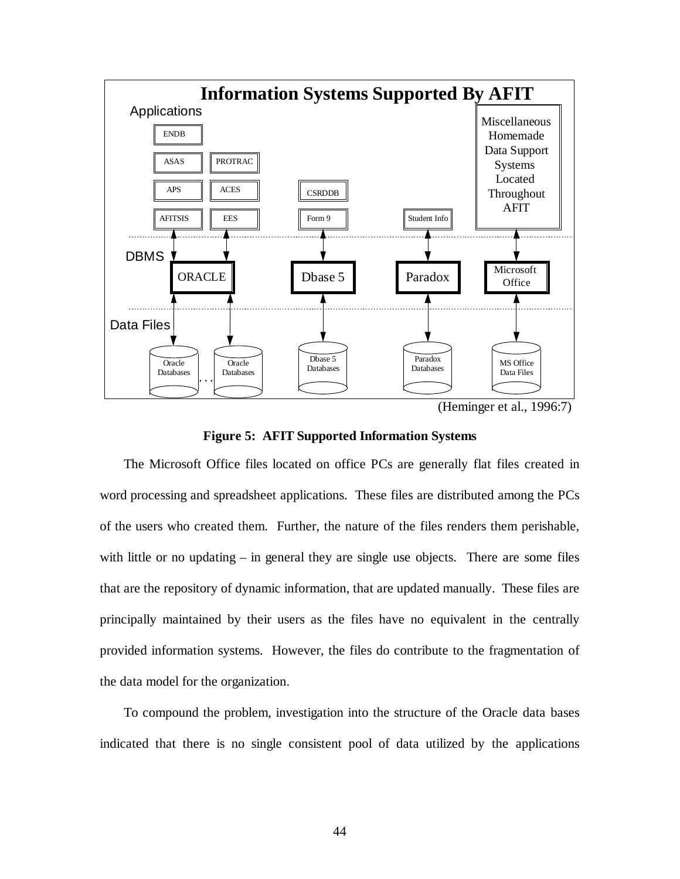**Information Systems Supported By AFIT**

Applications

ENDB

ASAS PROTRAC

APS ACES CSRDDB

AFITSIS EES Form 9 Student Info

Miscellaneous Homemade Data Support Systems Located Throughout AFIT

DBMS

ORACLE Dbase 5 Paradox Microsoft Office

Data Files

Oracle Databases . . . Oracle Databases Dbase 5 Databases Paradox Databases MS Office Data Files

(Heminger et al., 1996:7)

**Figure 5: AFIT Supported Information Systems**

The Microsoft Office files located on office PCs are generally flat files created in word processing and spreadsheet applications. These files are distributed among the PCs of the users who created them. Further, the nature of the files renders them perishable, with little or no updating – in general they are single use objects. There are some files that are the repository of dynamic information, that are updated manually. These files are principally maintained by their users as the files have no equivalent in the centrally provided information systems. However, the files do contribute to the fragmentation of the data model for the organization.

To compound the problem, investigation into the structure of the Oracle data bases indicated that there is no single consistent pool of data utilized by the applications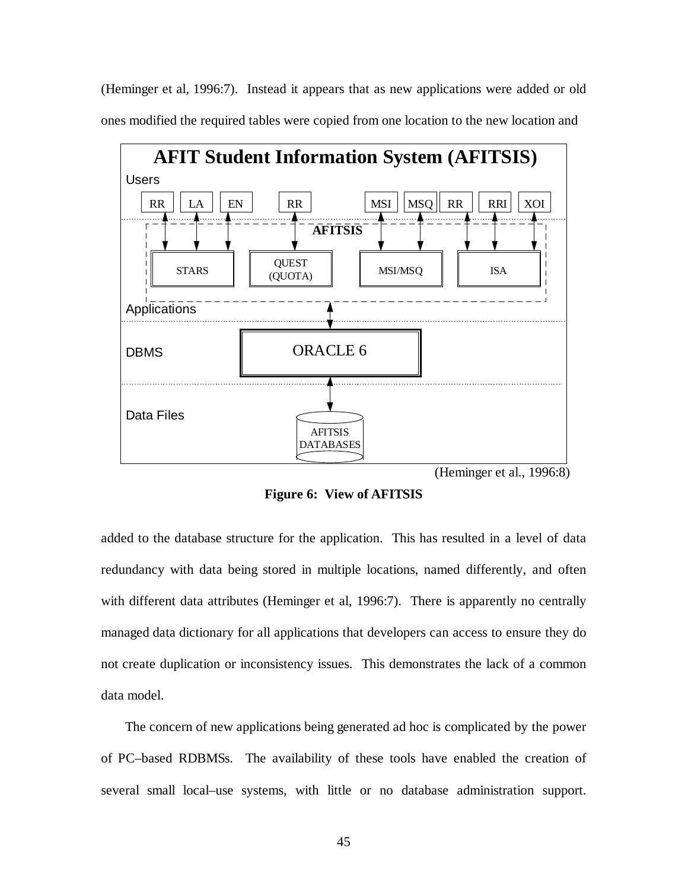(Heminger et al, 1996:7). Instead it appears that as new applications were added or old ones modified the required tables were copied from one location to the new location and

**AFIT Student Information System (AFITSIS)**

Users: RR, LA, EN, RR, MSI, MSQ, RR, RRI, XOI

AFITSIS: STARS, QUEST (QUOTA), MSI/MSQ, ISA

Applications

DBMS: ORACLE 6

Data Files: AFITSIS DATABASES

(Heminger et al., 1996:8)

**Figure 6: View of AFITSIS**

added to the database structure for the application. This has resulted in a level of data redundancy with data being stored in multiple locations, named differently, and often with different data attributes (Heminger et al, 1996:7). There is apparently no centrally managed data dictionary for all applications that developers can access to ensure they do not create duplication or inconsistency issues. This demonstrates the lack of a common data model.

The concern of new applications being generated ad hoc is complicated by the power of PC–based RDBMSs. The availability of these tools have enabled the creation of several small local–use systems, with little or no database administration support.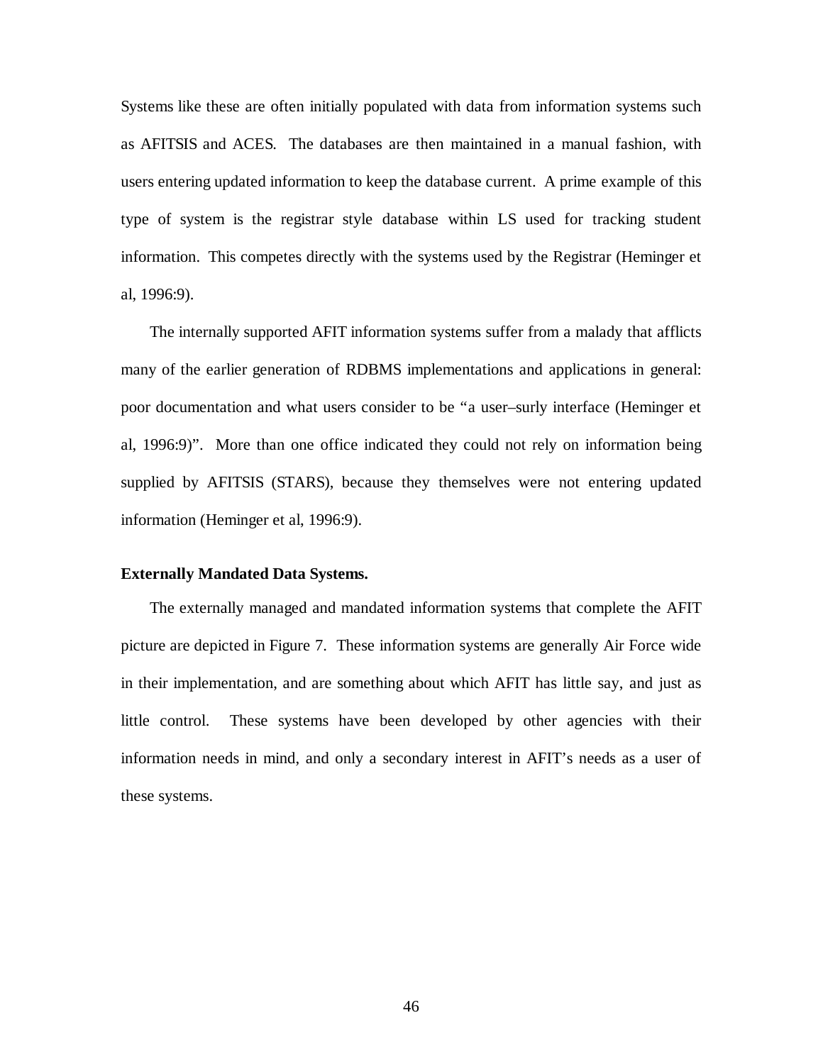Systems like these are often initially populated with data from information systems such as AFITSIS and ACES. The databases are then maintained in a manual fashion, with users entering updated information to keep the database current. A prime example of this type of system is the registrar style database within LS used for tracking student information. This competes directly with the systems used by the Registrar (Heminger et al, 1996:9).

The internally supported AFIT information systems suffer from a malady that afflicts many of the earlier generation of RDBMS implementations and applications in general: poor documentation and what users consider to be "a user–surly interface (Heminger et al, 1996:9)". More than one office indicated they could not rely on information being supplied by AFITSIS (STARS), because they themselves were not entering updated information (Heminger et al, 1996:9).

**Externally Mandated Data Systems.**

The externally managed and mandated information systems that complete the AFIT picture are depicted in Figure 7. These information systems are generally Air Force wide in their implementation, and are something about which AFIT has little say, and just as little control. These systems have been developed by other agencies with their information needs in mind, and only a secondary interest in AFIT's needs as a user of these systems.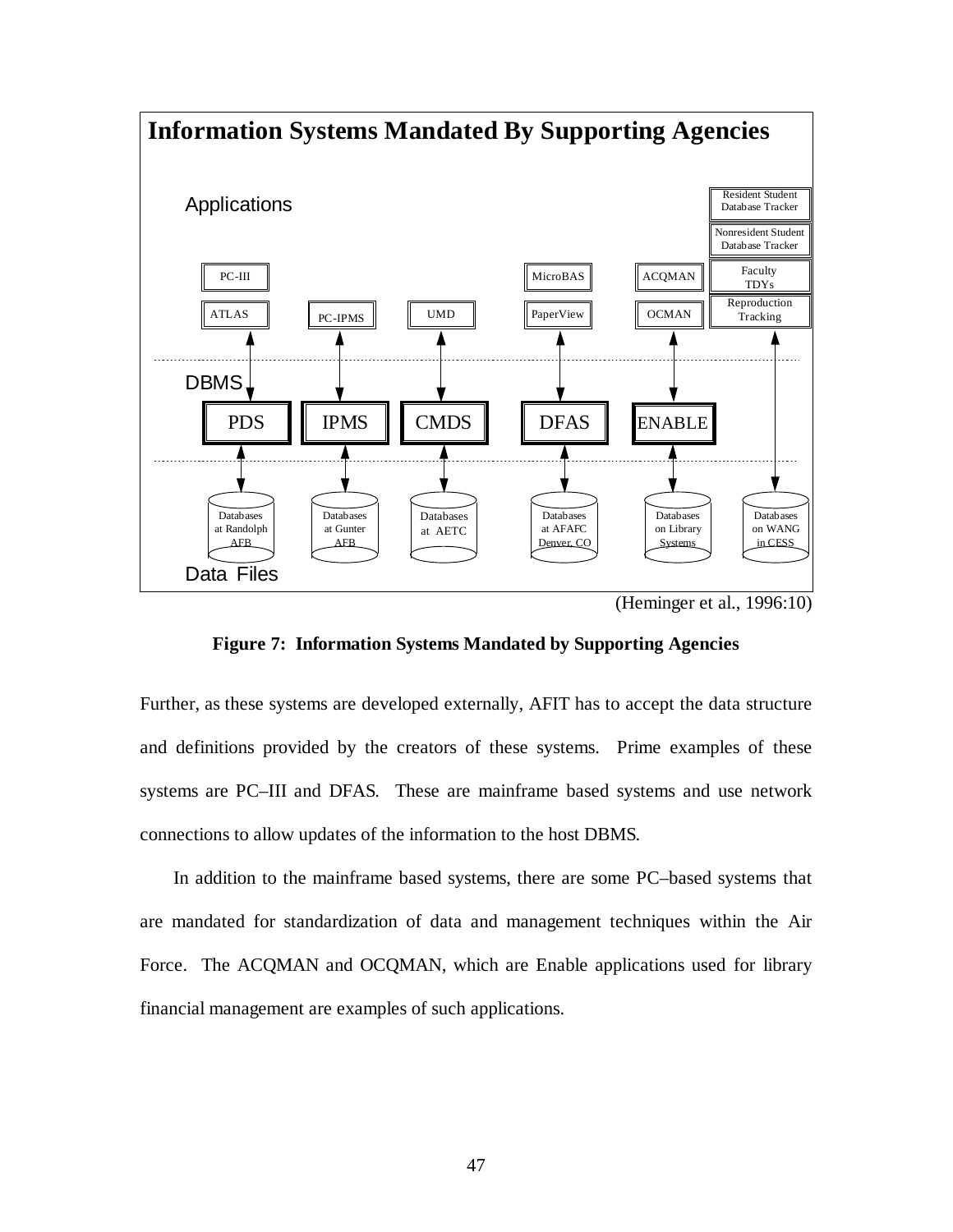**Information Systems Mandated By Supporting Agencies**

Applications

| PC-III | | | MicroBAS | ACQMAN | Resident Student Database Tracker |
|---|---|---|---|---|---|
| ATLAS | PC-IPMS | UMD | PaperView | OCMAN | Nonresident Student Database Tracker |
| | | | | | Faculty TDYs |
| | | | | | Reproduction Tracking |

DBMS

| PDS | IPMS | CMDS | DFAS | ENABLE | |
|---|---|---|---|---|---|

Data Files

| Databases at Randolph AFB | Databases at Gunter AFB | Databases at AETC | Databases at AFAFC Denver, CO | Databases on Library Systems | Databases on WANG in CESS |
|---|---|---|---|---|---|

(Heminger et al., 1996:10)

**Figure 7: Information Systems Mandated by Supporting Agencies**

Further, as these systems are developed externally, AFIT has to accept the data structure and definitions provided by the creators of these systems. Prime examples of these systems are PC–III and DFAS. These are mainframe based systems and use network connections to allow updates of the information to the host DBMS.

In addition to the mainframe based systems, there are some PC–based systems that are mandated for standardization of data and management techniques within the Air Force. The ACQMAN and OCQMAN, which are Enable applications used for library financial management are examples of such applications.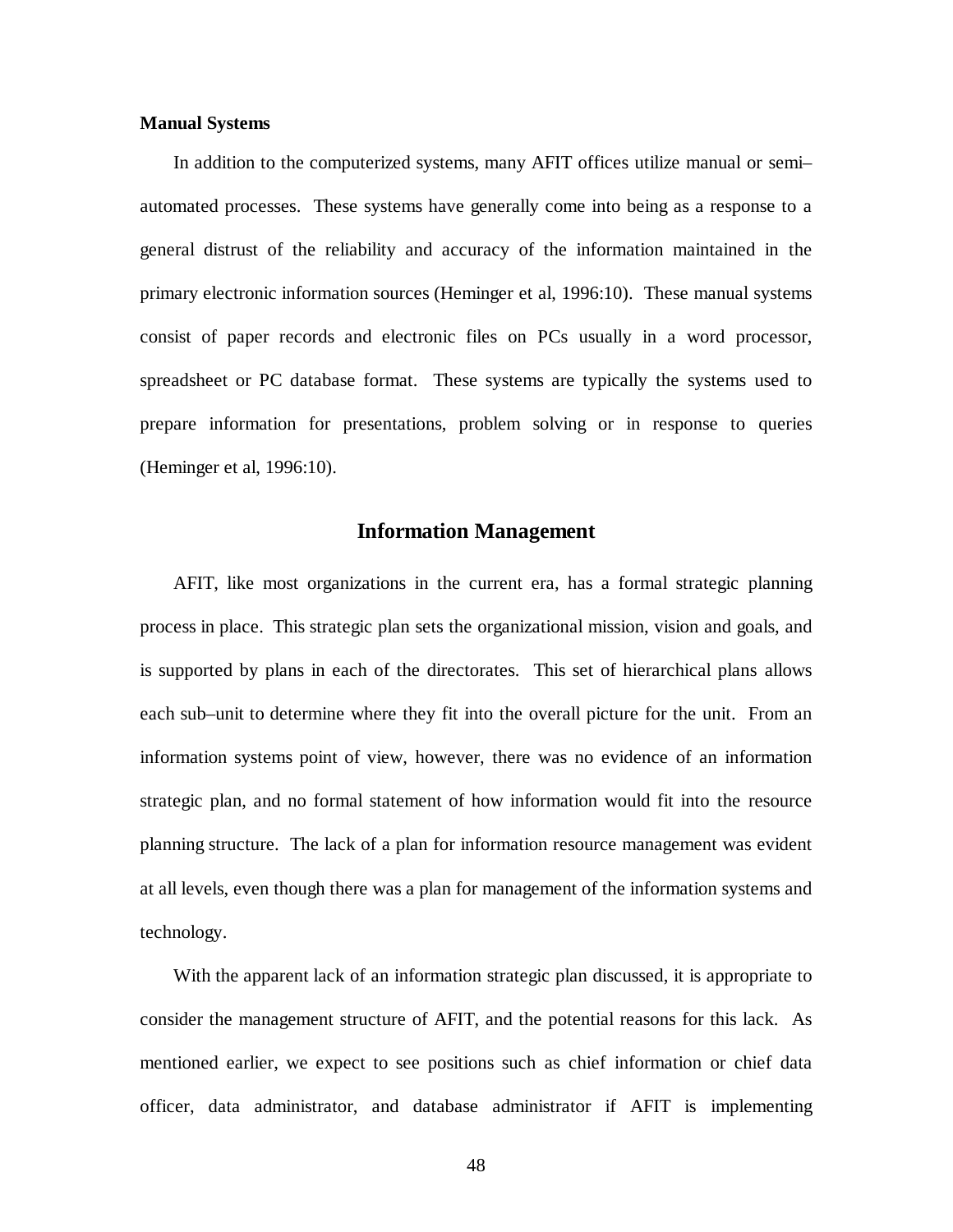### Manual Systems

In addition to the computerized systems, many AFIT offices utilize manual or semi–automated processes. These systems have generally come into being as a response to a general distrust of the reliability and accuracy of the information maintained in the primary electronic information sources (Heminger et al, 1996:10). These manual systems consist of paper records and electronic files on PCs usually in a word processor, spreadsheet or PC database format. These systems are typically the systems used to prepare information for presentations, problem solving or in response to queries (Heminger et al, 1996:10).

## Information Management

AFIT, like most organizations in the current era, has a formal strategic planning process in place. This strategic plan sets the organizational mission, vision and goals, and is supported by plans in each of the directorates. This set of hierarchical plans allows each sub–unit to determine where they fit into the overall picture for the unit. From an information systems point of view, however, there was no evidence of an information strategic plan, and no formal statement of how information would fit into the resource planning structure. The lack of a plan for information resource management was evident at all levels, even though there was a plan for management of the information systems and technology.

With the apparent lack of an information strategic plan discussed, it is appropriate to consider the management structure of AFIT, and the potential reasons for this lack. As mentioned earlier, we expect to see positions such as chief information or chief data officer, data administrator, and database administrator if AFIT is implementing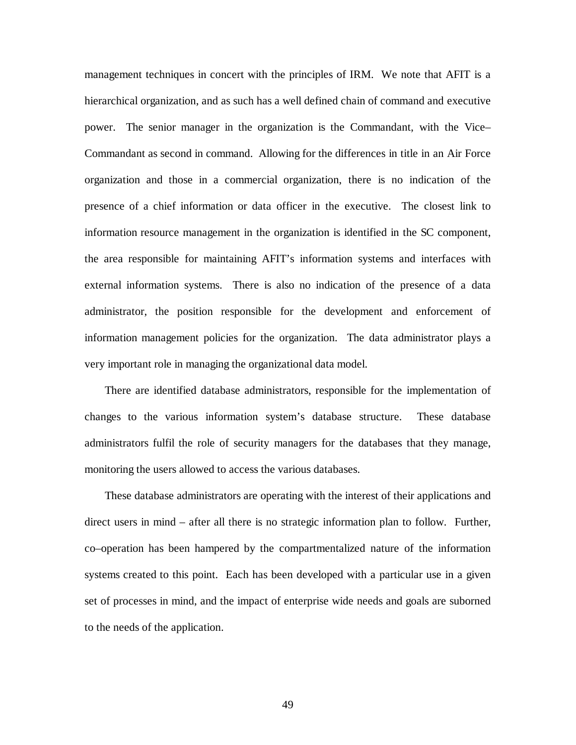management techniques in concert with the principles of IRM. We note that AFIT is a hierarchical organization, and as such has a well defined chain of command and executive power. The senior manager in the organization is the Commandant, with the Vice–Commandant as second in command. Allowing for the differences in title in an Air Force organization and those in a commercial organization, there is no indication of the presence of a chief information or data officer in the executive. The closest link to information resource management in the organization is identified in the SC component, the area responsible for maintaining AFIT's information systems and interfaces with external information systems. There is also no indication of the presence of a data administrator, the position responsible for the development and enforcement of information management policies for the organization. The data administrator plays a very important role in managing the organizational data model.

There are identified database administrators, responsible for the implementation of changes to the various information system's database structure. These database administrators fulfil the role of security managers for the databases that they manage, monitoring the users allowed to access the various databases.

These database administrators are operating with the interest of their applications and direct users in mind – after all there is no strategic information plan to follow. Further, co–operation has been hampered by the compartmentalized nature of the information systems created to this point. Each has been developed with a particular use in a given set of processes in mind, and the impact of enterprise wide needs and goals are suborned to the needs of the application.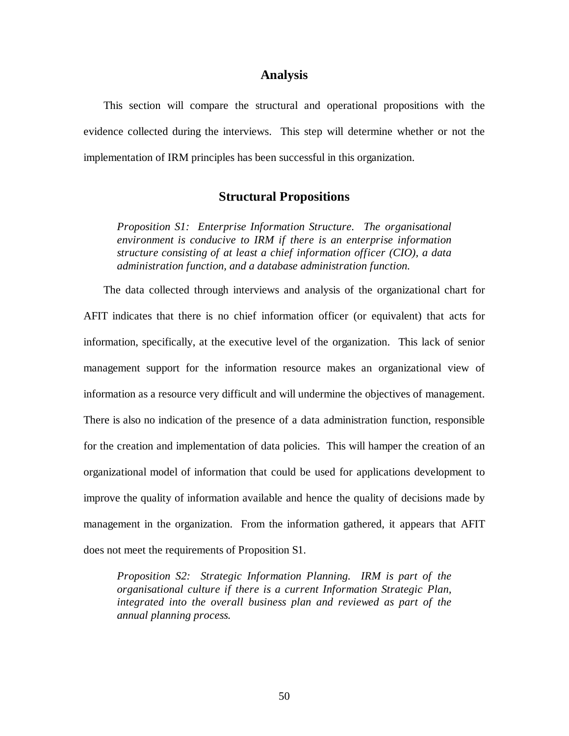## Analysis

This section will compare the structural and operational propositions with the evidence collected during the interviews. This step will determine whether or not the implementation of IRM principles has been successful in this organization.

### Structural Propositions

> *Proposition S1: Enterprise Information Structure. The organisational environment is conducive to IRM if there is an enterprise information structure consisting of at least a chief information officer (CIO), a data administration function, and a database administration function.*

The data collected through interviews and analysis of the organizational chart for AFIT indicates that there is no chief information officer (or equivalent) that acts for information, specifically, at the executive level of the organization. This lack of senior management support for the information resource makes an organizational view of information as a resource very difficult and will undermine the objectives of management. There is also no indication of the presence of a data administration function, responsible for the creation and implementation of data policies. This will hamper the creation of an organizational model of information that could be used for applications development to improve the quality of information available and hence the quality of decisions made by management in the organization. From the information gathered, it appears that AFIT does not meet the requirements of Proposition S1.

> *Proposition S2: Strategic Information Planning. IRM is part of the organisational culture if there is a current Information Strategic Plan, integrated into the overall business plan and reviewed as part of the annual planning process.*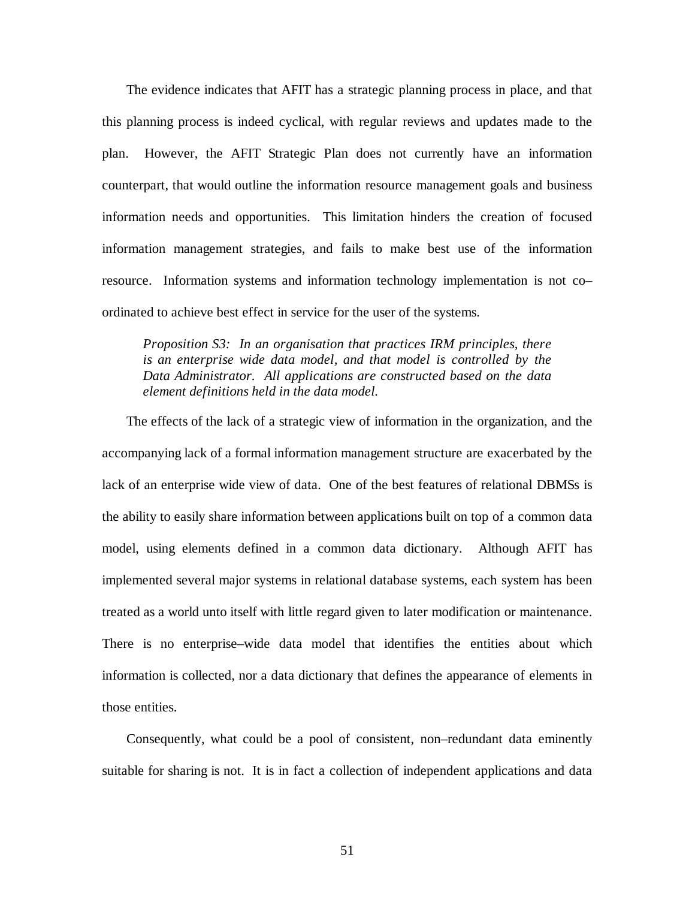The evidence indicates that AFIT has a strategic planning process in place, and that this planning process is indeed cyclical, with regular reviews and updates made to the plan. However, the AFIT Strategic Plan does not currently have an information counterpart, that would outline the information resource management goals and business information needs and opportunities. This limitation hinders the creation of focused information management strategies, and fails to make best use of the information resource. Information systems and information technology implementation is not co–ordinated to achieve best effect in service for the user of the systems.

> *Proposition S3: In an organisation that practices IRM principles, there is an enterprise wide data model, and that model is controlled by the Data Administrator. All applications are constructed based on the data element definitions held in the data model.*

The effects of the lack of a strategic view of information in the organization, and the accompanying lack of a formal information management structure are exacerbated by the lack of an enterprise wide view of data. One of the best features of relational DBMSs is the ability to easily share information between applications built on top of a common data model, using elements defined in a common data dictionary. Although AFIT has implemented several major systems in relational database systems, each system has been treated as a world unto itself with little regard given to later modification or maintenance. There is no enterprise–wide data model that identifies the entities about which information is collected, nor a data dictionary that defines the appearance of elements in those entities.

Consequently, what could be a pool of consistent, non–redundant data eminently suitable for sharing is not. It is in fact a collection of independent applications and data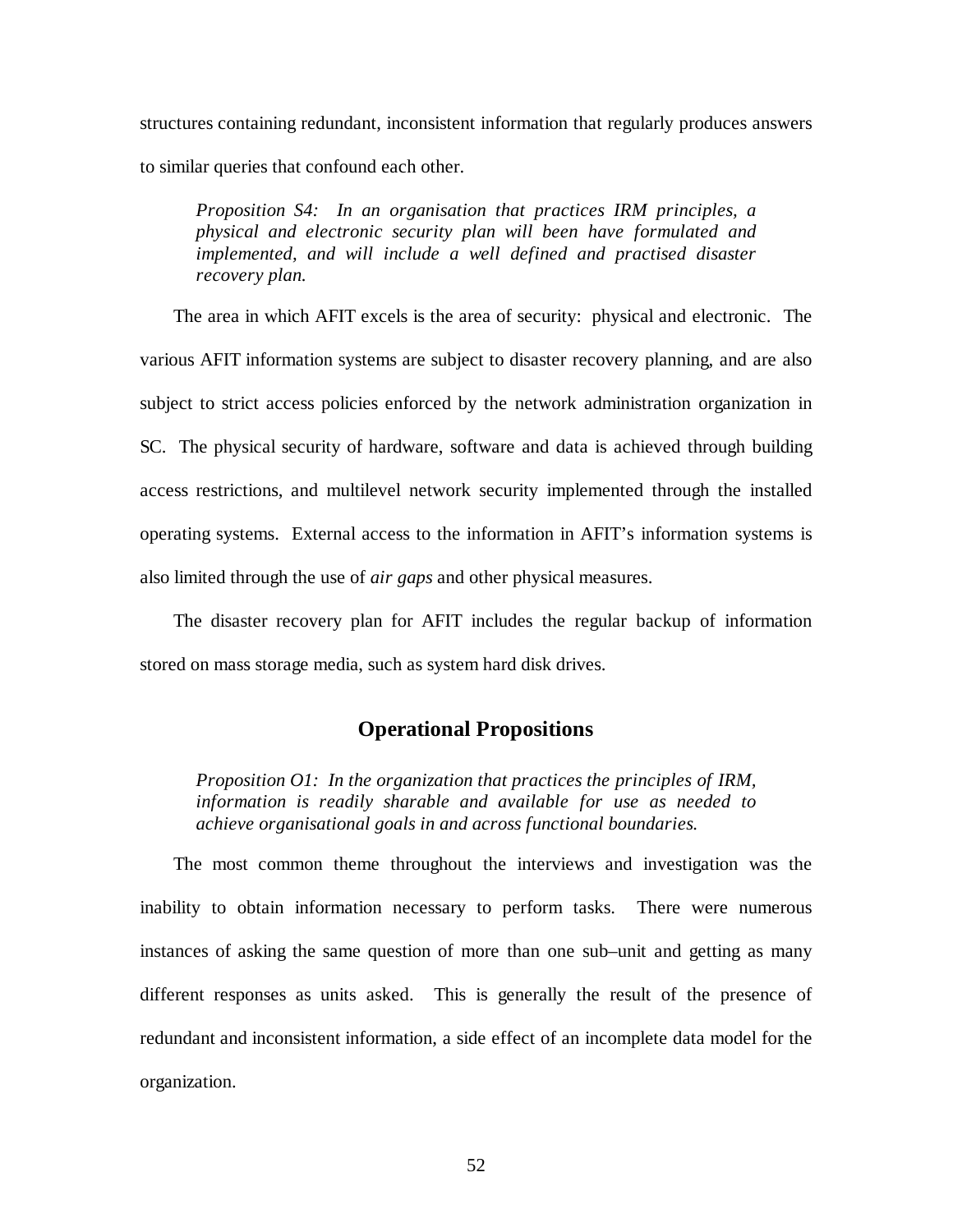structures containing redundant, inconsistent information that regularly produces answers to similar queries that confound each other.

> *Proposition S4: In an organisation that practices IRM principles, a physical and electronic security plan will been have formulated and implemented, and will include a well defined and practised disaster recovery plan.*

The area in which AFIT excels is the area of security: physical and electronic. The various AFIT information systems are subject to disaster recovery planning, and are also subject to strict access policies enforced by the network administration organization in SC. The physical security of hardware, software and data is achieved through building access restrictions, and multilevel network security implemented through the installed operating systems. External access to the information in AFIT's information systems is also limited through the use of *air gaps* and other physical measures.

The disaster recovery plan for AFIT includes the regular backup of information stored on mass storage media, such as system hard disk drives.

## Operational Propositions

> *Proposition O1: In the organization that practices the principles of IRM, information is readily sharable and available for use as needed to achieve organisational goals in and across functional boundaries.*

The most common theme throughout the interviews and investigation was the inability to obtain information necessary to perform tasks. There were numerous instances of asking the same question of more than one sub–unit and getting as many different responses as units asked. This is generally the result of the presence of redundant and inconsistent information, a side effect of an incomplete data model for the organization.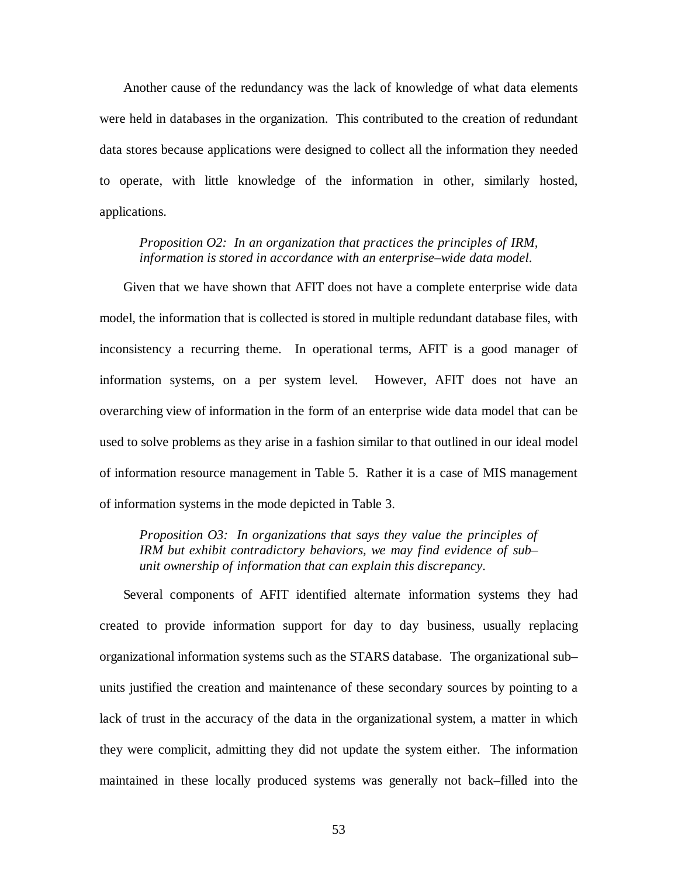Another cause of the redundancy was the lack of knowledge of what data elements were held in databases in the organization. This contributed to the creation of redundant data stores because applications were designed to collect all the information they needed to operate, with little knowledge of the information in other, similarly hosted, applications.

> *Proposition O2: In an organization that practices the principles of IRM, information is stored in accordance with an enterprise–wide data model.*

Given that we have shown that AFIT does not have a complete enterprise wide data model, the information that is collected is stored in multiple redundant database files, with inconsistency a recurring theme. In operational terms, AFIT is a good manager of information systems, on a per system level. However, AFIT does not have an overarching view of information in the form of an enterprise wide data model that can be used to solve problems as they arise in a fashion similar to that outlined in our ideal model of information resource management in Table 5. Rather it is a case of MIS management of information systems in the mode depicted in Table 3.

> *Proposition O3: In organizations that says they value the principles of IRM but exhibit contradictory behaviors, we may find evidence of sub–unit ownership of information that can explain this discrepancy.*

Several components of AFIT identified alternate information systems they had created to provide information support for day to day business, usually replacing organizational information systems such as the STARS database. The organizational sub–units justified the creation and maintenance of these secondary sources by pointing to a lack of trust in the accuracy of the data in the organizational system, a matter in which they were complicit, admitting they did not update the system either. The information maintained in these locally produced systems was generally not back–filled into the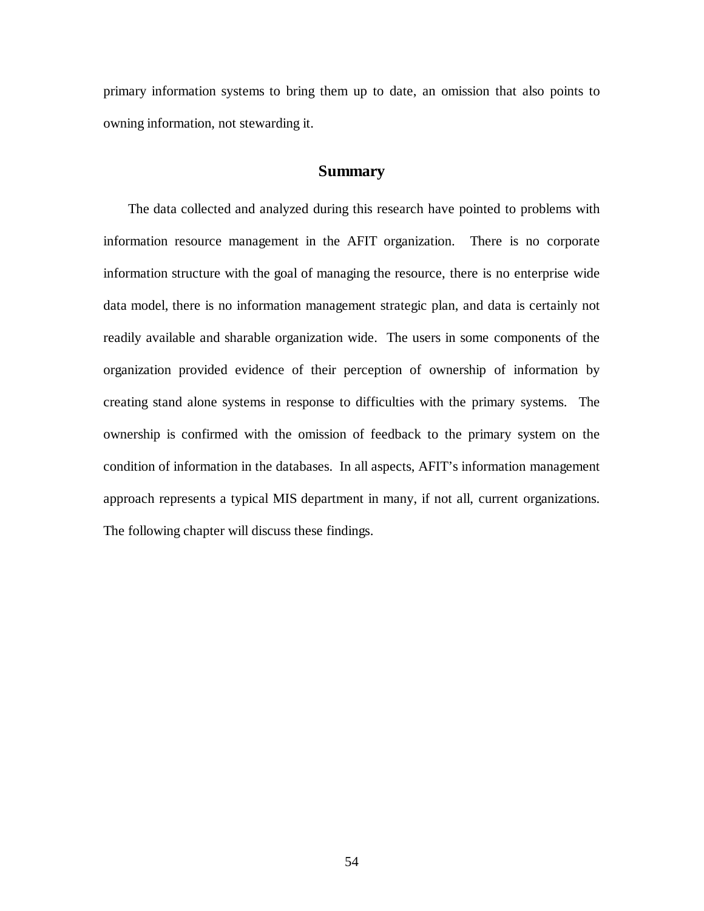primary information systems to bring them up to date, an omission that also points to owning information, not stewarding it.

## Summary

The data collected and analyzed during this research have pointed to problems with information resource management in the AFIT organization. There is no corporate information structure with the goal of managing the resource, there is no enterprise wide data model, there is no information management strategic plan, and data is certainly not readily available and sharable organization wide. The users in some components of the organization provided evidence of their perception of ownership of information by creating stand alone systems in response to difficulties with the primary systems. The ownership is confirmed with the omission of feedback to the primary system on the condition of information in the databases. In all aspects, AFIT's information management approach represents a typical MIS department in many, if not all, current organizations. The following chapter will discuss these findings.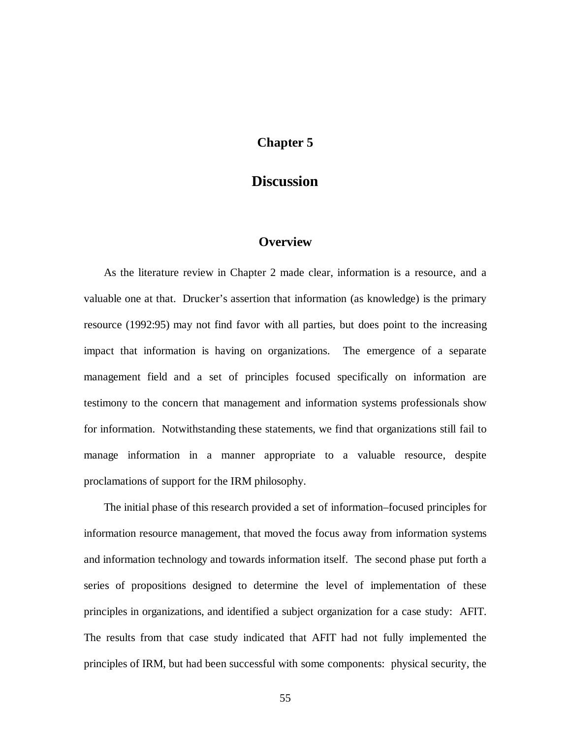# Chapter 5

# Discussion

## Overview

As the literature review in Chapter 2 made clear, information is a resource, and a valuable one at that. Drucker's assertion that information (as knowledge) is the primary resource (1992:95) may not find favor with all parties, but does point to the increasing impact that information is having on organizations. The emergence of a separate management field and a set of principles focused specifically on information are testimony to the concern that management and information systems professionals show for information. Notwithstanding these statements, we find that organizations still fail to manage information in a manner appropriate to a valuable resource, despite proclamations of support for the IRM philosophy.

The initial phase of this research provided a set of information–focused principles for information resource management, that moved the focus away from information systems and information technology and towards information itself. The second phase put forth a series of propositions designed to determine the level of implementation of these principles in organizations, and identified a subject organization for a case study: AFIT. The results from that case study indicated that AFIT had not fully implemented the principles of IRM, but had been successful with some components: physical security, the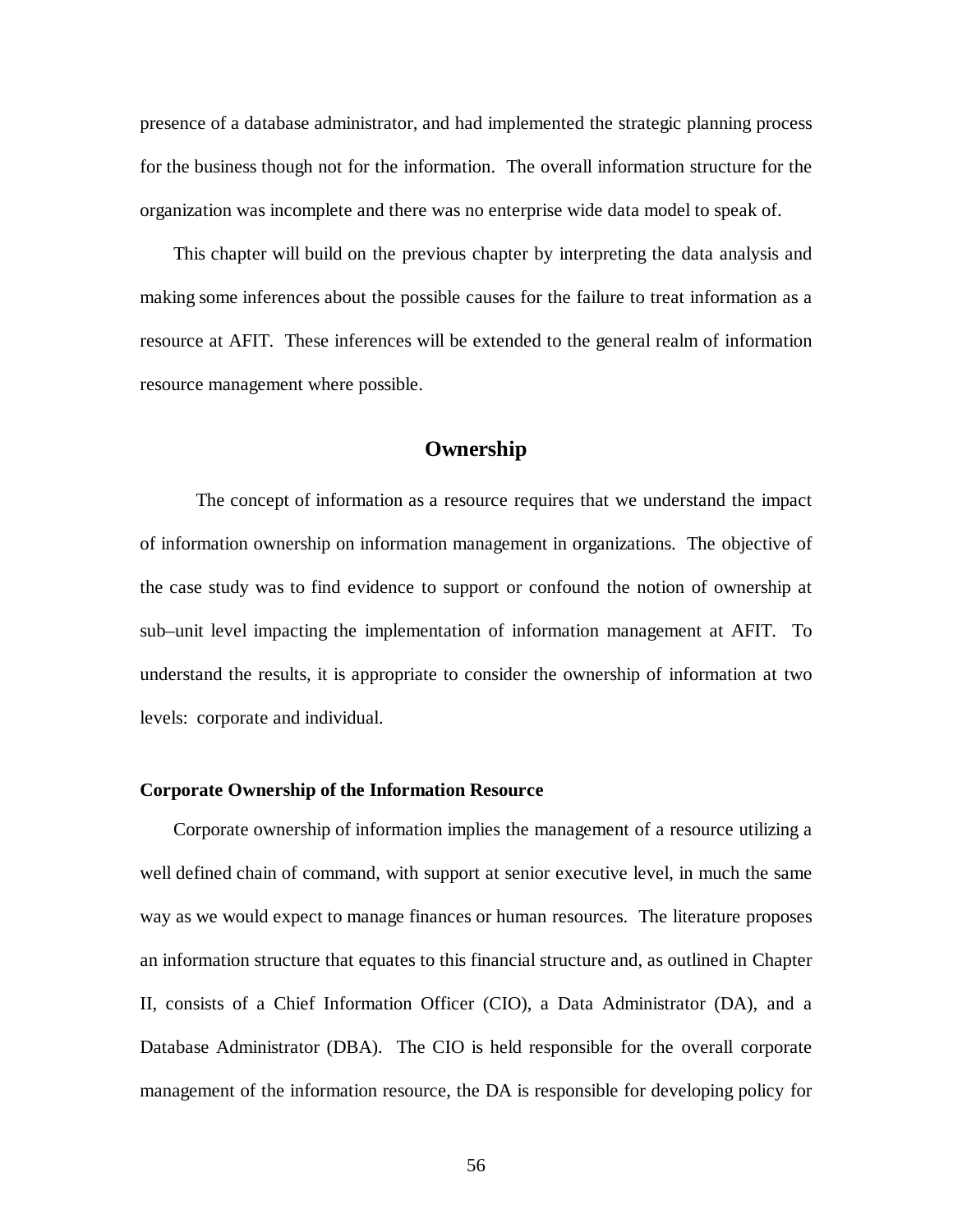presence of a database administrator, and had implemented the strategic planning process for the business though not for the information. The overall information structure for the organization was incomplete and there was no enterprise wide data model to speak of.

This chapter will build on the previous chapter by interpreting the data analysis and making some inferences about the possible causes for the failure to treat information as a resource at AFIT. These inferences will be extended to the general realm of information resource management where possible.

## Ownership

The concept of information as a resource requires that we understand the impact of information ownership on information management in organizations. The objective of the case study was to find evidence to support or confound the notion of ownership at sub–unit level impacting the implementation of information management at AFIT. To understand the results, it is appropriate to consider the ownership of information at two levels: corporate and individual.

### Corporate Ownership of the Information Resource

Corporate ownership of information implies the management of a resource utilizing a well defined chain of command, with support at senior executive level, in much the same way as we would expect to manage finances or human resources. The literature proposes an information structure that equates to this financial structure and, as outlined in Chapter II, consists of a Chief Information Officer (CIO), a Data Administrator (DA), and a Database Administrator (DBA). The CIO is held responsible for the overall corporate management of the information resource, the DA is responsible for developing policy for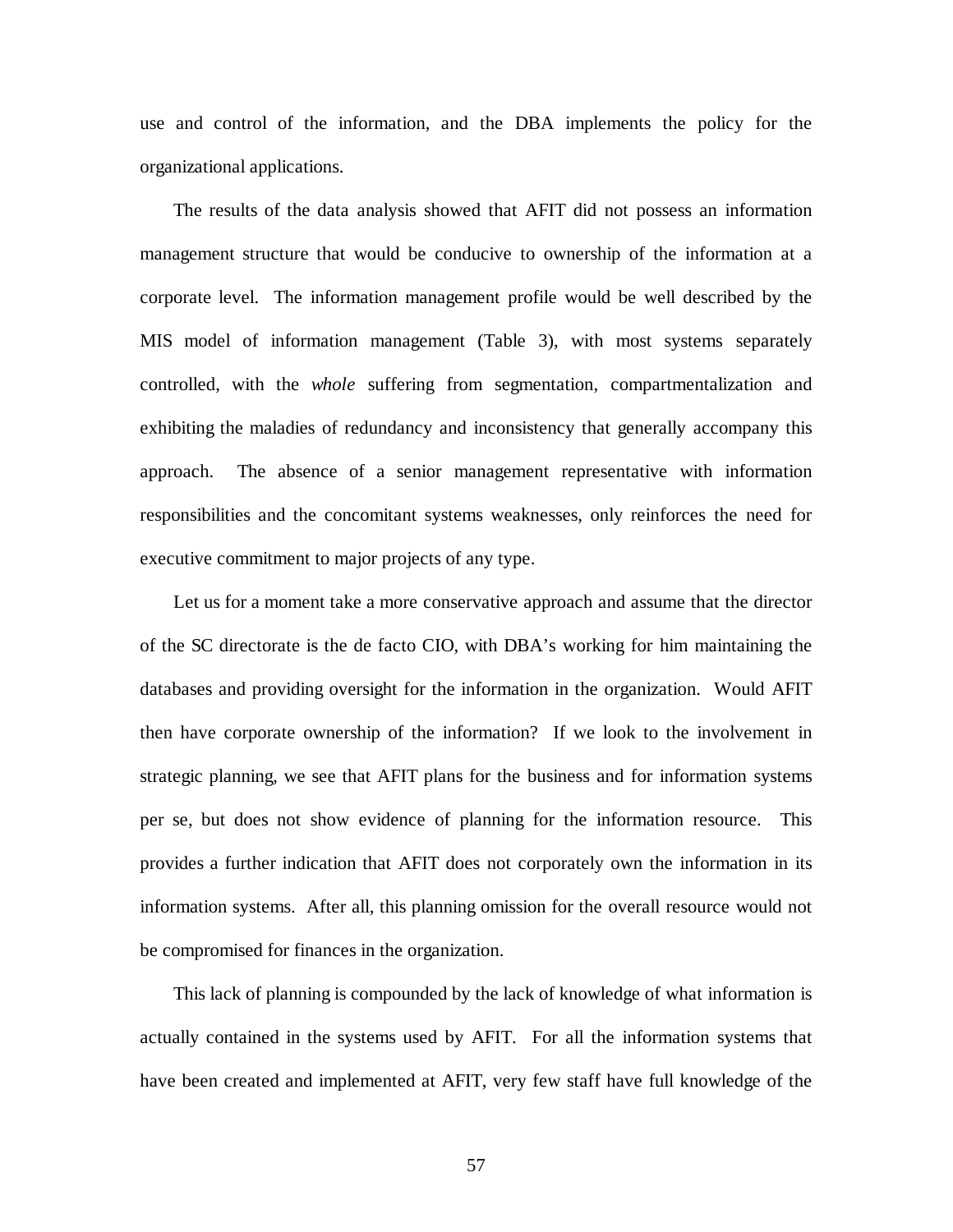use and control of the information, and the DBA implements the policy for the organizational applications.

The results of the data analysis showed that AFIT did not possess an information management structure that would be conducive to ownership of the information at a corporate level. The information management profile would be well described by the MIS model of information management (Table 3), with most systems separately controlled, with the *whole* suffering from segmentation, compartmentalization and exhibiting the maladies of redundancy and inconsistency that generally accompany this approach. The absence of a senior management representative with information responsibilities and the concomitant systems weaknesses, only reinforces the need for executive commitment to major projects of any type.

Let us for a moment take a more conservative approach and assume that the director of the SC directorate is the de facto CIO, with DBA's working for him maintaining the databases and providing oversight for the information in the organization. Would AFIT then have corporate ownership of the information? If we look to the involvement in strategic planning, we see that AFIT plans for the business and for information systems per se, but does not show evidence of planning for the information resource. This provides a further indication that AFIT does not corporately own the information in its information systems. After all, this planning omission for the overall resource would not be compromised for finances in the organization.

This lack of planning is compounded by the lack of knowledge of what information is actually contained in the systems used by AFIT. For all the information systems that have been created and implemented at AFIT, very few staff have full knowledge of the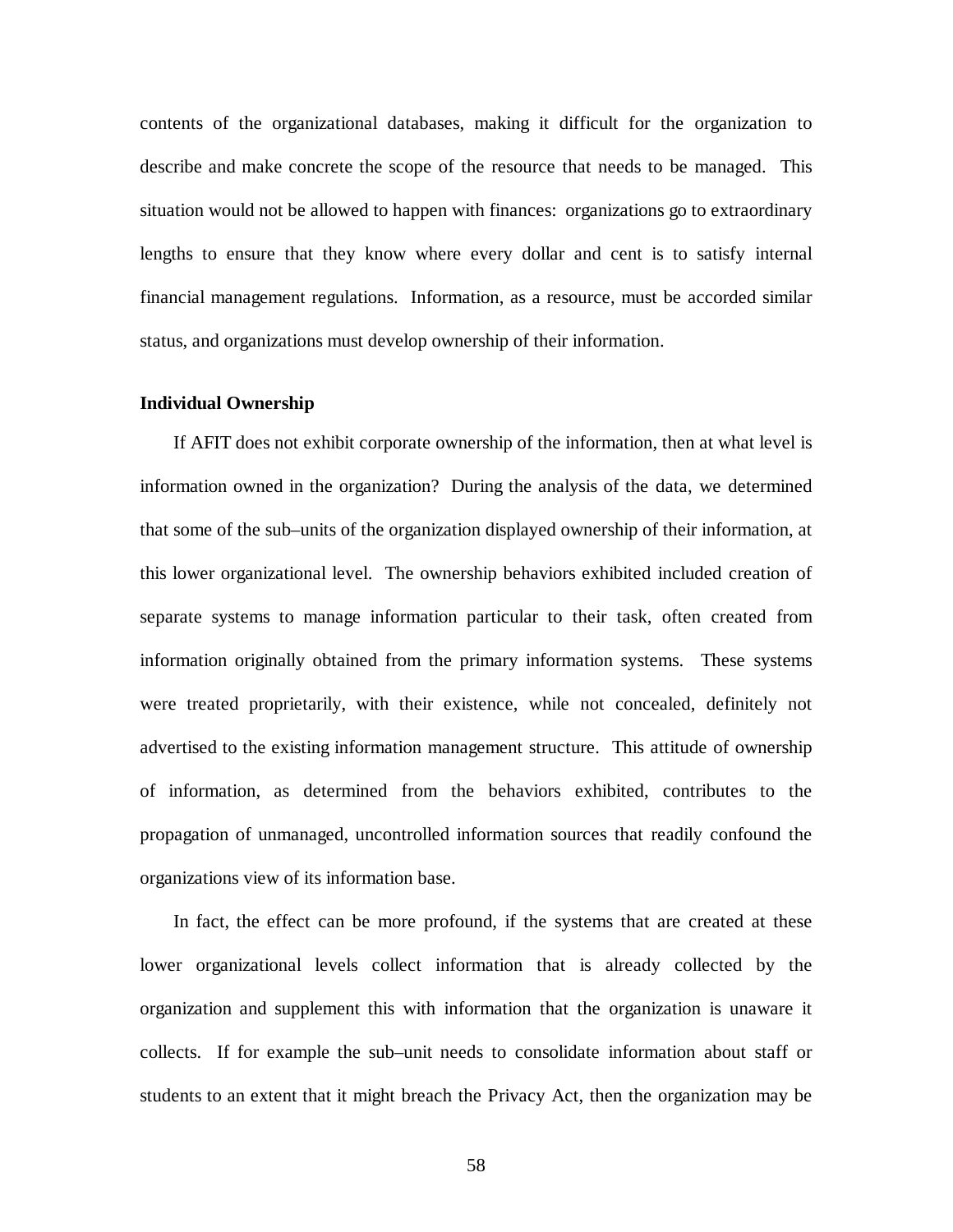contents of the organizational databases, making it difficult for the organization to describe and make concrete the scope of the resource that needs to be managed. This situation would not be allowed to happen with finances: organizations go to extraordinary lengths to ensure that they know where every dollar and cent is to satisfy internal financial management regulations. Information, as a resource, must be accorded similar status, and organizations must develop ownership of their information.

**Individual Ownership**

If AFIT does not exhibit corporate ownership of the information, then at what level is information owned in the organization? During the analysis of the data, we determined that some of the sub–units of the organization displayed ownership of their information, at this lower organizational level. The ownership behaviors exhibited included creation of separate systems to manage information particular to their task, often created from information originally obtained from the primary information systems. These systems were treated proprietarily, with their existence, while not concealed, definitely not advertised to the existing information management structure. This attitude of ownership of information, as determined from the behaviors exhibited, contributes to the propagation of unmanaged, uncontrolled information sources that readily confound the organizations view of its information base.

In fact, the effect can be more profound, if the systems that are created at these lower organizational levels collect information that is already collected by the organization and supplement this with information that the organization is unaware it collects. If for example the sub–unit needs to consolidate information about staff or students to an extent that it might breach the Privacy Act, then the organization may be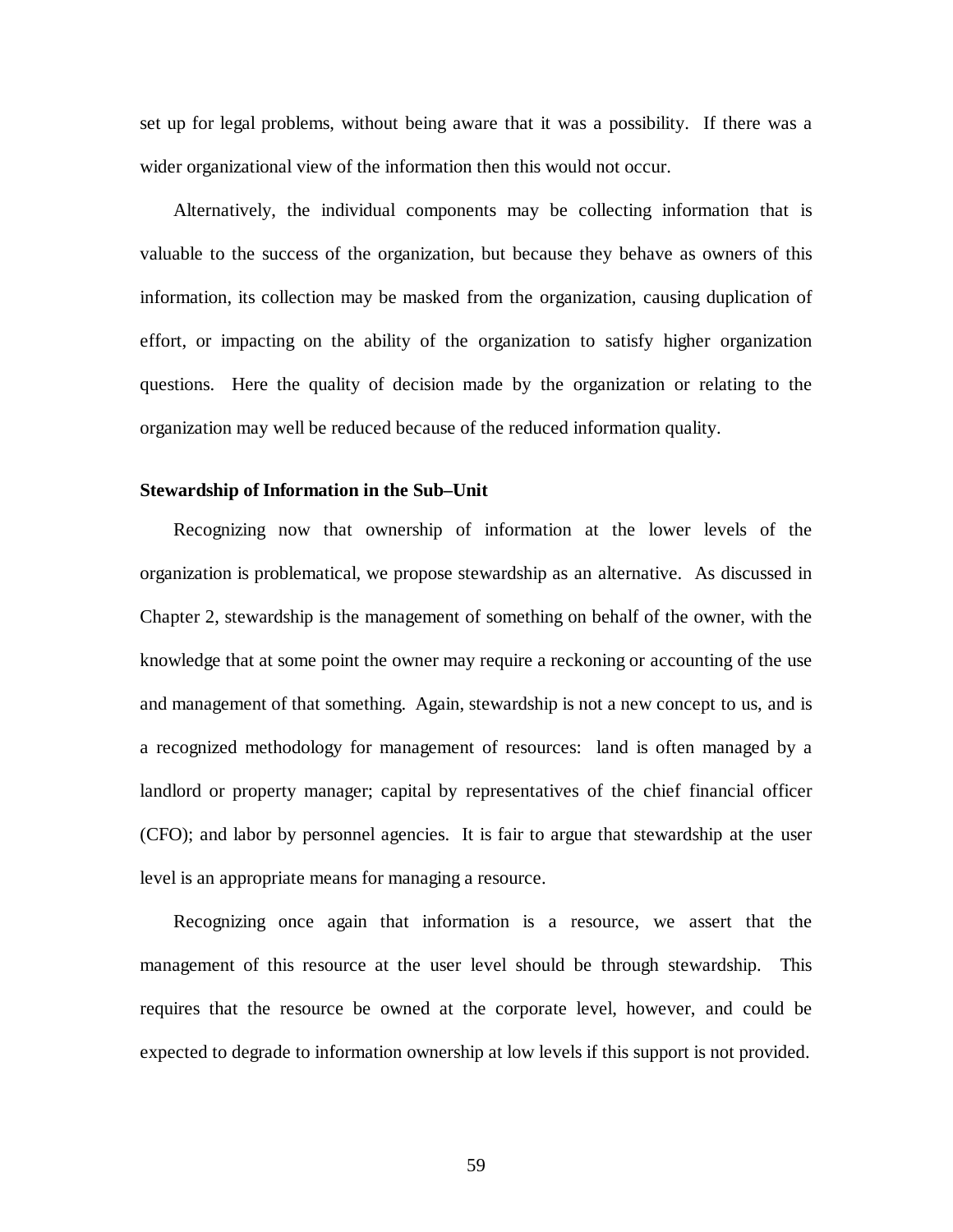set up for legal problems, without being aware that it was a possibility. If there was a wider organizational view of the information then this would not occur.

Alternatively, the individual components may be collecting information that is valuable to the success of the organization, but because they behave as owners of this information, its collection may be masked from the organization, causing duplication of effort, or impacting on the ability of the organization to satisfy higher organization questions. Here the quality of decision made by the organization or relating to the organization may well be reduced because of the reduced information quality.

**Stewardship of Information in the Sub–Unit**

Recognizing now that ownership of information at the lower levels of the organization is problematical, we propose stewardship as an alternative. As discussed in Chapter 2, stewardship is the management of something on behalf of the owner, with the knowledge that at some point the owner may require a reckoning or accounting of the use and management of that something. Again, stewardship is not a new concept to us, and is a recognized methodology for management of resources: land is often managed by a landlord or property manager; capital by representatives of the chief financial officer (CFO); and labor by personnel agencies. It is fair to argue that stewardship at the user level is an appropriate means for managing a resource.

Recognizing once again that information is a resource, we assert that the management of this resource at the user level should be through stewardship. This requires that the resource be owned at the corporate level, however, and could be expected to degrade to information ownership at low levels if this support is not provided.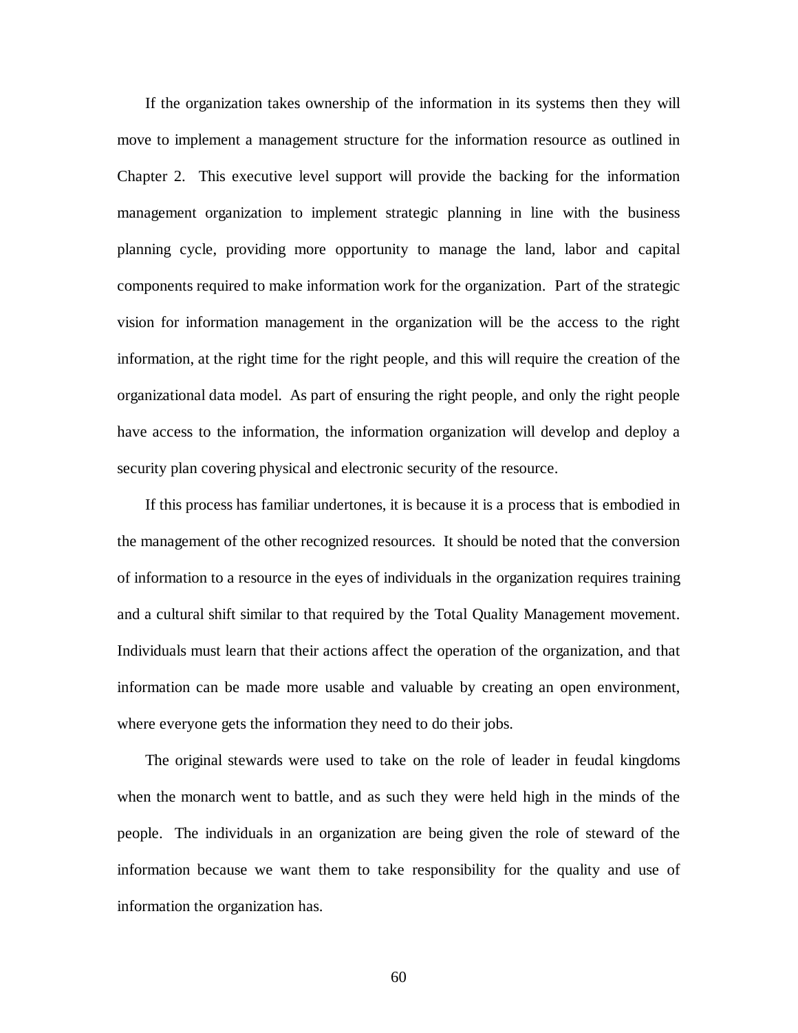If the organization takes ownership of the information in its systems then they will move to implement a management structure for the information resource as outlined in Chapter 2. This executive level support will provide the backing for the information management organization to implement strategic planning in line with the business planning cycle, providing more opportunity to manage the land, labor and capital components required to make information work for the organization. Part of the strategic vision for information management in the organization will be the access to the right information, at the right time for the right people, and this will require the creation of the organizational data model. As part of ensuring the right people, and only the right people have access to the information, the information organization will develop and deploy a security plan covering physical and electronic security of the resource.

If this process has familiar undertones, it is because it is a process that is embodied in the management of the other recognized resources. It should be noted that the conversion of information to a resource in the eyes of individuals in the organization requires training and a cultural shift similar to that required by the Total Quality Management movement. Individuals must learn that their actions affect the operation of the organization, and that information can be made more usable and valuable by creating an open environment, where everyone gets the information they need to do their jobs.

The original stewards were used to take on the role of leader in feudal kingdoms when the monarch went to battle, and as such they were held high in the minds of the people. The individuals in an organization are being given the role of steward of the information because we want them to take responsibility for the quality and use of information the organization has.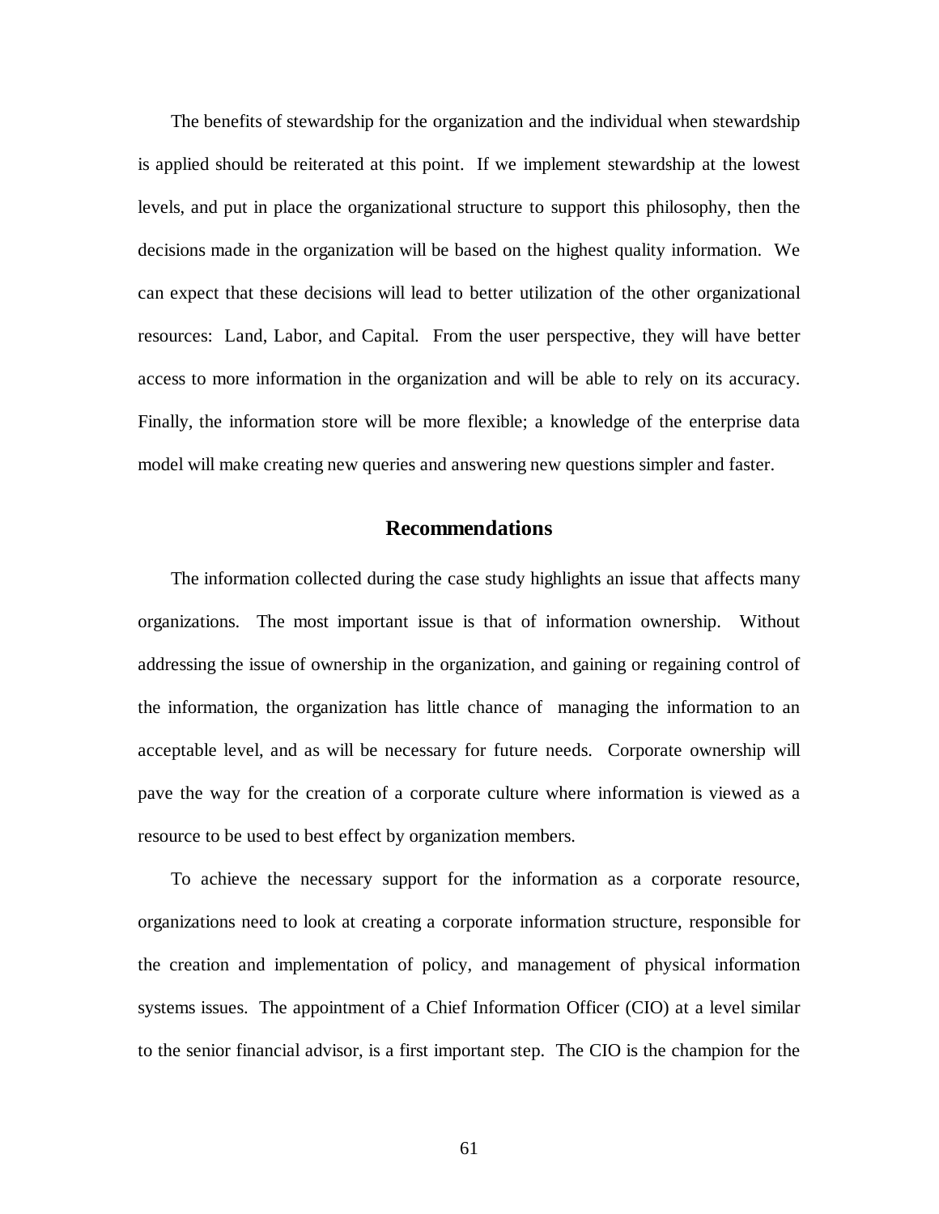The benefits of stewardship for the organization and the individual when stewardship is applied should be reiterated at this point. If we implement stewardship at the lowest levels, and put in place the organizational structure to support this philosophy, then the decisions made in the organization will be based on the highest quality information. We can expect that these decisions will lead to better utilization of the other organizational resources: Land, Labor, and Capital. From the user perspective, they will have better access to more information in the organization and will be able to rely on its accuracy. Finally, the information store will be more flexible; a knowledge of the enterprise data model will make creating new queries and answering new questions simpler and faster.

## Recommendations

The information collected during the case study highlights an issue that affects many organizations. The most important issue is that of information ownership. Without addressing the issue of ownership in the organization, and gaining or regaining control of the information, the organization has little chance of managing the information to an acceptable level, and as will be necessary for future needs. Corporate ownership will pave the way for the creation of a corporate culture where information is viewed as a resource to be used to best effect by organization members.

To achieve the necessary support for the information as a corporate resource, organizations need to look at creating a corporate information structure, responsible for the creation and implementation of policy, and management of physical information systems issues. The appointment of a Chief Information Officer (CIO) at a level similar to the senior financial advisor, is a first important step. The CIO is the champion for the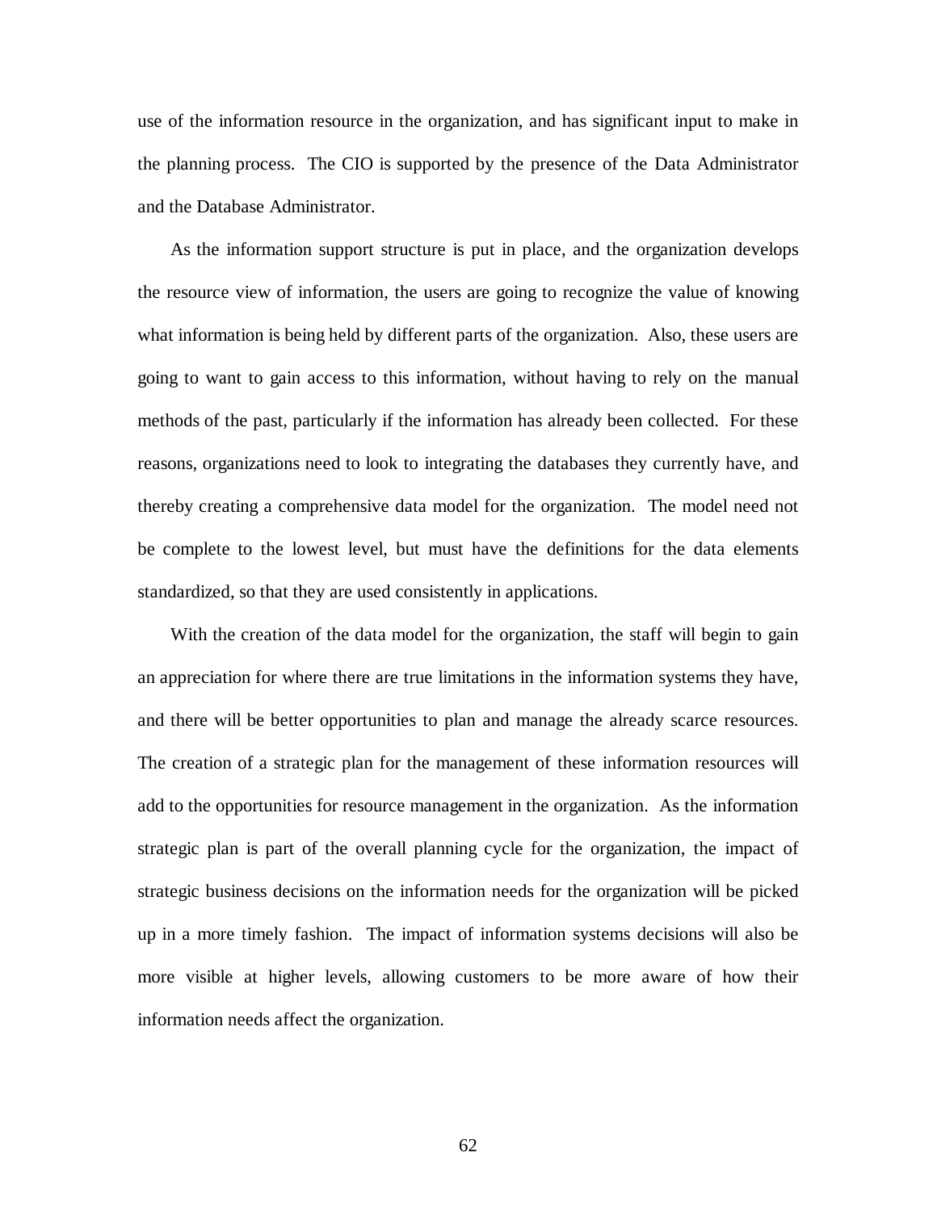use of the information resource in the organization, and has significant input to make in the planning process. The CIO is supported by the presence of the Data Administrator and the Database Administrator.

As the information support structure is put in place, and the organization develops the resource view of information, the users are going to recognize the value of knowing what information is being held by different parts of the organization. Also, these users are going to want to gain access to this information, without having to rely on the manual methods of the past, particularly if the information has already been collected. For these reasons, organizations need to look to integrating the databases they currently have, and thereby creating a comprehensive data model for the organization. The model need not be complete to the lowest level, but must have the definitions for the data elements standardized, so that they are used consistently in applications.

With the creation of the data model for the organization, the staff will begin to gain an appreciation for where there are true limitations in the information systems they have, and there will be better opportunities to plan and manage the already scarce resources. The creation of a strategic plan for the management of these information resources will add to the opportunities for resource management in the organization. As the information strategic plan is part of the overall planning cycle for the organization, the impact of strategic business decisions on the information needs for the organization will be picked up in a more timely fashion. The impact of information systems decisions will also be more visible at higher levels, allowing customers to be more aware of how their information needs affect the organization.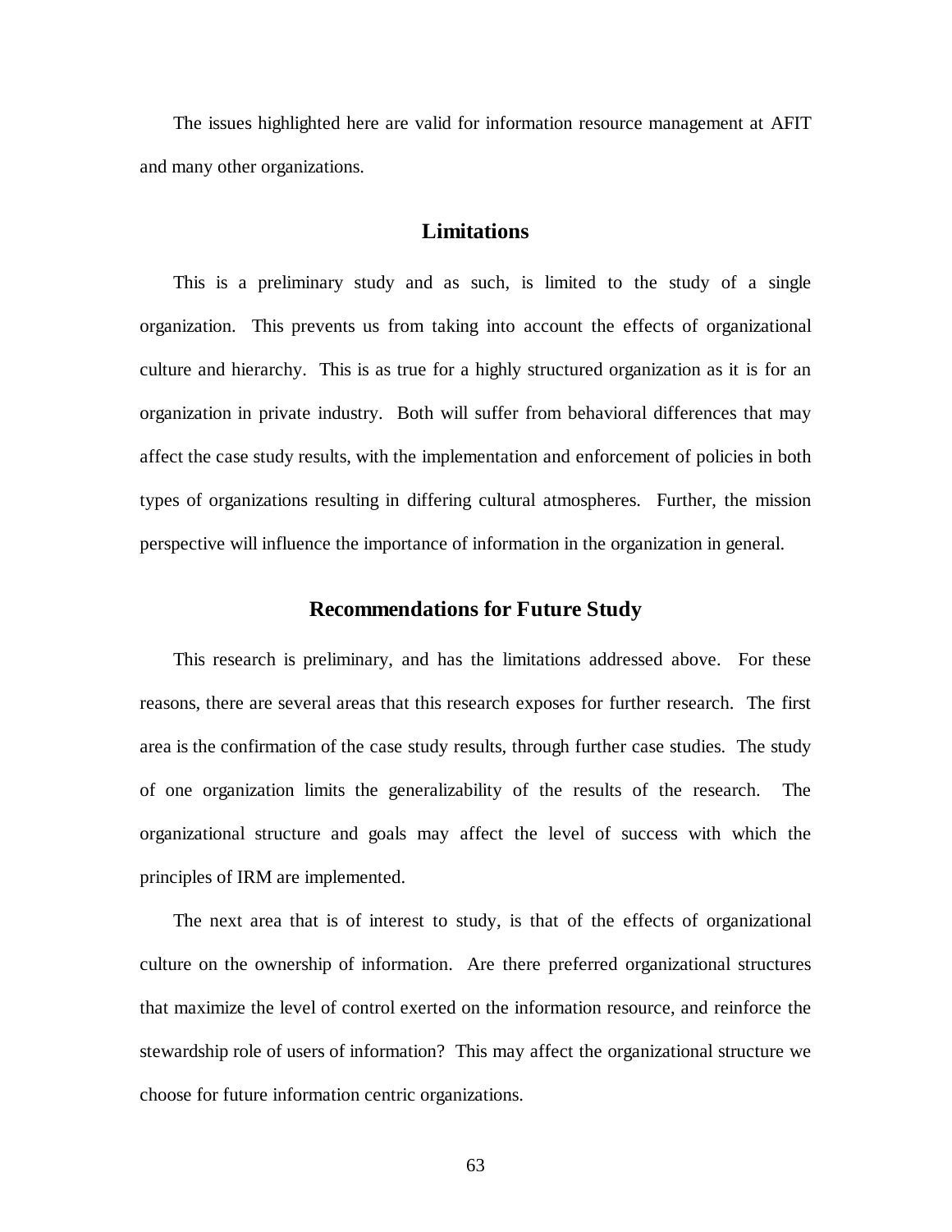The issues highlighted here are valid for information resource management at AFIT and many other organizations.

## Limitations

This is a preliminary study and as such, is limited to the study of a single organization. This prevents us from taking into account the effects of organizational culture and hierarchy. This is as true for a highly structured organization as it is for an organization in private industry. Both will suffer from behavioral differences that may affect the case study results, with the implementation and enforcement of policies in both types of organizations resulting in differing cultural atmospheres. Further, the mission perspective will influence the importance of information in the organization in general.

## Recommendations for Future Study

This research is preliminary, and has the limitations addressed above. For these reasons, there are several areas that this research exposes for further research. The first area is the confirmation of the case study results, through further case studies. The study of one organization limits the generalizability of the results of the research. The organizational structure and goals may affect the level of success with which the principles of IRM are implemented.

The next area that is of interest to study, is that of the effects of organizational culture on the ownership of information. Are there preferred organizational structures that maximize the level of control exerted on the information resource, and reinforce the stewardship role of users of information? This may affect the organizational structure we choose for future information centric organizations.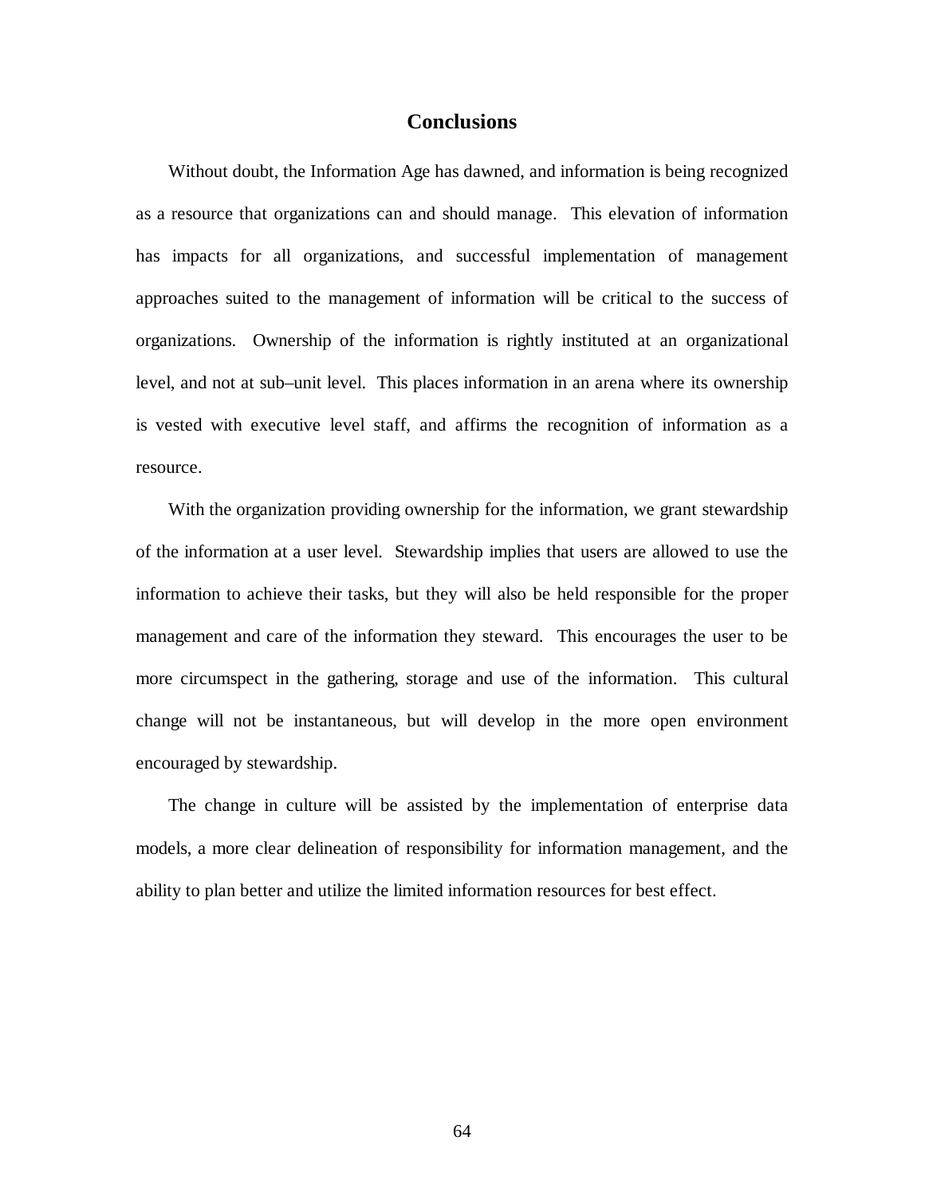# Conclusions

Without doubt, the Information Age has dawned, and information is being recognized as a resource that organizations can and should manage. This elevation of information has impacts for all organizations, and successful implementation of management approaches suited to the management of information will be critical to the success of organizations. Ownership of the information is rightly instituted at an organizational level, and not at sub–unit level. This places information in an arena where its ownership is vested with executive level staff, and affirms the recognition of information as a resource.

With the organization providing ownership for the information, we grant stewardship of the information at a user level. Stewardship implies that users are allowed to use the information to achieve their tasks, but they will also be held responsible for the proper management and care of the information they steward. This encourages the user to be more circumspect in the gathering, storage and use of the information. This cultural change will not be instantaneous, but will develop in the more open environment encouraged by stewardship.

The change in culture will be assisted by the implementation of enterprise data models, a more clear delineation of responsibility for information management, and the ability to plan better and utilize the limited information resources for best effect.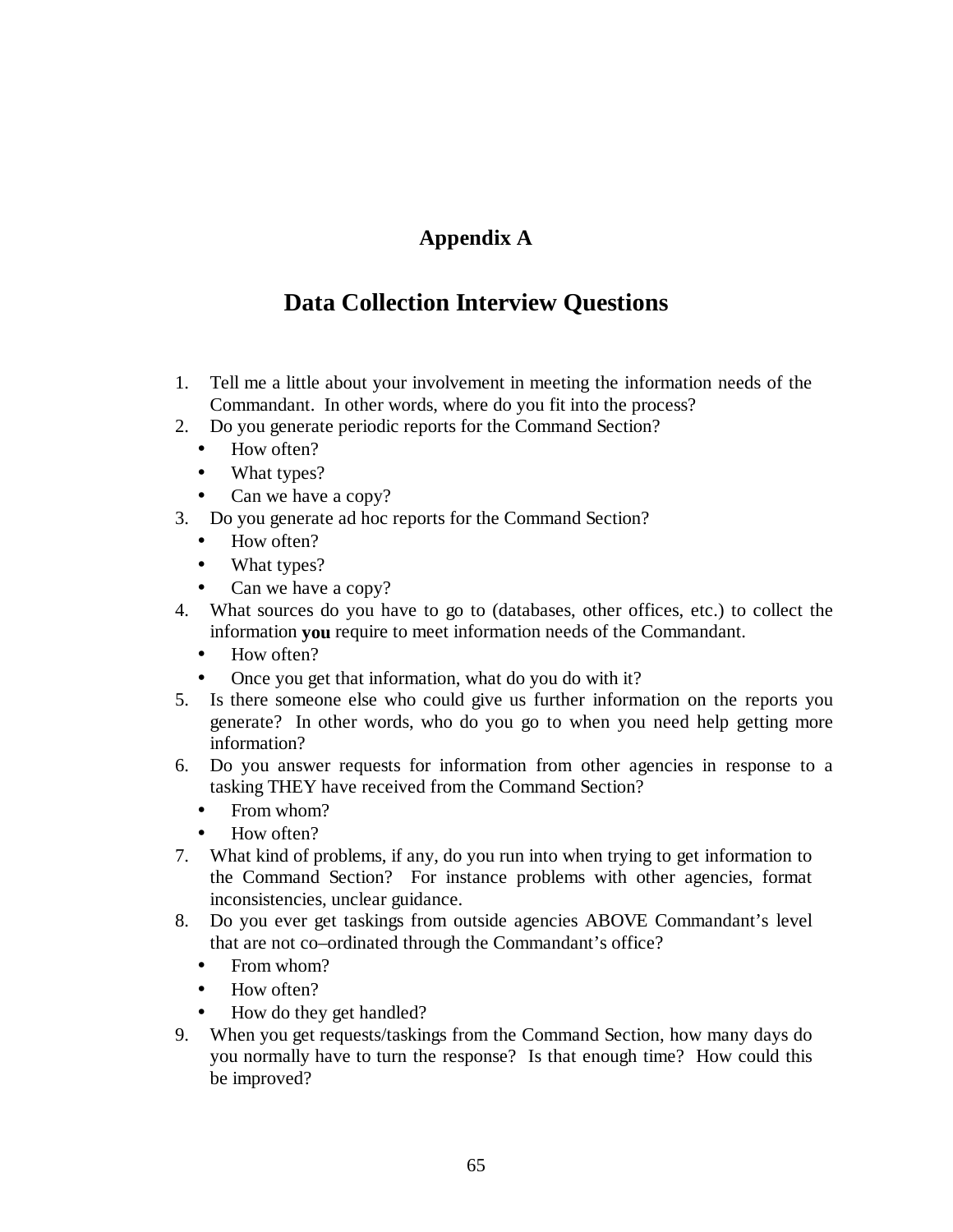# Appendix A

## Data Collection Interview Questions

1. Tell me a little about your involvement in meeting the information needs of the Commandant. In other words, where do you fit into the process?
2. Do you generate periodic reports for the Command Section?
   - How often?
   - What types?
   - Can we have a copy?
3. Do you generate ad hoc reports for the Command Section?
   - How often?
   - What types?
   - Can we have a copy?
4. What sources do you have to go to (databases, other offices, etc.) to collect the information **you** require to meet information needs of the Commandant.
   - How often?
   - Once you get that information, what do you do with it?
5. Is there someone else who could give us further information on the reports you generate? In other words, who do you go to when you need help getting more information?
6. Do you answer requests for information from other agencies in response to a tasking THEY have received from the Command Section?
   - From whom?
   - How often?
7. What kind of problems, if any, do you run into when trying to get information to the Command Section? For instance problems with other agencies, format inconsistencies, unclear guidance.
8. Do you ever get taskings from outside agencies ABOVE Commandant's level that are not co–ordinated through the Commandant's office?
   - From whom?
   - How often?
   - How do they get handled?
9. When you get requests/taskings from the Command Section, how many days do you normally have to turn the response? Is that enough time? How could this be improved?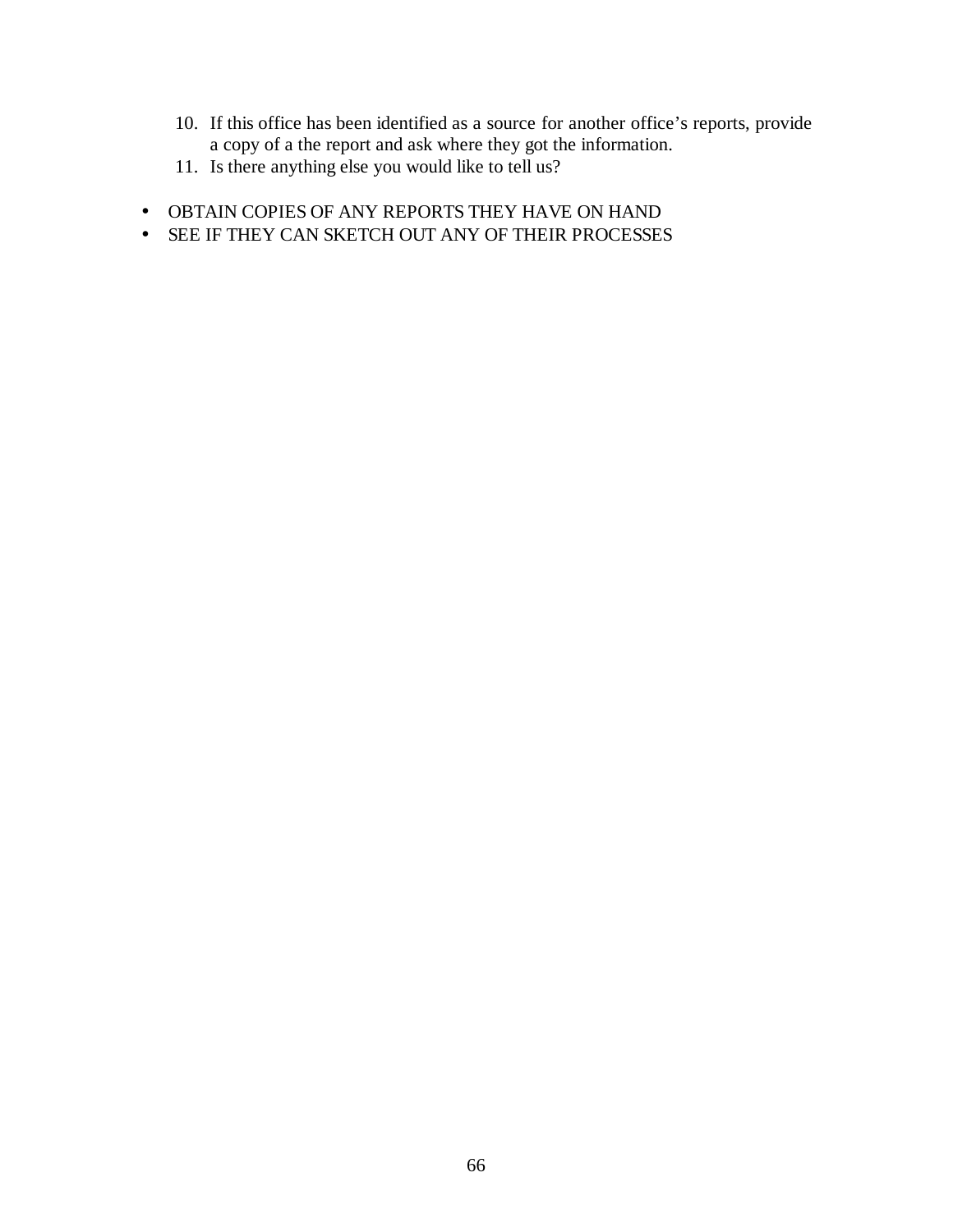10. If this office has been identified as a source for another office's reports, provide a copy of a the report and ask where they got the information.
11. Is there anything else you would like to tell us?

- OBTAIN COPIES OF ANY REPORTS THEY HAVE ON HAND
- SEE IF THEY CAN SKETCH OUT ANY OF THEIR PROCESSES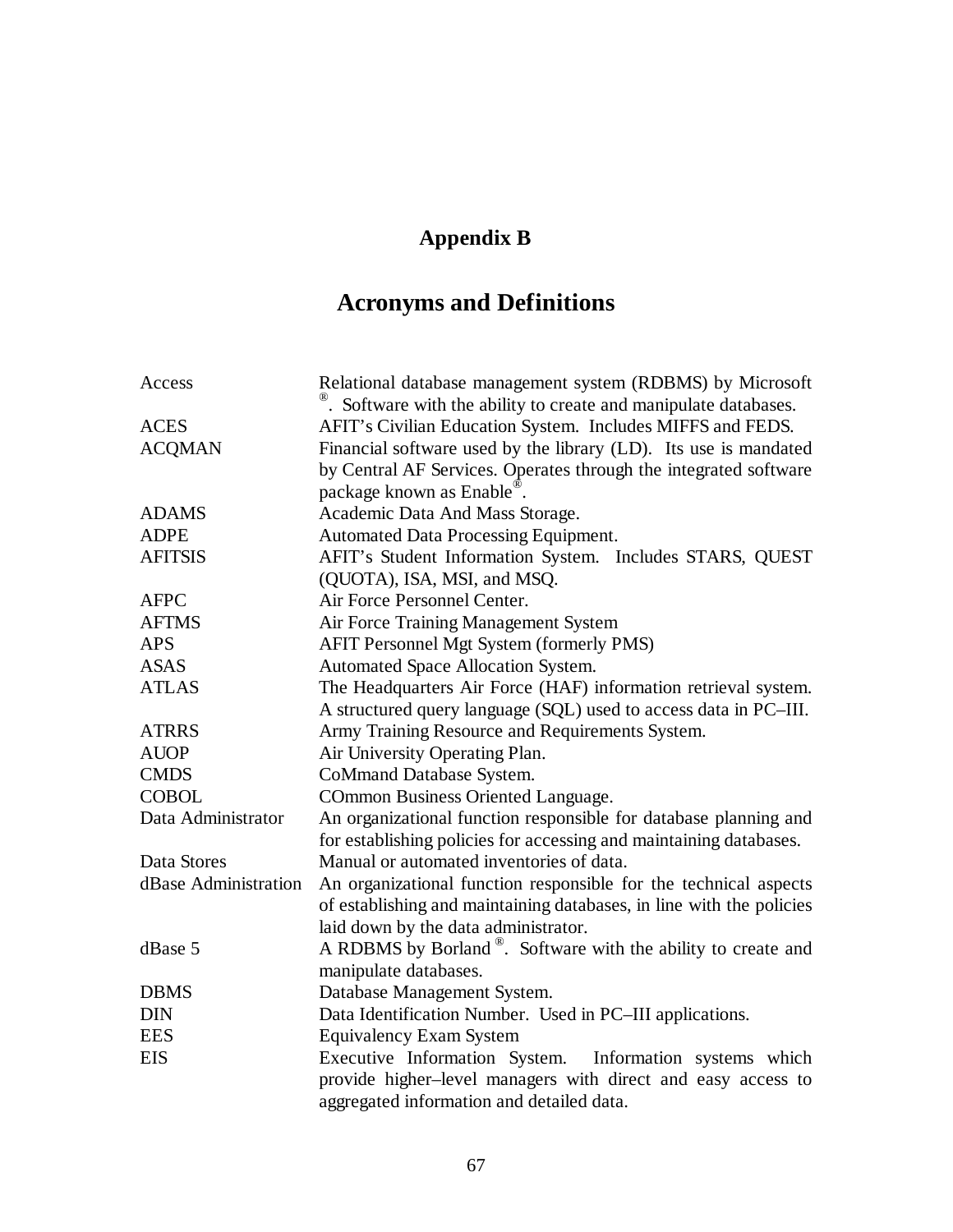# Appendix B

## Acronyms and Definitions

| | |
|---|---|
| Access | Relational database management system (RDBMS) by Microsoft ®. Software with the ability to create and manipulate databases. |
| ACES | AFIT's Civilian Education System. Includes MIFFS and FEDS. |
| ACQMAN | Financial software used by the library (LD). Its use is mandated by Central AF Services. Operates through the integrated software package known as Enable®. |
| ADAMS | Academic Data And Mass Storage. |
| ADPE | Automated Data Processing Equipment. |
| AFITSIS | AFIT's Student Information System. Includes STARS, QUEST (QUOTA), ISA, MSI, and MSQ. |
| AFPC | Air Force Personnel Center. |
| AFTMS | Air Force Training Management System |
| APS | AFIT Personnel Mgt System (formerly PMS) |
| ASAS | Automated Space Allocation System. |
| ATLAS | The Headquarters Air Force (HAF) information retrieval system. A structured query language (SQL) used to access data in PC–III. |
| ATRRS | Army Training Resource and Requirements System. |
| AUOP | Air University Operating Plan. |
| CMDS | CoMmand Database System. |
| COBOL | COmmon Business Oriented Language. |
| Data Administrator | An organizational function responsible for database planning and for establishing policies for accessing and maintaining databases. |
| Data Stores | Manual or automated inventories of data. |
| dBase Administration | An organizational function responsible for the technical aspects of establishing and maintaining databases, in line with the policies laid down by the data administrator. |
| dBase 5 | A RDBMS by Borland ®. Software with the ability to create and manipulate databases. |
| DBMS | Database Management System. |
| DIN | Data Identification Number. Used in PC–III applications. |
| EES | Equivalency Exam System |
| EIS | Executive Information System. Information systems which provide higher–level managers with direct and easy access to aggregated information and detailed data. |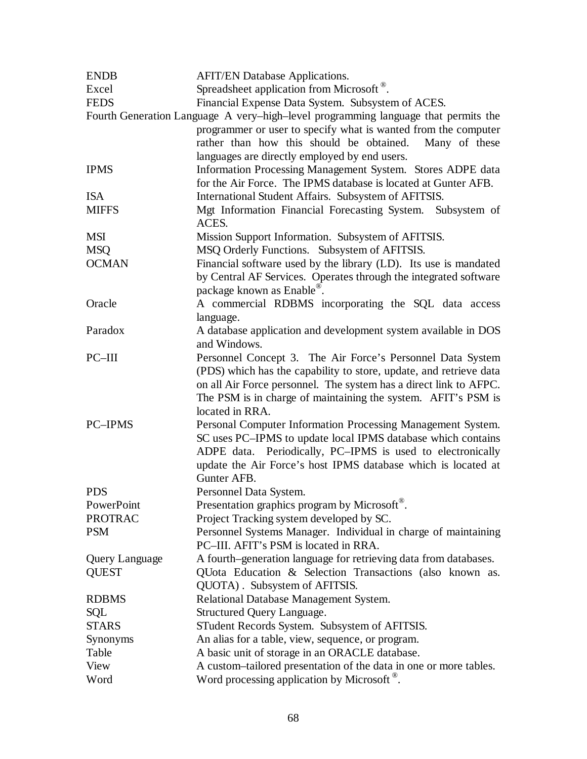| | |
|---|---|
| ENDB | AFIT/EN Database Applications. |
| Excel | Spreadsheet application from Microsoft ®. |
| FEDS | Financial Expense Data System. Subsystem of ACES. |
| Fourth Generation Language | A very–high–level programming language that permits the programmer or user to specify what is wanted from the computer rather than how this should be obtained. Many of these languages are directly employed by end users. |
| IPMS | Information Processing Management System. Stores ADPE data for the Air Force. The IPMS database is located at Gunter AFB. |
| ISA | International Student Affairs. Subsystem of AFITSIS. |
| MIFFS | Mgt Information Financial Forecasting System. Subsystem of ACES. |
| MSI | Mission Support Information. Subsystem of AFITSIS. |
| MSQ | MSQ Orderly Functions. Subsystem of AFITSIS. |
| OCMAN | Financial software used by the library (LD). Its use is mandated by Central AF Services. Operates through the integrated software package known as Enable®. |
| Oracle | A commercial RDBMS incorporating the SQL data access language. |
| Paradox | A database application and development system available in DOS and Windows. |
| PC–III | Personnel Concept 3. The Air Force's Personnel Data System (PDS) which has the capability to store, update, and retrieve data on all Air Force personnel. The system has a direct link to AFPC. The PSM is in charge of maintaining the system. AFIT's PSM is located in RRA. |
| PC–IPMS | Personal Computer Information Processing Management System. SC uses PC–IPMS to update local IPMS database which contains ADPE data. Periodically, PC–IPMS is used to electronically update the Air Force's host IPMS database which is located at Gunter AFB. |
| PDS | Personnel Data System. |
| PowerPoint | Presentation graphics program by Microsoft®. |
| PROTRAC | Project Tracking system developed by SC. |
| PSM | Personnel Systems Manager. Individual in charge of maintaining PC–III. AFIT's PSM is located in RRA. |
| Query Language | A fourth–generation language for retrieving data from databases. |
| QUEST | QUota Education & Selection Transactions (also known as. QUOTA) . Subsystem of AFITSIS. |
| RDBMS | Relational Database Management System. |
| SQL | Structured Query Language. |
| STARS | STudent Records System. Subsystem of AFITSIS. |
| Synonyms | An alias for a table, view, sequence, or program. |
| Table | A basic unit of storage in an ORACLE database. |
| View | A custom–tailored presentation of the data in one or more tables. |
| Word | Word processing application by Microsoft ®. |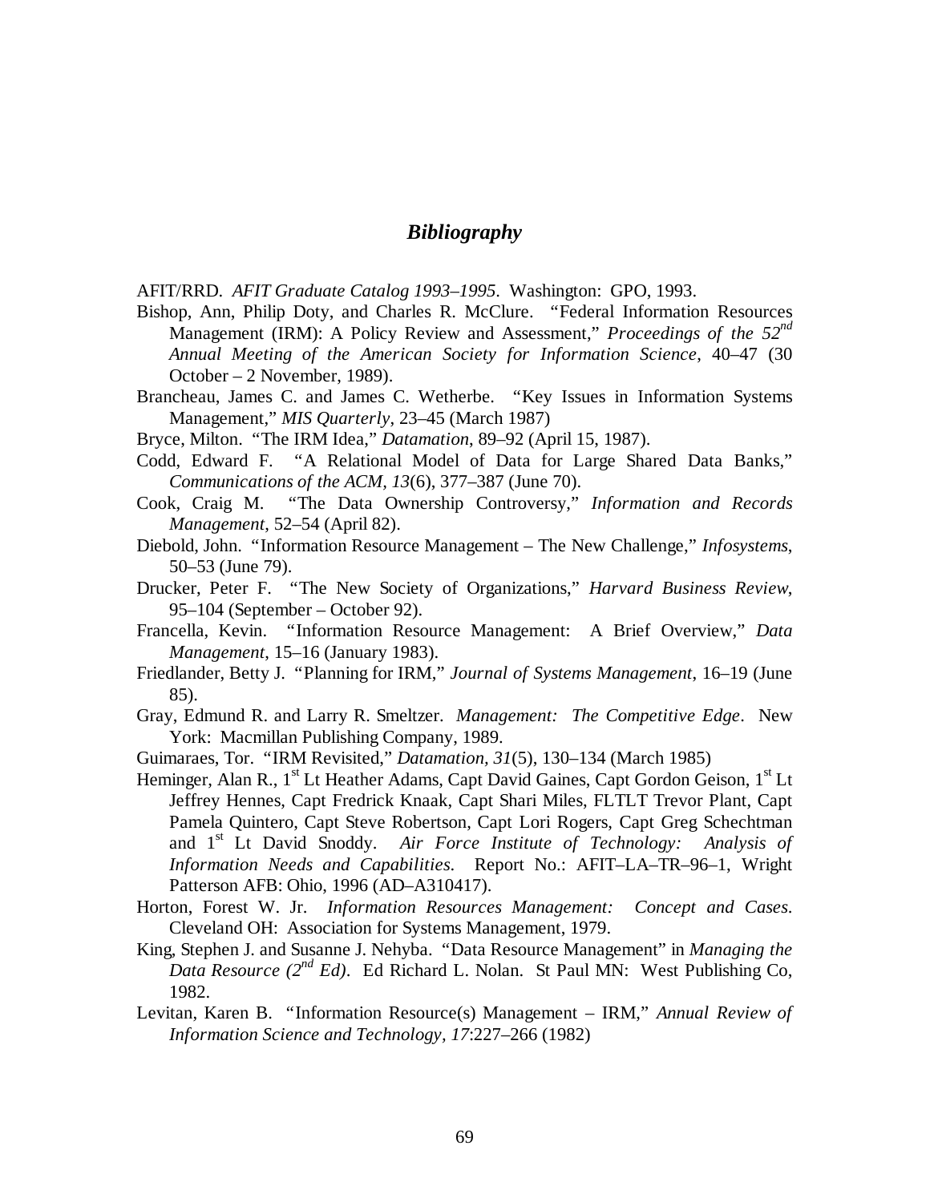# ***Bibliography***

AFIT/RRD. *AFIT Graduate Catalog 1993–1995*. Washington: GPO, 1993.

Bishop, Ann, Philip Doty, and Charles R. McClure. "Federal Information Resources Management (IRM): A Policy Review and Assessment," *Proceedings of the 52nd Annual Meeting of the American Society for Information Science*, 40–47 (30 October – 2 November, 1989).

Brancheau, James C. and James C. Wetherbe. "Key Issues in Information Systems Management," *MIS Quarterly*, 23–45 (March 1987)

Bryce, Milton. "The IRM Idea," *Datamation*, 89–92 (April 15, 1987).

Codd, Edward F. "A Relational Model of Data for Large Shared Data Banks," *Communications of the ACM, 13*(6), 377–387 (June 70).

Cook, Craig M. "The Data Ownership Controversy," *Information and Records Management*, 52–54 (April 82).

Diebold, John. "Information Resource Management – The New Challenge," *Infosystems*, 50–53 (June 79).

Drucker, Peter F. "The New Society of Organizations," *Harvard Business Review*, 95–104 (September – October 92).

Francella, Kevin. "Information Resource Management: A Brief Overview," *Data Management*, 15–16 (January 1983).

Friedlander, Betty J. "Planning for IRM," *Journal of Systems Management*, 16–19 (June 85).

Gray, Edmund R. and Larry R. Smeltzer. *Management: The Competitive Edge*. New York: Macmillan Publishing Company, 1989.

Guimaraes, Tor. "IRM Revisited," *Datamation, 31*(5), 130–134 (March 1985)

Heminger, Alan R., 1st Lt Heather Adams, Capt David Gaines, Capt Gordon Geison, 1st Lt Jeffrey Hennes, Capt Fredrick Knaak, Capt Shari Miles, FLTLT Trevor Plant, Capt Pamela Quintero, Capt Steve Robertson, Capt Lori Rogers, Capt Greg Schechtman and 1st Lt David Snoddy. *Air Force Institute of Technology: Analysis of Information Needs and Capabilities*. Report No.: AFIT–LA–TR–96–1, Wright Patterson AFB: Ohio, 1996 (AD–A310417).

Horton, Forest W. Jr. *Information Resources Management: Concept and Cases*. Cleveland OH: Association for Systems Management, 1979.

King, Stephen J. and Susanne J. Nehyba. "Data Resource Management" in *Managing the Data Resource (2nd Ed)*. Ed Richard L. Nolan. St Paul MN: West Publishing Co, 1982.

Levitan, Karen B. "Information Resource(s) Management – IRM," *Annual Review of Information Science and Technology, 17*:227–266 (1982)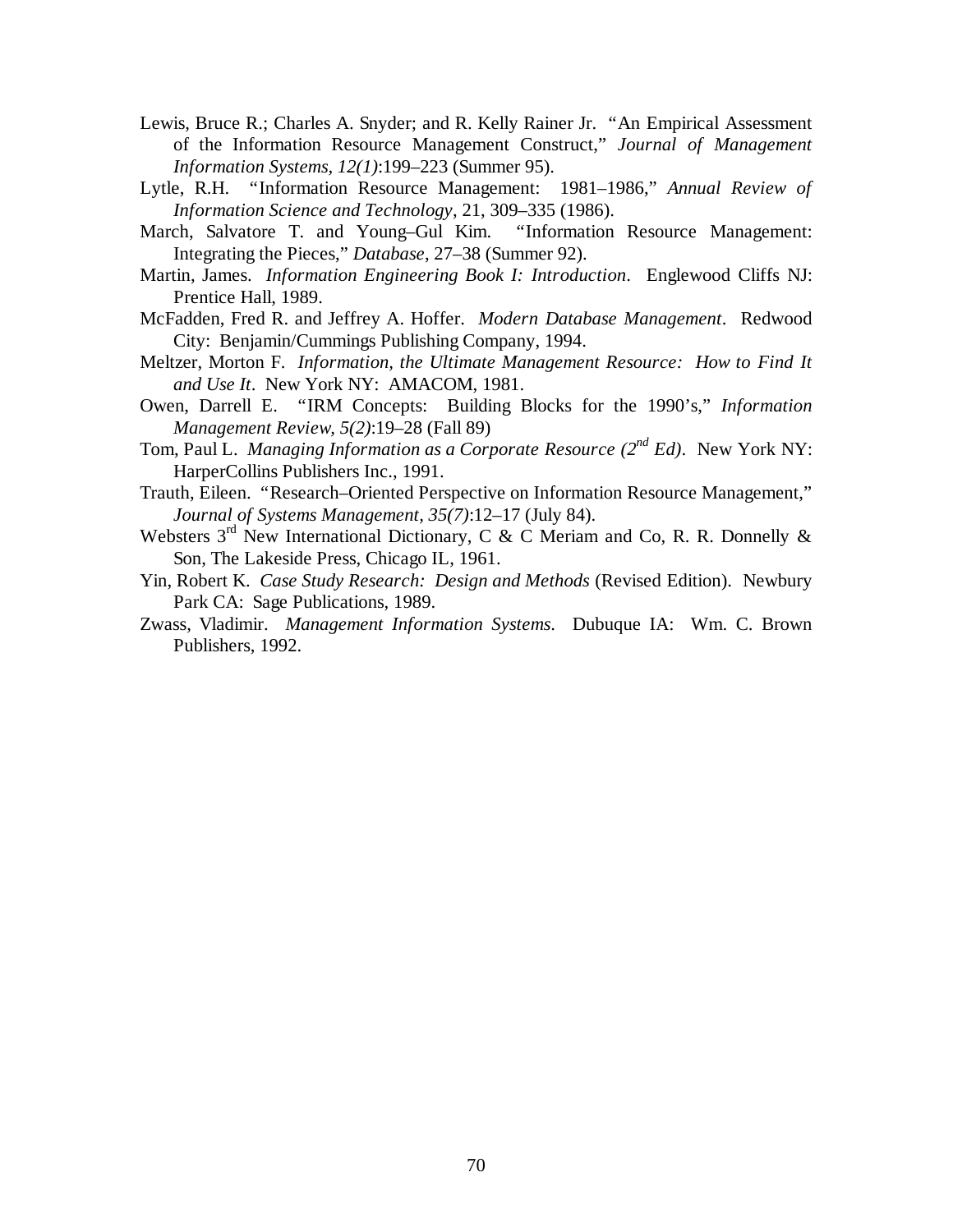Lewis, Bruce R.; Charles A. Snyder; and R. Kelly Rainer Jr. "An Empirical Assessment of the Information Resource Management Construct," *Journal of Management Information Systems, 12(1)*:199–223 (Summer 95).

Lytle, R.H. "Information Resource Management: 1981–1986," *Annual Review of Information Science and Technology*, 21, 309–335 (1986).

March, Salvatore T. and Young–Gul Kim. "Information Resource Management: Integrating the Pieces," *Database*, 27–38 (Summer 92).

Martin, James. *Information Engineering Book I: Introduction*. Englewood Cliffs NJ: Prentice Hall, 1989.

McFadden, Fred R. and Jeffrey A. Hoffer. *Modern Database Management*. Redwood City: Benjamin/Cummings Publishing Company, 1994.

Meltzer, Morton F. *Information, the Ultimate Management Resource: How to Find It and Use It*. New York NY: AMACOM, 1981.

Owen, Darrell E. "IRM Concepts: Building Blocks for the 1990's," *Information Management Review, 5(2)*:19–28 (Fall 89)

Tom, Paul L. *Managing Information as a Corporate Resource (2nd Ed)*. New York NY: HarperCollins Publishers Inc., 1991.

Trauth, Eileen. "Research–Oriented Perspective on Information Resource Management," *Journal of Systems Management, 35(7)*:12–17 (July 84).

Websters 3rd New International Dictionary, C & C Meriam and Co, R. R. Donnelly & Son, The Lakeside Press, Chicago IL, 1961.

Yin, Robert K. *Case Study Research: Design and Methods* (Revised Edition). Newbury Park CA: Sage Publications, 1989.

Zwass, Vladimir. *Management Information Systems*. Dubuque IA: Wm. C. Brown Publishers, 1992.